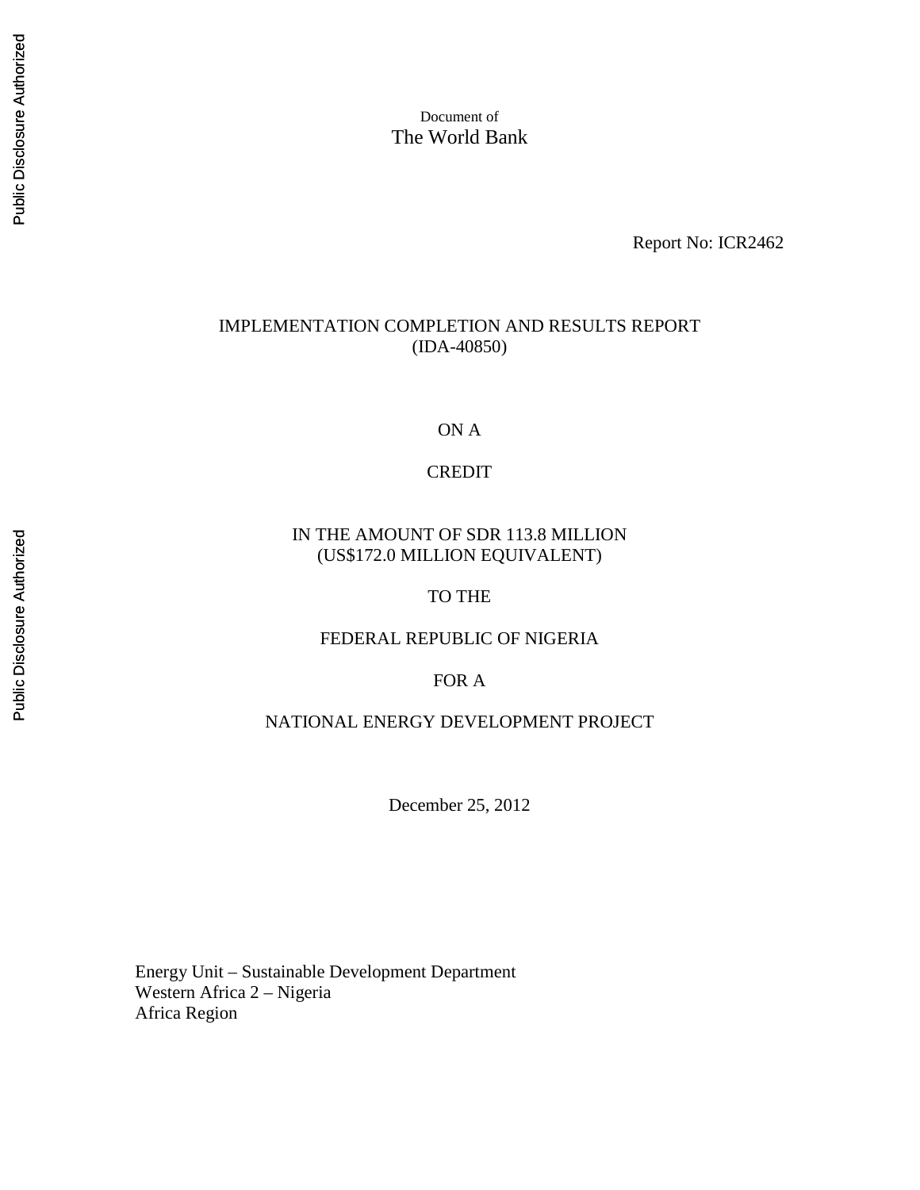Document of
The World Bank

Report No: ICR2462

IMPLEMENTATION COMPLETION AND RESULTS REPORT
(IDA-40850)

ON A

CREDIT

IN THE AMOUNT OF SDR 113.8 MILLION
(US$172.0 MILLION EQUIVALENT)

TO THE

FEDERAL REPUBLIC OF NIGERIA

FOR A

NATIONAL ENERGY DEVELOPMENT PROJECT

December 25, 2012

Energy Unit – Sustainable Development Department
Western Africa 2 – Nigeria
Africa Region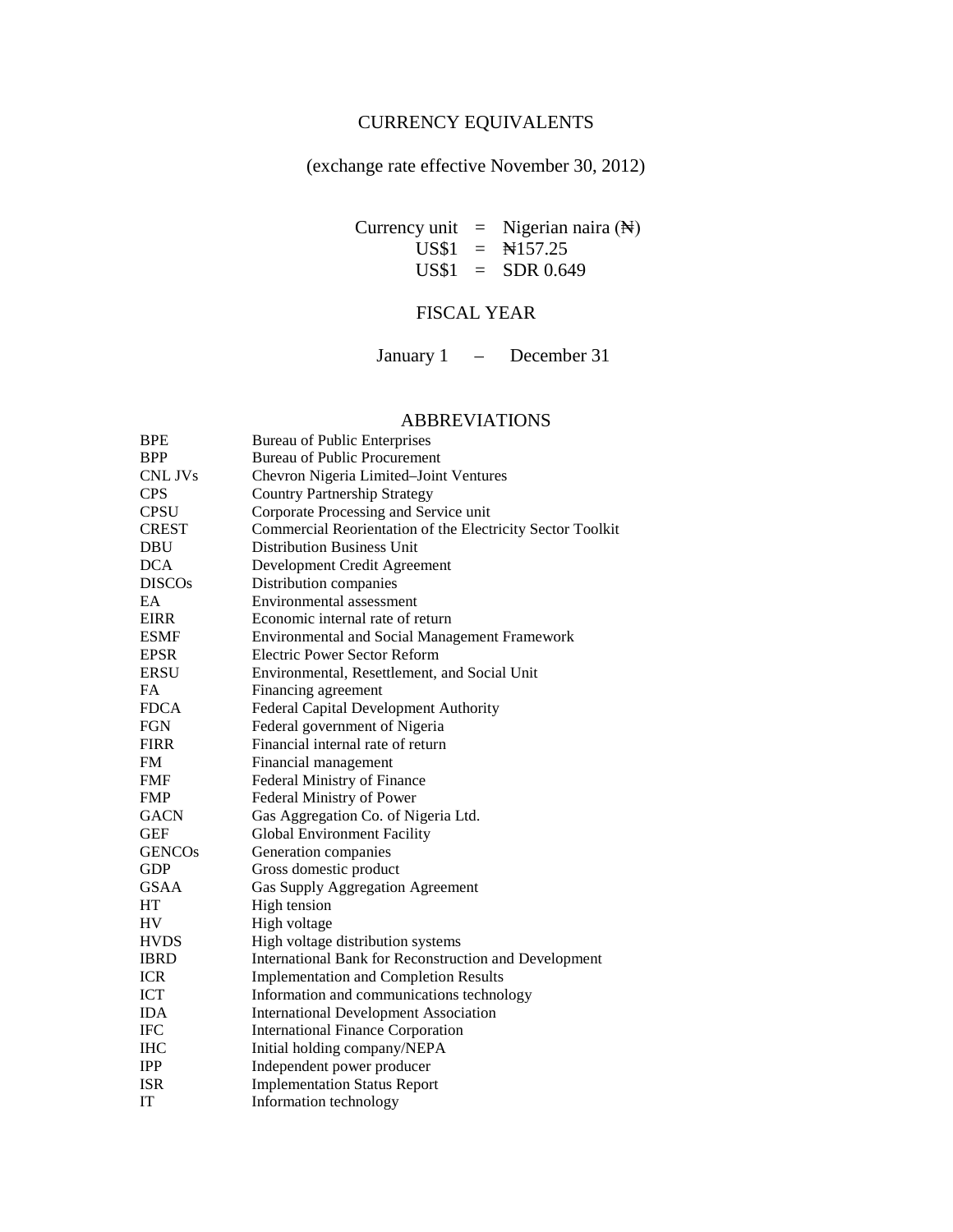## CURRENCY EQUIVALENTS

(exchange rate effective November 30, 2012)

Currency unit = Nigerian naira (₦)
US$1 = ₦157.25
US$1 = SDR 0.649

## FISCAL YEAR

January 1 – December 31

## ABBREVIATIONS

| | |
|---|---|
| BPE | Bureau of Public Enterprises |
| BPP | Bureau of Public Procurement |
| CNL JVs | Chevron Nigeria Limited–Joint Ventures |
| CPS | Country Partnership Strategy |
| CPSU | Corporate Processing and Service unit |
| CREST | Commercial Reorientation of the Electricity Sector Toolkit |
| DBU | Distribution Business Unit |
| DCA | Development Credit Agreement |
| DISCOs | Distribution companies |
| EA | Environmental assessment |
| EIRR | Economic internal rate of return |
| ESMF | Environmental and Social Management Framework |
| EPSR | Electric Power Sector Reform |
| ERSU | Environmental, Resettlement, and Social Unit |
| FA | Financing agreement |
| FDCA | Federal Capital Development Authority |
| FGN | Federal government of Nigeria |
| FIRR | Financial internal rate of return |
| FM | Financial management |
| FMF | Federal Ministry of Finance |
| FMP | Federal Ministry of Power |
| GACN | Gas Aggregation Co. of Nigeria Ltd. |
| GEF | Global Environment Facility |
| GENCOs | Generation companies |
| GDP | Gross domestic product |
| GSAA | Gas Supply Aggregation Agreement |
| HT | High tension |
| HV | High voltage |
| HVDS | High voltage distribution systems |
| IBRD | International Bank for Reconstruction and Development |
| ICR | Implementation and Completion Results |
| ICT | Information and communications technology |
| IDA | International Development Association |
| IFC | International Finance Corporation |
| IHC | Initial holding company/NEPA |
| IPP | Independent power producer |
| ISR | Implementation Status Report |
| IT | Information technology |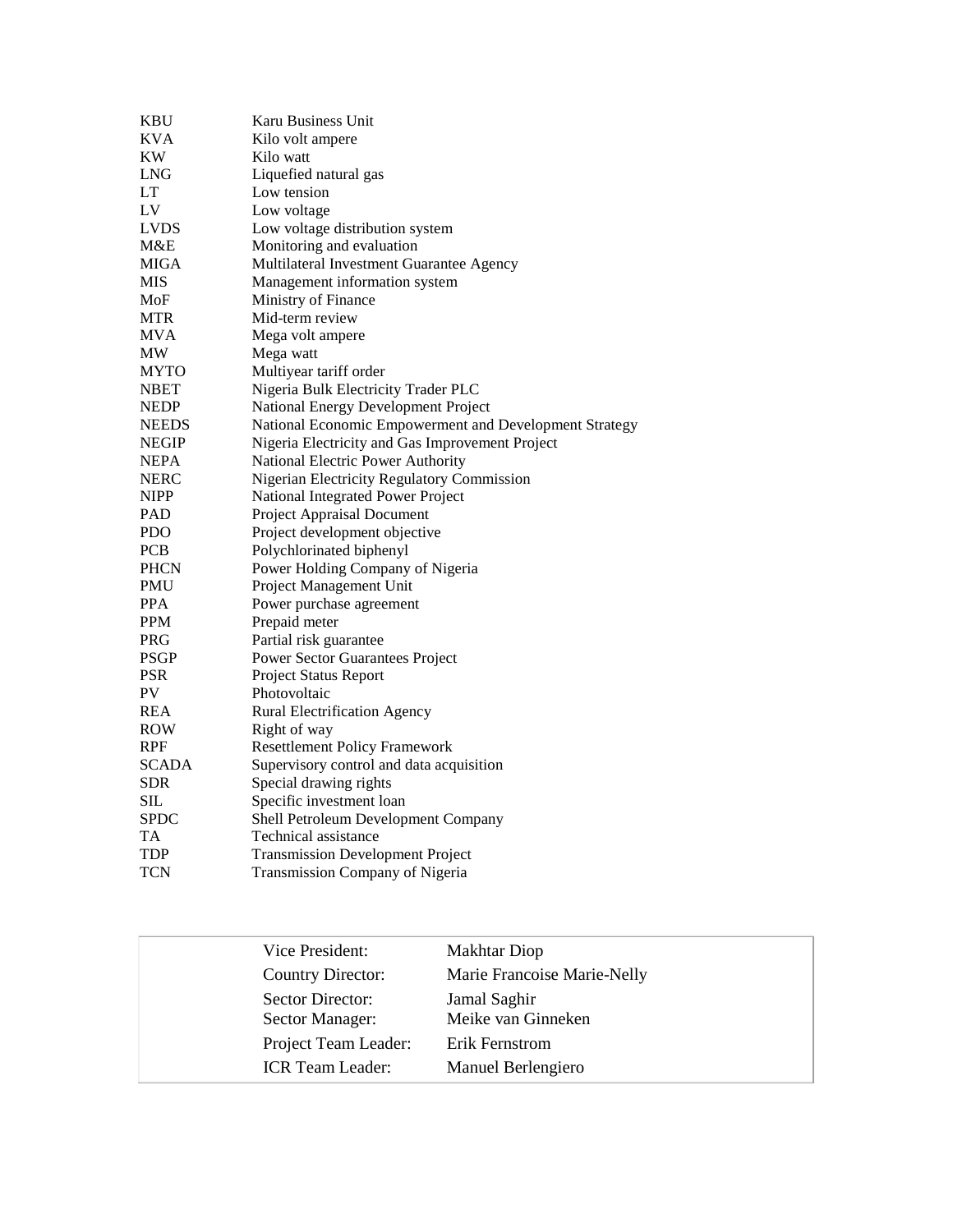| | |
|---|---|
| KBU | Karu Business Unit |
| KVA | Kilo volt ampere |
| KW | Kilo watt |
| LNG | Liquefied natural gas |
| LT | Low tension |
| LV | Low voltage |
| LVDS | Low voltage distribution system |
| M&E | Monitoring and evaluation |
| MIGA | Multilateral Investment Guarantee Agency |
| MIS | Management information system |
| MoF | Ministry of Finance |
| MTR | Mid-term review |
| MVA | Mega volt ampere |
| MW | Mega watt |
| MYTO | Multiyear tariff order |
| NBET | Nigeria Bulk Electricity Trader PLC |
| NEDP | National Energy Development Project |
| NEEDS | National Economic Empowerment and Development Strategy |
| NEGIP | Nigeria Electricity and Gas Improvement Project |
| NEPA | National Electric Power Authority |
| NERC | Nigerian Electricity Regulatory Commission |
| NIPP | National Integrated Power Project |
| PAD | Project Appraisal Document |
| PDO | Project development objective |
| PCB | Polychlorinated biphenyl |
| PHCN | Power Holding Company of Nigeria |
| PMU | Project Management Unit |
| PPA | Power purchase agreement |
| PPM | Prepaid meter |
| PRG | Partial risk guarantee |
| PSGP | Power Sector Guarantees Project |
| PSR | Project Status Report |
| PV | Photovoltaic |
| REA | Rural Electrification Agency |
| ROW | Right of way |
| RPF | Resettlement Policy Framework |
| SCADA | Supervisory control and data acquisition |
| SDR | Special drawing rights |
| SIL | Specific investment loan |
| SPDC | Shell Petroleum Development Company |
| TA | Technical assistance |
| TDP | Transmission Development Project |
| TCN | Transmission Company of Nigeria |

| | |
|---|---|
| Vice President: | Makhtar Diop |
| Country Director: | Marie Francoise Marie-Nelly |
| Sector Director: | Jamal Saghir |
| Sector Manager: | Meike van Ginneken |
| Project Team Leader: | Erik Fernstrom |
| ICR Team Leader: | Manuel Berlengiero |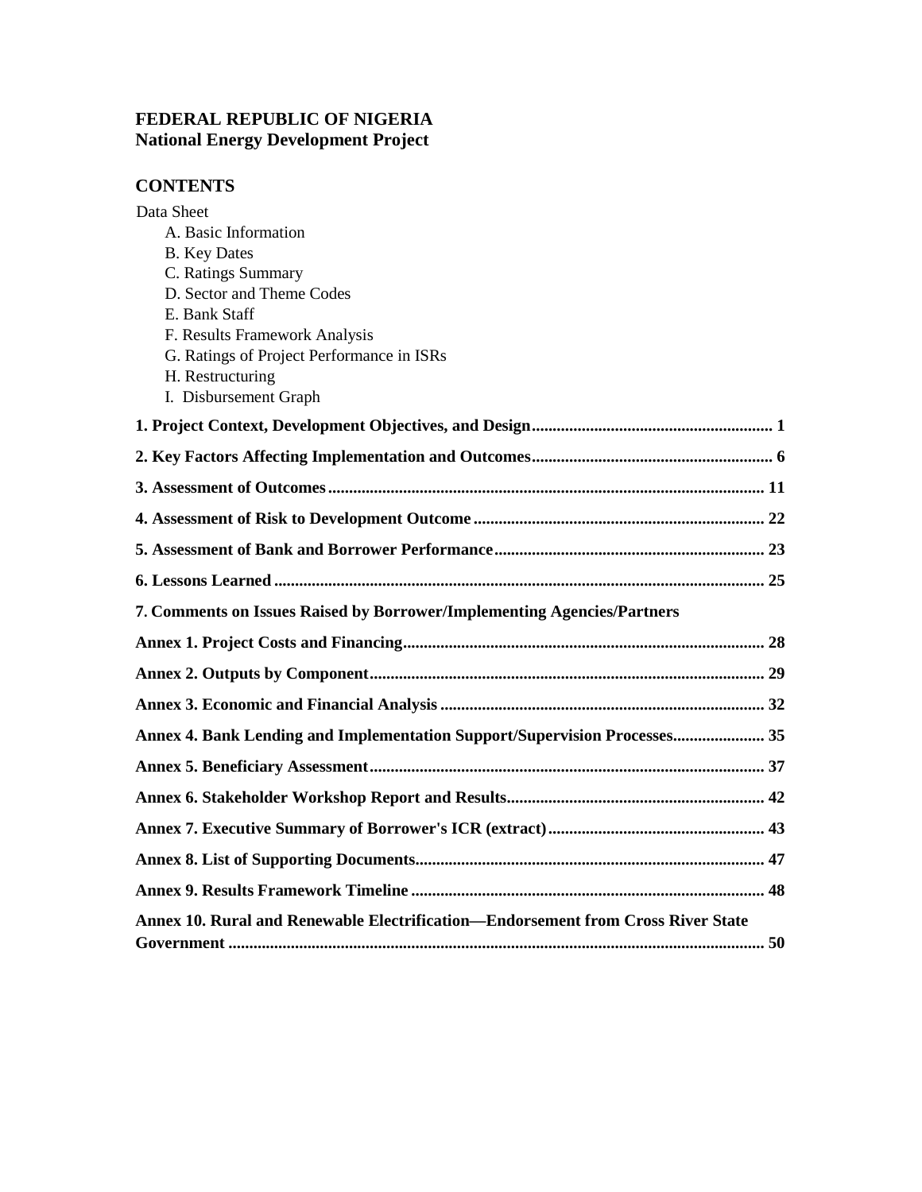**FEDERAL REPUBLIC OF NIGERIA**
**National Energy Development Project**

## CONTENTS

Data Sheet

- A. Basic Information
- B. Key Dates
- C. Ratings Summary
- D. Sector and Theme Codes
- E. Bank Staff
- F. Results Framework Analysis
- G. Ratings of Project Performance in ISRs
- H. Restructuring
- I. Disbursement Graph

**1. Project Context, Development Objectives, and Design ........................................................ 1**

**2. Key Factors Affecting Implementation and Outcomes ........................................................ 6**

**3. Assessment of Outcomes ........................................................................................................ 11**

**4. Assessment of Risk to Development Outcome ..................................................................... 22**

**5. Assessment of Bank and Borrower Performance ................................................................ 23**

**6. Lessons Learned ..................................................................................................................... 25**

**7. Comments on Issues Raised by Borrower/Implementing Agencies/Partners**

**Annex 1. Project Costs and Financing ...................................................................................... 28**

**Annex 2. Outputs by Component .............................................................................................. 29**

**Annex 3. Economic and Financial Analysis ............................................................................. 32**

**Annex 4. Bank Lending and Implementation Support/Supervision Processes ...................... 35**

**Annex 5. Beneficiary Assessment .............................................................................................. 37**

**Annex 6. Stakeholder Workshop Report and Results ............................................................. 42**

**Annex 7. Executive Summary of Borrower's ICR (extract) .................................................... 43**

**Annex 8. List of Supporting Documents ................................................................................... 47**

**Annex 9. Results Framework Timeline .................................................................................... 48**

**Annex 10. Rural and Renewable Electrification—Endorsement from Cross River State Government ................................................................................................................................ 50**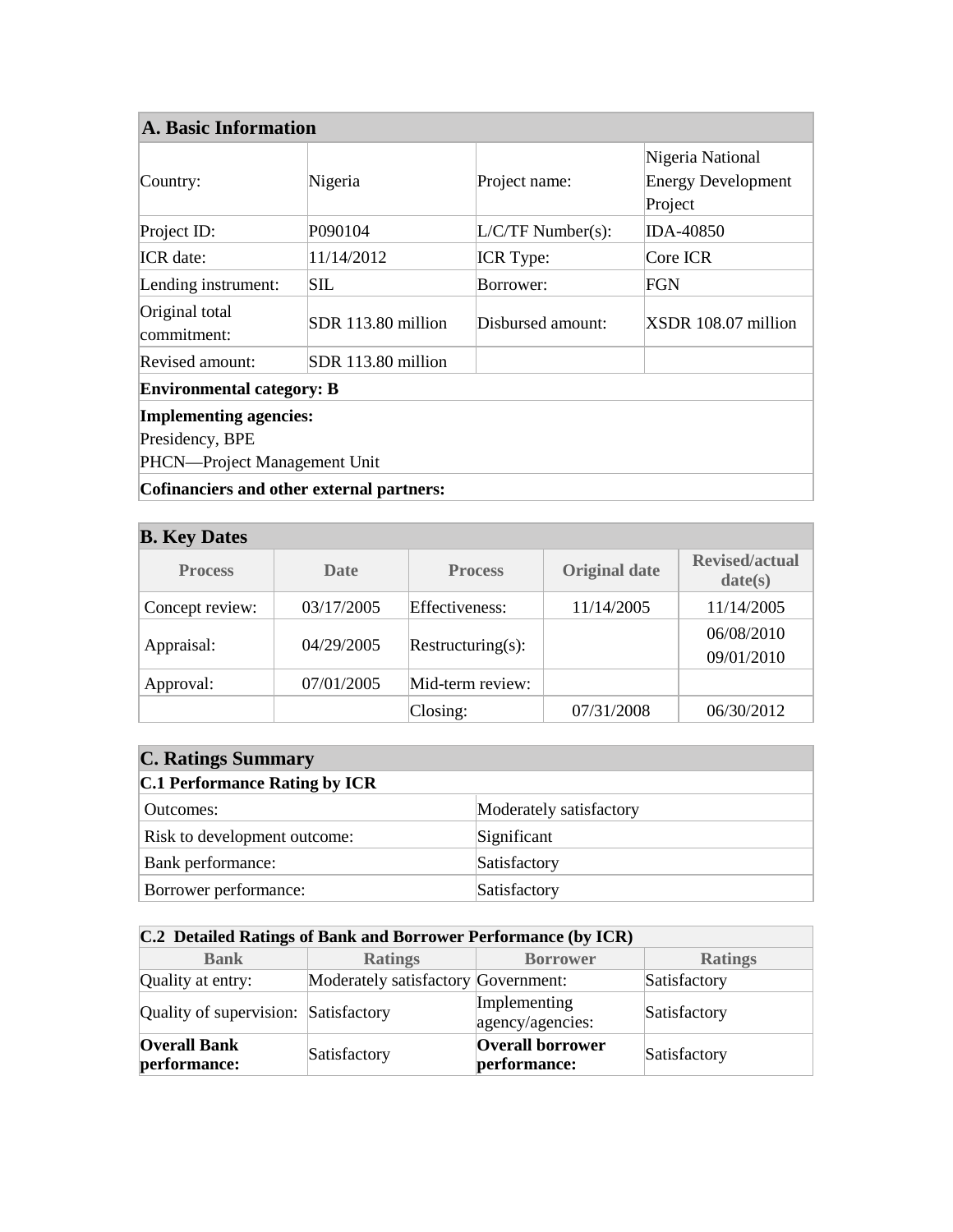| A. Basic Information | | | |
|---|---|---|---|
| Country: | Nigeria | Project name: | Nigeria National Energy Development Project |
| Project ID: | P090104 | L/C/TF Number(s): | IDA-40850 |
| ICR date: | 11/14/2012 | ICR Type: | Core ICR |
| Lending instrument: | SIL | Borrower: | FGN |
| Original total commitment: | SDR 113.80 million | Disbursed amount: | XSDR 108.07 million |
| Revised amount: | SDR 113.80 million | | |
| **Environmental category: B** | | | |
| **Implementing agencies:**<br>Presidency, BPE<br>PHCN—Project Management Unit | | | |
| **Cofinanciers and other external partners:** | | | |

| B. Key Dates | | | | |
|---|---|---|---|---|
| **Process** | **Date** | **Process** | **Original date** | **Revised/actual date(s)** |
| Concept review: | 03/17/2005 | Effectiveness: | 11/14/2005 | 11/14/2005 |
| Appraisal: | 04/29/2005 | Restructuring(s): | | 06/08/2010<br>09/01/2010 |
| Approval: | 07/01/2005 | Mid-term review: | | |
| | | Closing: | 07/31/2008 | 06/30/2012 |

| C. Ratings Summary | |
|---|---|
| **C.1 Performance Rating by ICR** | |
| Outcomes: | Moderately satisfactory |
| Risk to development outcome: | Significant |
| Bank performance: | Satisfactory |
| Borrower performance: | Satisfactory |

| C.2 Detailed Ratings of Bank and Borrower Performance (by ICR) | | | |
|---|---|---|---|
| **Bank** | **Ratings** | **Borrower** | **Ratings** |
| Quality at entry: | Moderately satisfactory | Government: | Satisfactory |
| Quality of supervision: | Satisfactory | Implementing agency/agencies: | Satisfactory |
| **Overall Bank performance:** | Satisfactory | **Overall borrower performance:** | Satisfactory |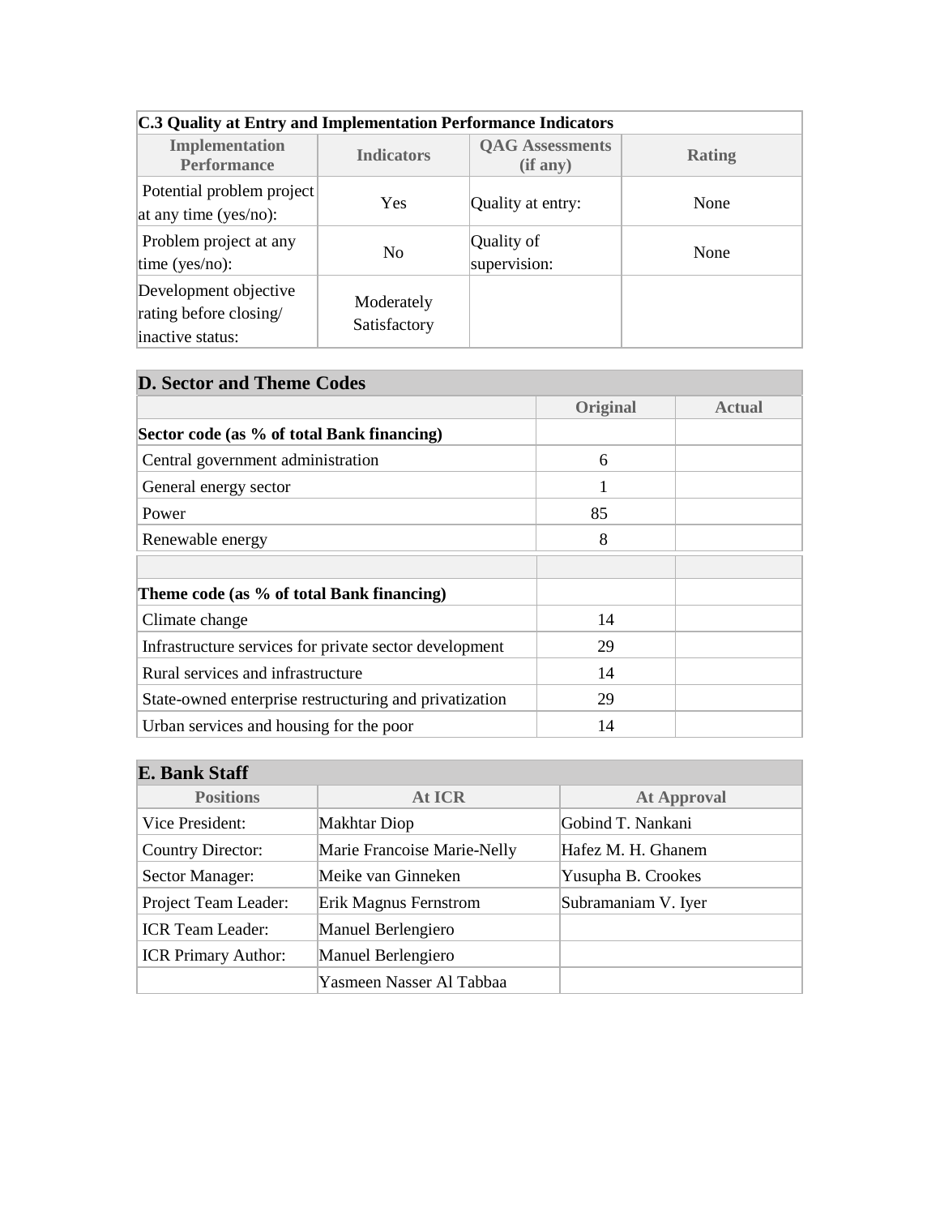**C.3 Quality at Entry and Implementation Performance Indicators**

| Implementation Performance | Indicators | QAG Assessments (if any) | Rating |
|---|---|---|---|
| Potential problem project at any time (yes/no): | Yes | Quality at entry: | None |
| Problem project at any time (yes/no): | No | Quality of supervision: | None |
| Development objective rating before closing/ inactive status: | Moderately Satisfactory | | |

## D. Sector and Theme Codes

| | Original | Actual |
|---|---|---|
| **Sector code (as % of total Bank financing)** | | |
| Central government administration | 6 | |
| General energy sector | 1 | |
| Power | 85 | |
| Renewable energy | 8 | |
| | | |
| **Theme code (as % of total Bank financing)** | | |
| Climate change | 14 | |
| Infrastructure services for private sector development | 29 | |
| Rural services and infrastructure | 14 | |
| State-owned enterprise restructuring and privatization | 29 | |
| Urban services and housing for the poor | 14 | |

## E. Bank Staff

| Positions | At ICR | At Approval |
|---|---|---|
| Vice President: | Makhtar Diop | Gobind T. Nankani |
| Country Director: | Marie Francoise Marie-Nelly | Hafez M. H. Ghanem |
| Sector Manager: | Meike van Ginneken | Yusupha B. Crookes |
| Project Team Leader: | Erik Magnus Fernstrom | Subramaniam V. Iyer |
| ICR Team Leader: | Manuel Berlengiero | |
| ICR Primary Author: | Manuel Berlengiero | |
| | Yasmeen Nasser Al Tabbaa | |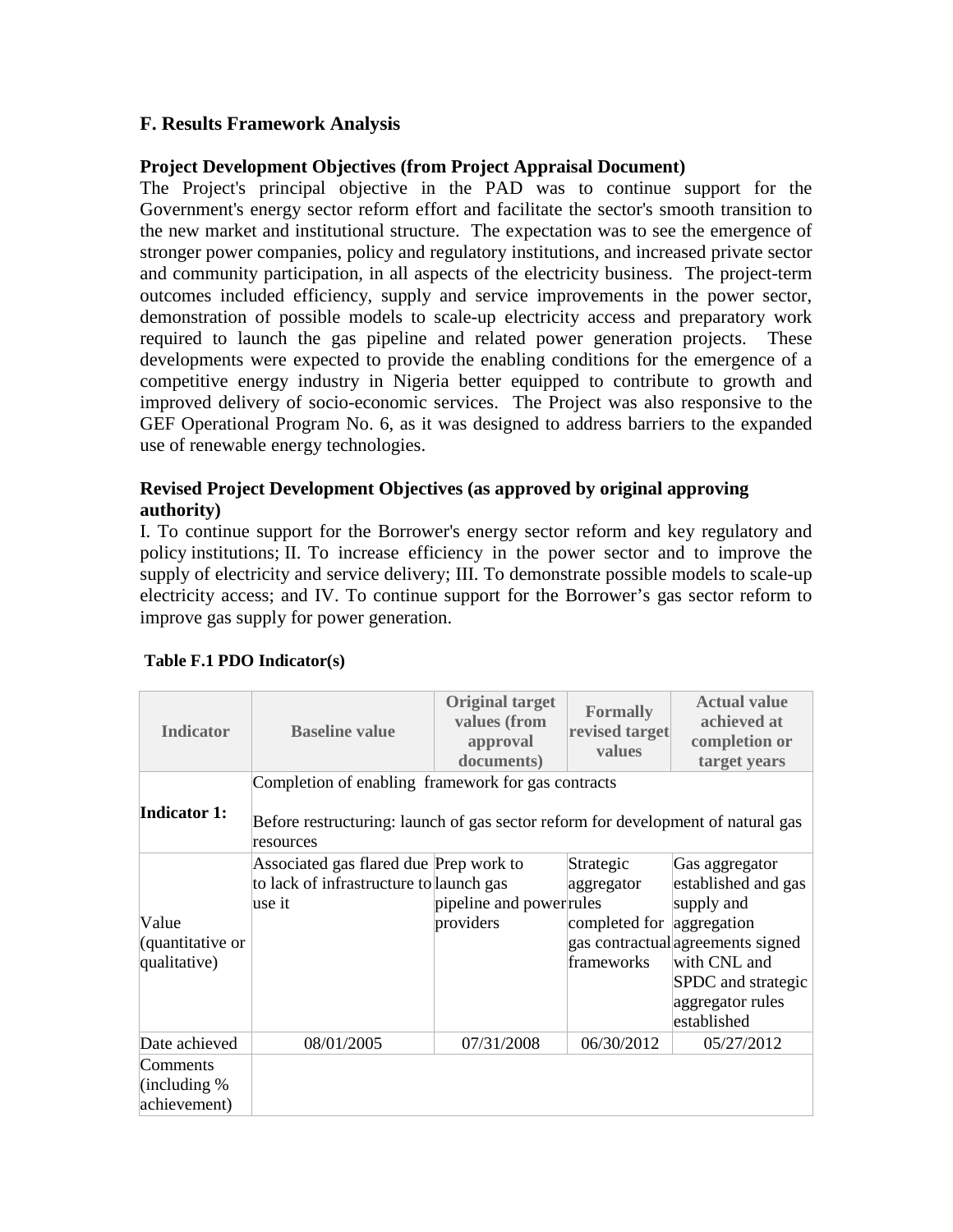## F. Results Framework Analysis

### Project Development Objectives (from Project Appraisal Document)

The Project's principal objective in the PAD was to continue support for the Government's energy sector reform effort and facilitate the sector's smooth transition to the new market and institutional structure. The expectation was to see the emergence of stronger power companies, policy and regulatory institutions, and increased private sector and community participation, in all aspects of the electricity business. The project-term outcomes included efficiency, supply and service improvements in the power sector, demonstration of possible models to scale-up electricity access and preparatory work required to launch the gas pipeline and related power generation projects. These developments were expected to provide the enabling conditions for the emergence of a competitive energy industry in Nigeria better equipped to contribute to growth and improved delivery of socio-economic services. The Project was also responsive to the GEF Operational Program No. 6, as it was designed to address barriers to the expanded use of renewable energy technologies.

### Revised Project Development Objectives (as approved by original approving authority)

I. To continue support for the Borrower's energy sector reform and key regulatory and policy institutions; II. To increase efficiency in the power sector and to improve the supply of electricity and service delivery; III. To demonstrate possible models to scale-up electricity access; and IV. To continue support for the Borrower's gas sector reform to improve gas supply for power generation.

**Table F.1 PDO Indicator(s)**

| Indicator | Baseline value | Original target values (from approval documents) | Formally revised target values | Actual value achieved at completion or target years |
|---|---|---|---|---|
| **Indicator 1:** | Completion of enabling framework for gas contracts<br><br>Before restructuring: launch of gas sector reform for development of natural gas resources | | | |
| Value (quantitative or qualitative) | Associated gas flared due to lack of infrastructure to use it | Prep work to launch gas pipeline and power providers | Strategic aggregator rules completed for gas contractual frameworks | Gas aggregator established and gas supply and aggregation agreements signed with CNL and SPDC and strategic aggregator rules established |
| Date achieved | 08/01/2005 | 07/31/2008 | 06/30/2012 | 05/27/2012 |
| Comments (including % achievement) | | | | |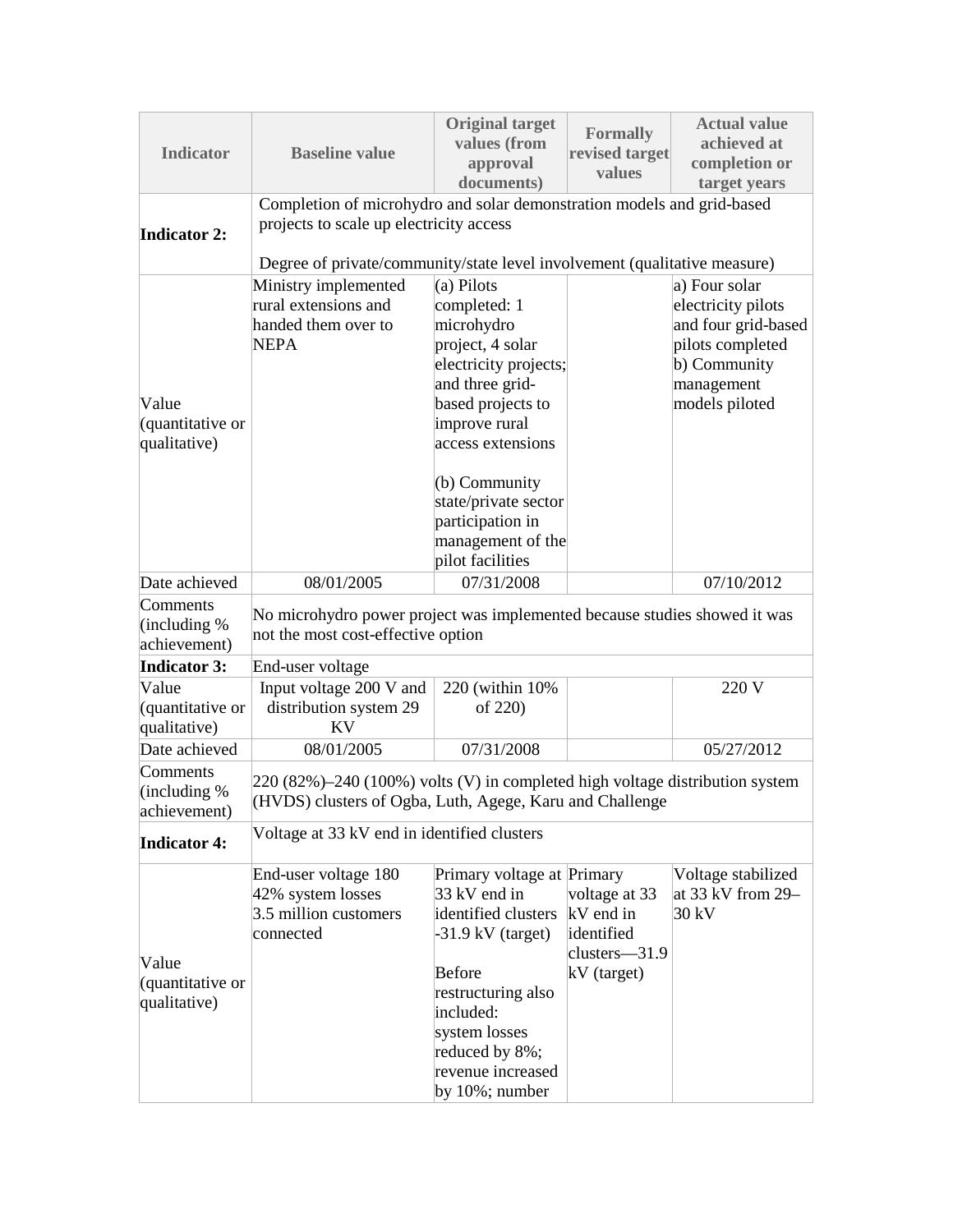| Indicator | Baseline value | Original target values (from approval documents) | Formally revised target values | Actual value achieved at completion or target years |
|---|---|---|---|---|
| **Indicator 2:** | Completion of microhydro and solar demonstration models and grid-based projects to scale up electricity access<br><br>Degree of private/community/state level involvement (qualitative measure) | | | |
| Value (quantitative or qualitative) | Ministry implemented rural extensions and handed them over to NEPA | (a) Pilots completed: 1 microhydro project, 4 solar electricity projects; and three grid-based projects to improve rural access extensions<br><br>(b) Community state/private sector participation in management of the pilot facilities | | a) Four solar electricity pilots and four grid-based pilots completed<br>b) Community management models piloted |
| Date achieved | 08/01/2005 | 07/31/2008 | | 07/10/2012 |
| Comments (including % achievement) | No microhydro power project was implemented because studies showed it was not the most cost-effective option | | | |
| **Indicator 3:** | End-user voltage | | | |
| Value (quantitative or qualitative) | Input voltage 200 V and distribution system 29 KV | 220 (within 10% of 220) | | 220 V |
| Date achieved | 08/01/2005 | 07/31/2008 | | 05/27/2012 |
| Comments (including % achievement) | 220 (82%)–240 (100%) volts (V) in completed high voltage distribution system (HVDS) clusters of Ogba, Luth, Agege, Karu and Challenge | | | |
| **Indicator 4:** | Voltage at 33 kV end in identified clusters | | | |
| Value (quantitative or qualitative) | End-user voltage 180<br>42% system losses<br>3.5 million customers connected | Primary voltage at 33 kV end in identified clusters -31.9 kV (target)<br><br>Before restructuring also included:<br>system losses reduced by 8%;<br>revenue increased by 10%; number | Primary voltage at 33 kV end in identified clusters—31.9 kV (target) | Voltage stabilized at 33 kV from 29–30 kV |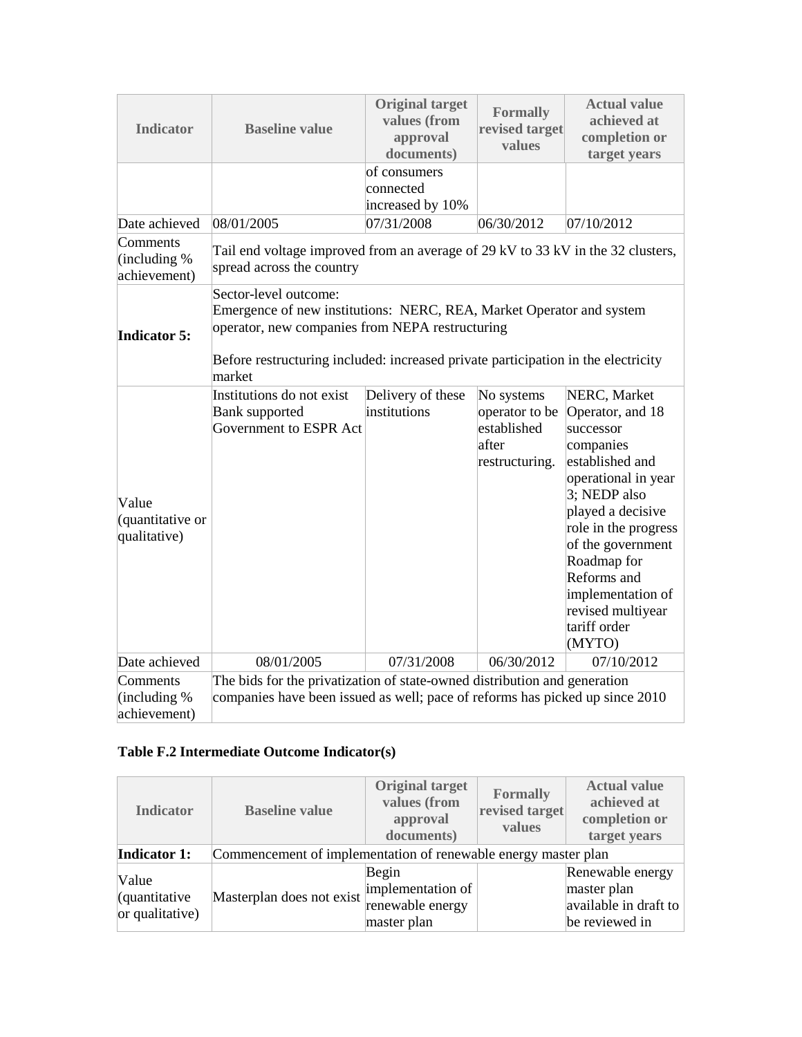| Indicator | Baseline value | Original target values (from approval documents) | Formally revised target values | Actual value achieved at completion or target years |
|---|---|---|---|---|
| | | of consumers connected increased by 10% | | |
| Date achieved | 08/01/2005 | 07/31/2008 | 06/30/2012 | 07/10/2012 |
| Comments (including % achievement) | Tail end voltage improved from an average of 29 kV to 33 kV in the 32 clusters, spread across the country | | | |
| **Indicator 5:** | Sector-level outcome:<br>Emergence of new institutions: NERC, REA, Market Operator and system operator, new companies from NEPA restructuring<br><br>Before restructuring included: increased private participation in the electricity market | | | |
| Value (quantitative or qualitative) | Institutions do not exist Bank supported Government to ESPR Act | Delivery of these institutions | No systems operator to be established after restructuring. | NERC, Market Operator, and 18 successor companies established and operational in year 3; NEDP also played a decisive role in the progress of the government Roadmap for Reforms and implementation of revised multiyear tariff order (MYTO) |
| Date achieved | 08/01/2005 | 07/31/2008 | 06/30/2012 | 07/10/2012 |
| Comments (including % achievement) | The bids for the privatization of state-owned distribution and generation companies have been issued as well; pace of reforms has picked up since 2010 | | | |

**Table F.2 Intermediate Outcome Indicator(s)**

| Indicator | Baseline value | Original target values (from approval documents) | Formally revised target values | Actual value achieved at completion or target years |
|---|---|---|---|---|
| **Indicator 1:** | Commencement of implementation of renewable energy master plan | | | |
| Value (quantitative or qualitative) | Masterplan does not exist | Begin implementation of renewable energy master plan | | Renewable energy master plan available in draft to be reviewed in |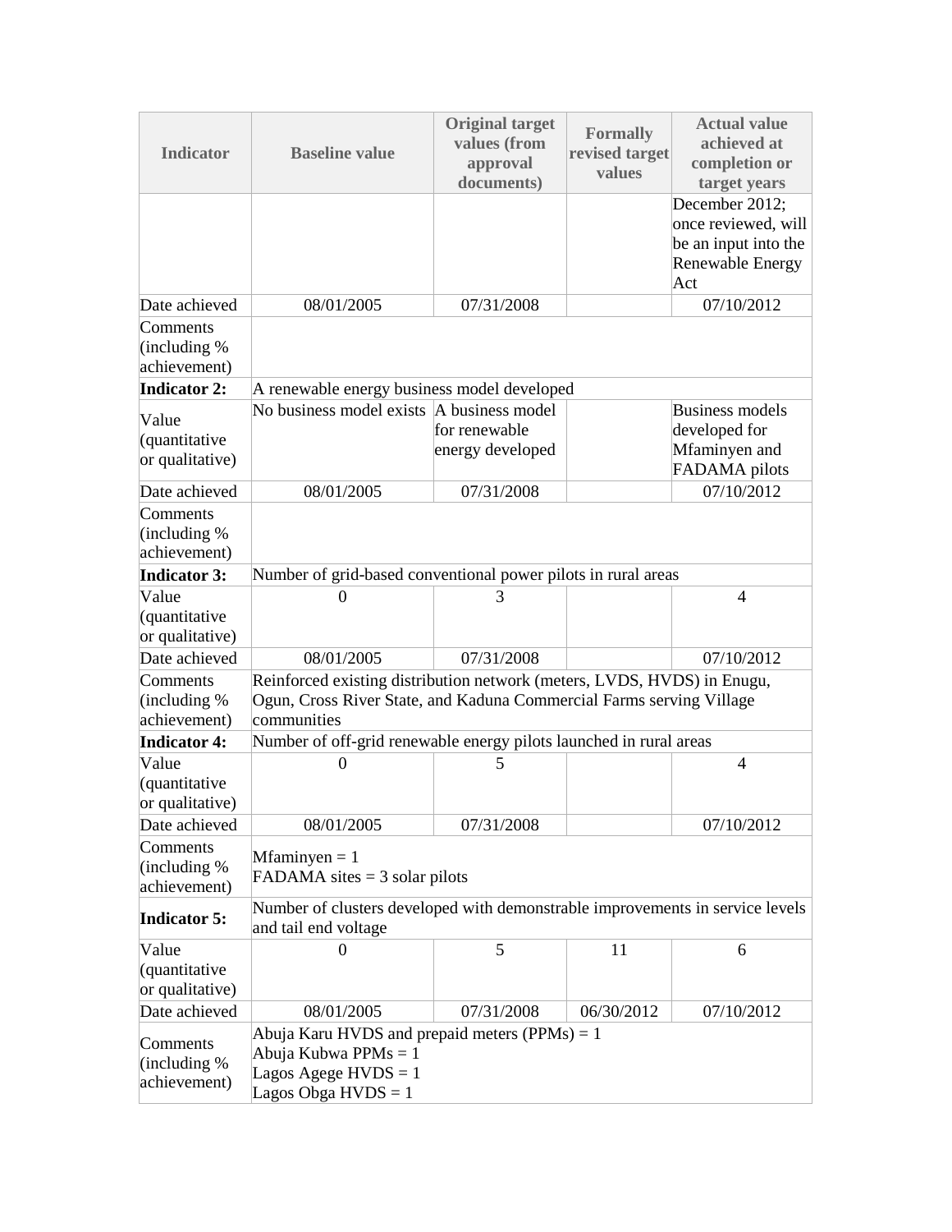| Indicator | Baseline value | Original target values (from approval documents) | Formally revised target values | Actual value achieved at completion or target years |
|---|---|---|---|---|
| | | | | December 2012; once reviewed, will be an input into the Renewable Energy Act |
| Date achieved | 08/01/2005 | 07/31/2008 | | 07/10/2012 |
| Comments (including % achievement) | | | | |
| **Indicator 2:** | A renewable energy business model developed | | | |
| Value (quantitative or qualitative) | No business model exists | A business model for renewable energy developed | | Business models developed for Mfaminyen and FADAMA pilots |
| Date achieved | 08/01/2005 | 07/31/2008 | | 07/10/2012 |
| Comments (including % achievement) | | | | |
| **Indicator 3:** | Number of grid-based conventional power pilots in rural areas | | | |
| Value (quantitative or qualitative) | 0 | 3 | | 4 |
| Date achieved | 08/01/2005 | 07/31/2008 | | 07/10/2012 |
| Comments (including % achievement) | Reinforced existing distribution network (meters, LVDS, HVDS) in Enugu, Ogun, Cross River State, and Kaduna Commercial Farms serving Village communities | | | |
| **Indicator 4:** | Number of off-grid renewable energy pilots launched in rural areas | | | |
| Value (quantitative or qualitative) | 0 | 5 | | 4 |
| Date achieved | 08/01/2005 | 07/31/2008 | | 07/10/2012 |
| Comments (including % achievement) | Mfaminyen = 1<br>FADAMA sites = 3 solar pilots | | | |
| **Indicator 5:** | Number of clusters developed with demonstrable improvements in service levels and tail end voltage | | | |
| Value (quantitative or qualitative) | 0 | 5 | 11 | 6 |
| Date achieved | 08/01/2005 | 07/31/2008 | 06/30/2012 | 07/10/2012 |
| Comments (including % achievement) | Abuja Karu HVDS and prepaid meters (PPMs) = 1<br>Abuja Kubwa PPMs = 1<br>Lagos Agege HVDS = 1<br>Lagos Obga HVDS = 1 | | | |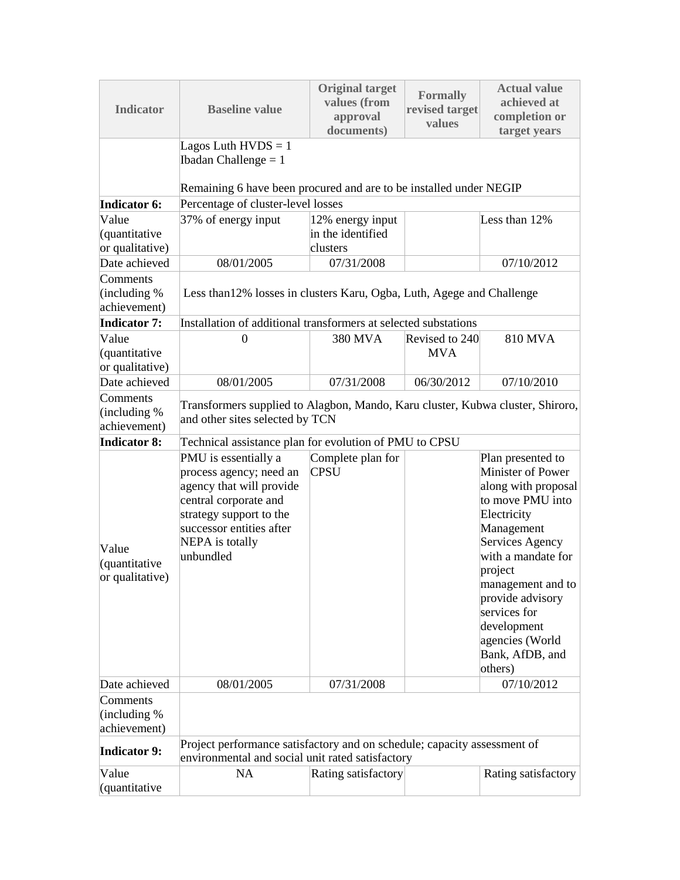| Indicator | Baseline value | Original target values (from approval documents) | Formally revised target values | Actual value achieved at completion or target years |
|---|---|---|---|---|
| | Lagos Luth HVDS = 1<br>Ibadan Challenge = 1<br><br>Remaining 6 have been procured and are to be installed under NEGIP | | | |
| **Indicator 6:** | Percentage of cluster-level losses | | | |
| Value (quantitative or qualitative) | 37% of energy input | 12% energy input in the identified clusters | | Less than 12% |
| Date achieved | 08/01/2005 | 07/31/2008 | | 07/10/2012 |
| Comments (including % achievement) | Less than12% losses in clusters Karu, Ogba, Luth, Agege and Challenge | | | |
| **Indicator 7:** | Installation of additional transformers at selected substations | | | |
| Value (quantitative or qualitative) | 0 | 380 MVA | Revised to 240 MVA | 810 MVA |
| Date achieved | 08/01/2005 | 07/31/2008 | 06/30/2012 | 07/10/2010 |
| Comments (including % achievement) | Transformers supplied to Alagbon, Mando, Karu cluster, Kubwa cluster, Shiroro, and other sites selected by TCN | | | |
| **Indicator 8:** | Technical assistance plan for evolution of PMU to CPSU | | | |
| Value (quantitative or qualitative) | PMU is essentially a process agency; need an agency that will provide central corporate and strategy support to the successor entities after NEPA is totally unbundled | Complete plan for CPSU | | Plan presented to Minister of Power along with proposal to move PMU into Electricity Management Services Agency with a mandate for project management and to provide advisory services for development agencies (World Bank, AfDB, and others) |
| Date achieved | 08/01/2005 | 07/31/2008 | | 07/10/2012 |
| Comments (including % achievement) | | | | |
| **Indicator 9:** | Project performance satisfactory and on schedule; capacity assessment of environmental and social unit rated satisfactory | | | |
| Value (quantitative | NA | Rating satisfactory | | Rating satisfactory |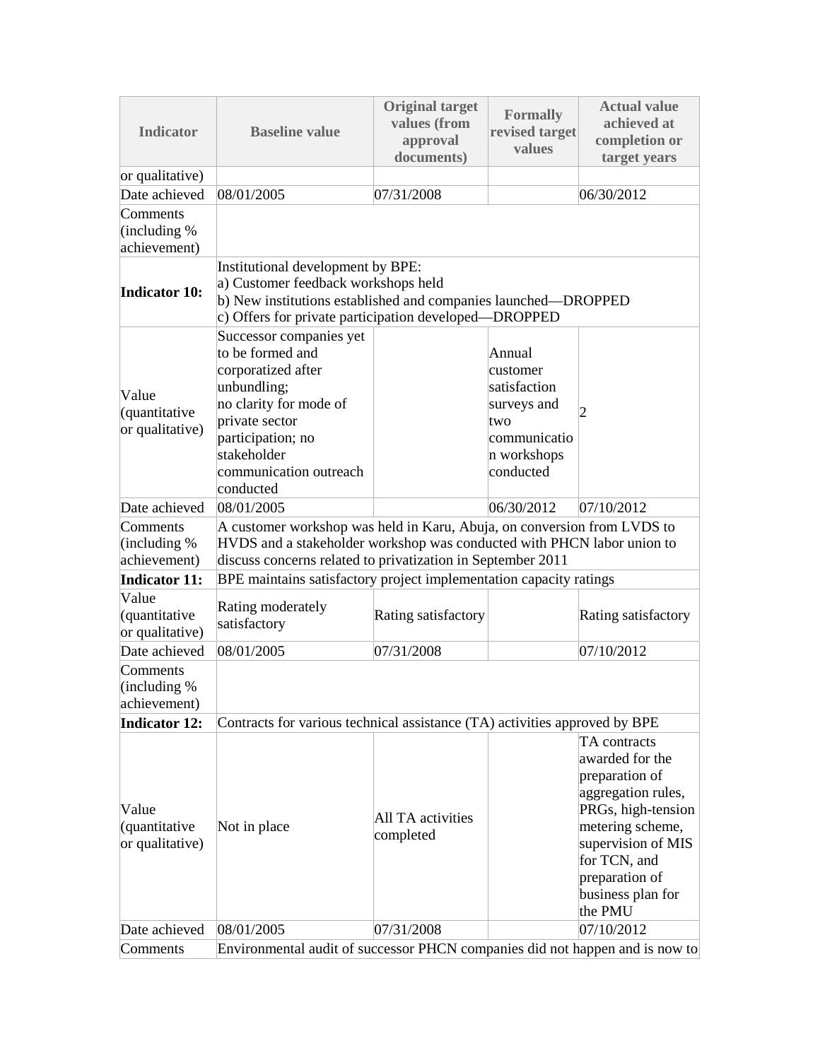| Indicator | Baseline value | Original target values (from approval documents) | Formally revised target values | Actual value achieved at completion or target years |
|---|---|---|---|---|
| or qualitative) | | | | |
| Date achieved | 08/01/2005 | 07/31/2008 | | 06/30/2012 |
| Comments (including % achievement) | | | | |
| **Indicator 10:** | Institutional development by BPE: a) Customer feedback workshops held b) New institutions established and companies launched—DROPPED c) Offers for private participation developed—DROPPED | | | |
| Value (quantitative or qualitative) | Successor companies yet to be formed and corporatized after unbundling; no clarity for mode of private sector participation; no stakeholder communication outreach conducted | | Annual customer satisfaction surveys and two communication workshops conducted | 2 |
| Date achieved | 08/01/2005 | | 06/30/2012 | 07/10/2012 |
| Comments (including % achievement) | A customer workshop was held in Karu, Abuja, on conversion from LVDS to HVDS and a stakeholder workshop was conducted with PHCN labor union to discuss concerns related to privatization in September 2011 | | | |
| **Indicator 11:** | BPE maintains satisfactory project implementation capacity ratings | | | |
| Value (quantitative or qualitative) | Rating moderately satisfactory | Rating satisfactory | | Rating satisfactory |
| Date achieved | 08/01/2005 | 07/31/2008 | | 07/10/2012 |
| Comments (including % achievement) | | | | |
| **Indicator 12:** | Contracts for various technical assistance (TA) activities approved by BPE | | | |
| Value (quantitative or qualitative) | Not in place | All TA activities completed | | TA contracts awarded for the preparation of aggregation rules, PRGs, high-tension metering scheme, supervision of MIS for TCN, and preparation of business plan for the PMU |
| Date achieved | 08/01/2005 | 07/31/2008 | | 07/10/2012 |
| Comments | Environmental audit of successor PHCN companies did not happen and is now to | | | |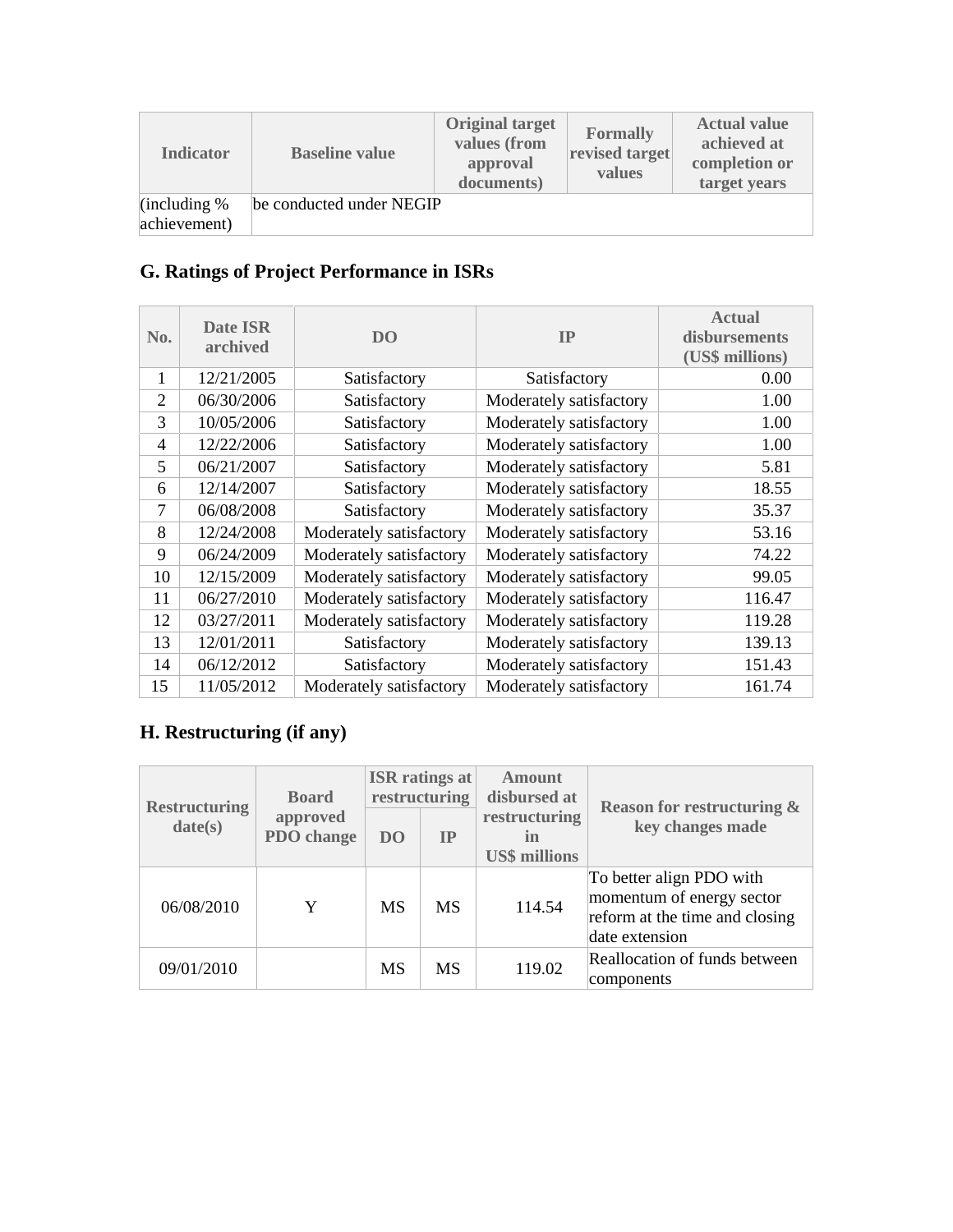| Indicator | Baseline value | Original target values (from approval documents) | Formally revised target values | Actual value achieved at completion or target years |
| --- | --- | --- | --- | --- |
| (including % achievement) | be conducted under NEGIP | | | |

## G. Ratings of Project Performance in ISRs

| No. | Date ISR archived | DO | IP | Actual disbursements (US$ millions) |
| --- | --- | --- | --- | --- |
| 1 | 12/21/2005 | Satisfactory | Satisfactory | 0.00 |
| 2 | 06/30/2006 | Satisfactory | Moderately satisfactory | 1.00 |
| 3 | 10/05/2006 | Satisfactory | Moderately satisfactory | 1.00 |
| 4 | 12/22/2006 | Satisfactory | Moderately satisfactory | 1.00 |
| 5 | 06/21/2007 | Satisfactory | Moderately satisfactory | 5.81 |
| 6 | 12/14/2007 | Satisfactory | Moderately satisfactory | 18.55 |
| 7 | 06/08/2008 | Satisfactory | Moderately satisfactory | 35.37 |
| 8 | 12/24/2008 | Moderately satisfactory | Moderately satisfactory | 53.16 |
| 9 | 06/24/2009 | Moderately satisfactory | Moderately satisfactory | 74.22 |
| 10 | 12/15/2009 | Moderately satisfactory | Moderately satisfactory | 99.05 |
| 11 | 06/27/2010 | Moderately satisfactory | Moderately satisfactory | 116.47 |
| 12 | 03/27/2011 | Moderately satisfactory | Moderately satisfactory | 119.28 |
| 13 | 12/01/2011 | Satisfactory | Moderately satisfactory | 139.13 |
| 14 | 06/12/2012 | Satisfactory | Moderately satisfactory | 151.43 |
| 15 | 11/05/2012 | Moderately satisfactory | Moderately satisfactory | 161.74 |

## H. Restructuring (if any)

| Restructuring date(s) | Board approved PDO change | ISR ratings at restructuring | | Amount disbursed at restructuring in US$ millions | Reason for restructuring & key changes made |
| --- | --- | --- | --- | --- | --- |
| | | DO | IP | | |
| 06/08/2010 | Y | MS | MS | 114.54 | To better align PDO with momentum of energy sector reform at the time and closing date extension |
| 09/01/2010 | | MS | MS | 119.02 | Reallocation of funds between components |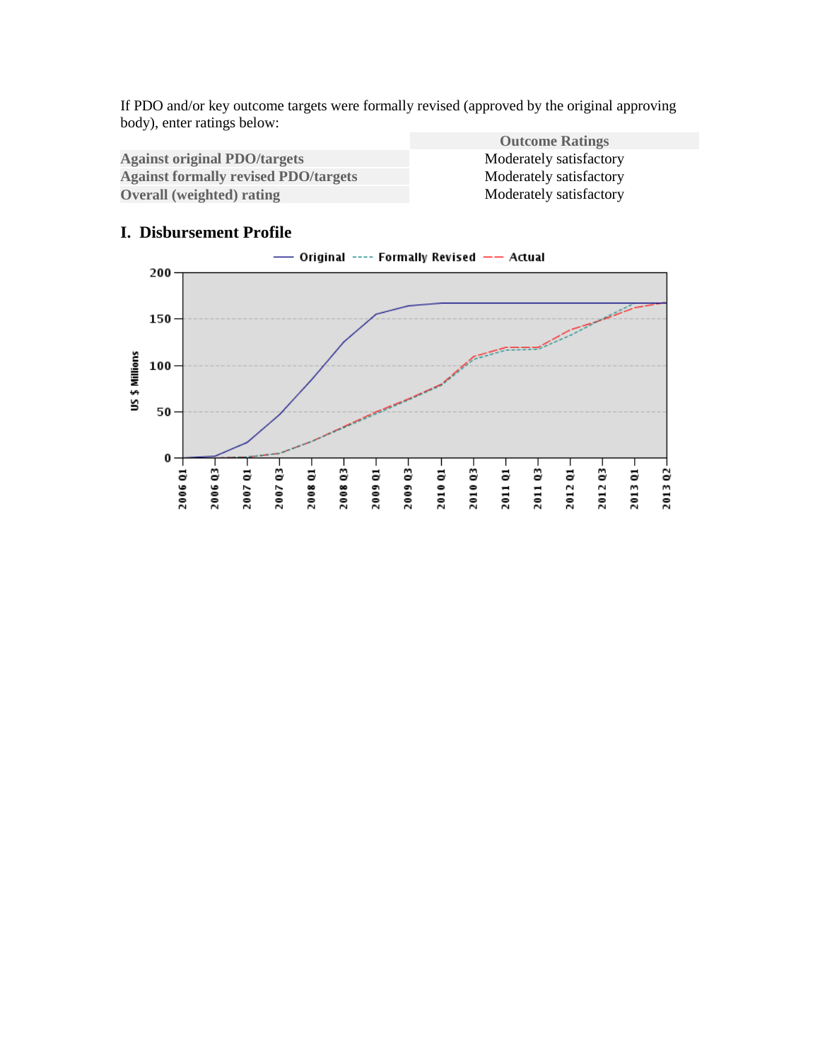If PDO and/or key outcome targets were formally revised (approved by the original approving body), enter ratings below:

| | Outcome Ratings |
|---|---|
| Against original PDO/targets | Moderately satisfactory |
| Against formally revised PDO/targets | Moderately satisfactory |
| Overall (weighted) rating | Moderately satisfactory |

## I. Disbursement Profile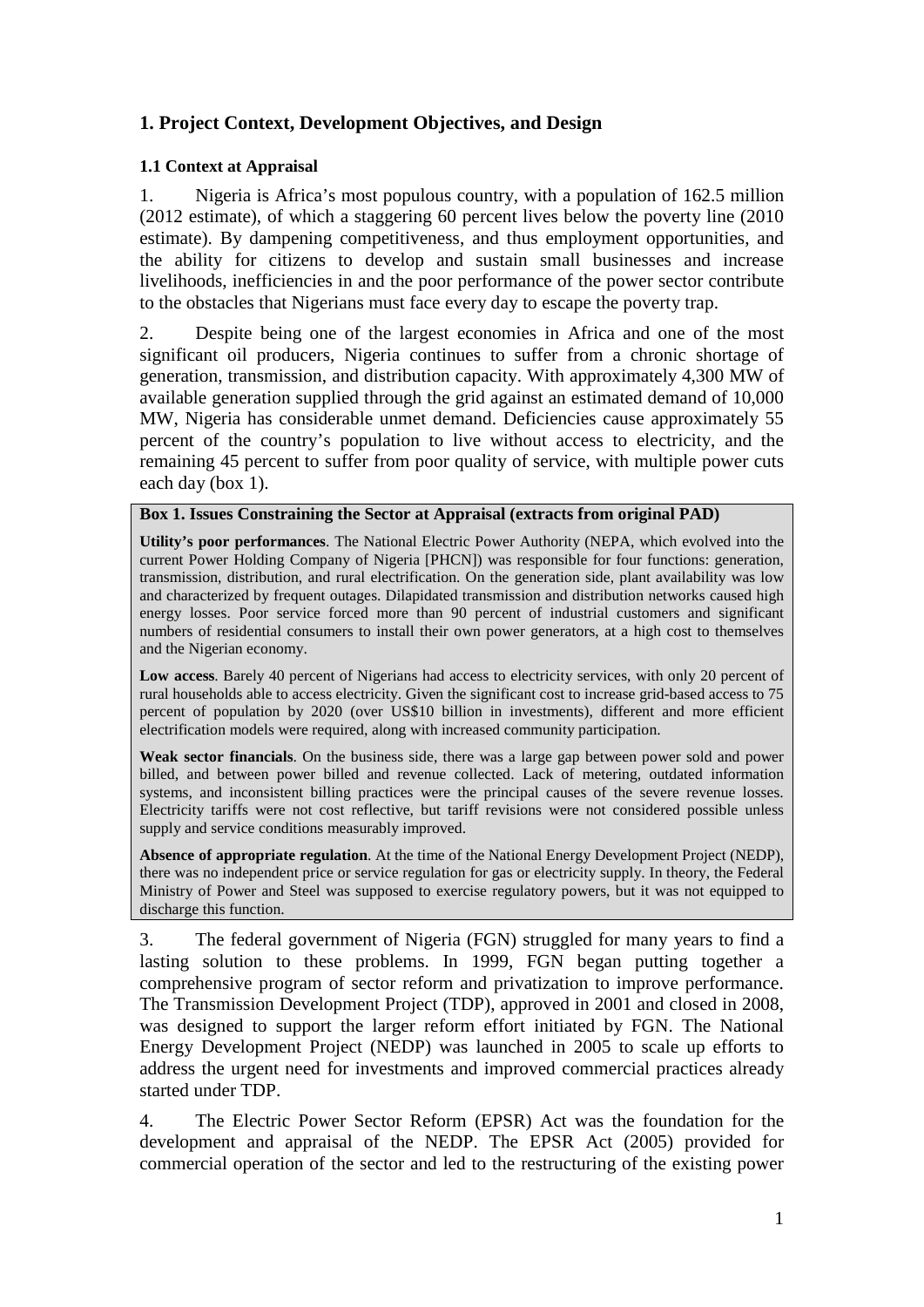## 1. Project Context, Development Objectives, and Design

### 1.1 Context at Appraisal

1. Nigeria is Africa's most populous country, with a population of 162.5 million (2012 estimate), of which a staggering 60 percent lives below the poverty line (2010 estimate). By dampening competitiveness, and thus employment opportunities, and the ability for citizens to develop and sustain small businesses and increase livelihoods, inefficiencies in and the poor performance of the power sector contribute to the obstacles that Nigerians must face every day to escape the poverty trap.

2. Despite being one of the largest economies in Africa and one of the most significant oil producers, Nigeria continues to suffer from a chronic shortage of generation, transmission, and distribution capacity. With approximately 4,300 MW of available generation supplied through the grid against an estimated demand of 10,000 MW, Nigeria has considerable unmet demand. Deficiencies cause approximately 55 percent of the country's population to live without access to electricity, and the remaining 45 percent to suffer from poor quality of service, with multiple power cuts each day (box 1).

**Box 1. Issues Constraining the Sector at Appraisal (extracts from original PAD)**

**Utility's poor performances**. The National Electric Power Authority (NEPA, which evolved into the current Power Holding Company of Nigeria [PHCN]) was responsible for four functions: generation, transmission, distribution, and rural electrification. On the generation side, plant availability was low and characterized by frequent outages. Dilapidated transmission and distribution networks caused high energy losses. Poor service forced more than 90 percent of industrial customers and significant numbers of residential consumers to install their own power generators, at a high cost to themselves and the Nigerian economy.

**Low access**. Barely 40 percent of Nigerians had access to electricity services, with only 20 percent of rural households able to access electricity. Given the significant cost to increase grid-based access to 75 percent of population by 2020 (over US$10 billion in investments), different and more efficient electrification models were required, along with increased community participation.

**Weak sector financials**. On the business side, there was a large gap between power sold and power billed, and between power billed and revenue collected. Lack of metering, outdated information systems, and inconsistent billing practices were the principal causes of the severe revenue losses. Electricity tariffs were not cost reflective, but tariff revisions were not considered possible unless supply and service conditions measurably improved.

**Absence of appropriate regulation**. At the time of the National Energy Development Project (NEDP), there was no independent price or service regulation for gas or electricity supply. In theory, the Federal Ministry of Power and Steel was supposed to exercise regulatory powers, but it was not equipped to discharge this function.

3. The federal government of Nigeria (FGN) struggled for many years to find a lasting solution to these problems. In 1999, FGN began putting together a comprehensive program of sector reform and privatization to improve performance. The Transmission Development Project (TDP), approved in 2001 and closed in 2008, was designed to support the larger reform effort initiated by FGN. The National Energy Development Project (NEDP) was launched in 2005 to scale up efforts to address the urgent need for investments and improved commercial practices already started under TDP.

4. The Electric Power Sector Reform (EPSR) Act was the foundation for the development and appraisal of the NEDP. The EPSR Act (2005) provided for commercial operation of the sector and led to the restructuring of the existing power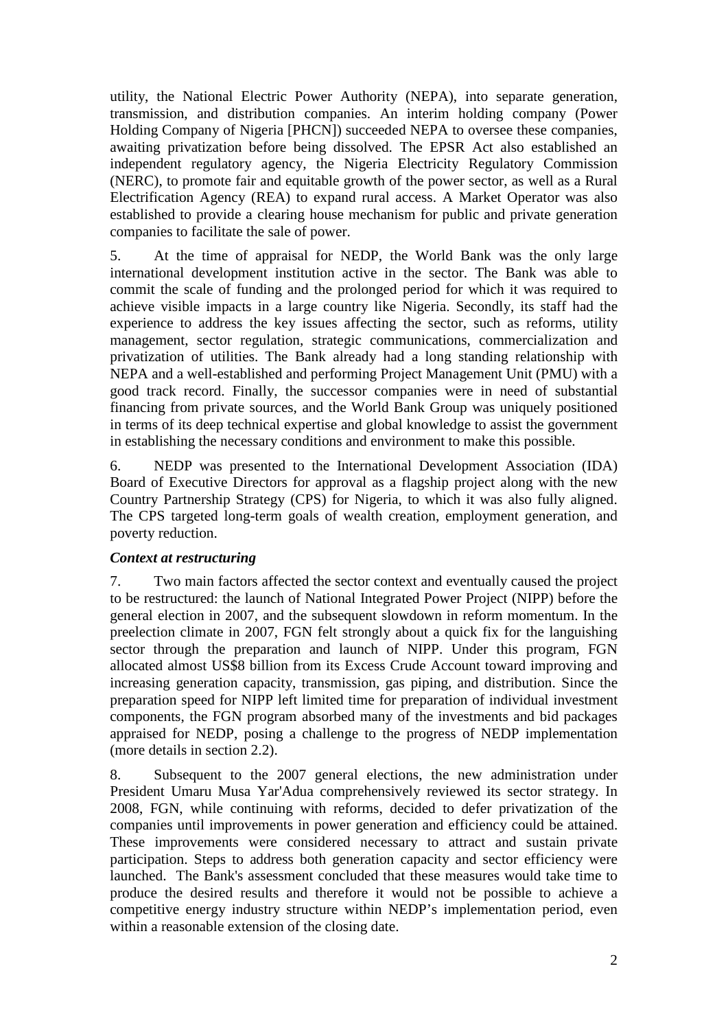utility, the National Electric Power Authority (NEPA), into separate generation, transmission, and distribution companies. An interim holding company (Power Holding Company of Nigeria [PHCN]) succeeded NEPA to oversee these companies, awaiting privatization before being dissolved. The EPSR Act also established an independent regulatory agency, the Nigeria Electricity Regulatory Commission (NERC), to promote fair and equitable growth of the power sector, as well as a Rural Electrification Agency (REA) to expand rural access. A Market Operator was also established to provide a clearing house mechanism for public and private generation companies to facilitate the sale of power.

5. At the time of appraisal for NEDP, the World Bank was the only large international development institution active in the sector. The Bank was able to commit the scale of funding and the prolonged period for which it was required to achieve visible impacts in a large country like Nigeria. Secondly, its staff had the experience to address the key issues affecting the sector, such as reforms, utility management, sector regulation, strategic communications, commercialization and privatization of utilities. The Bank already had a long standing relationship with NEPA and a well-established and performing Project Management Unit (PMU) with a good track record. Finally, the successor companies were in need of substantial financing from private sources, and the World Bank Group was uniquely positioned in terms of its deep technical expertise and global knowledge to assist the government in establishing the necessary conditions and environment to make this possible.

6. NEDP was presented to the International Development Association (IDA) Board of Executive Directors for approval as a flagship project along with the new Country Partnership Strategy (CPS) for Nigeria, to which it was also fully aligned. The CPS targeted long-term goals of wealth creation, employment generation, and poverty reduction.

***Context at restructuring***

7. Two main factors affected the sector context and eventually caused the project to be restructured: the launch of National Integrated Power Project (NIPP) before the general election in 2007, and the subsequent slowdown in reform momentum. In the preelection climate in 2007, FGN felt strongly about a quick fix for the languishing sector through the preparation and launch of NIPP. Under this program, FGN allocated almost US$8 billion from its Excess Crude Account toward improving and increasing generation capacity, transmission, gas piping, and distribution. Since the preparation speed for NIPP left limited time for preparation of individual investment components, the FGN program absorbed many of the investments and bid packages appraised for NEDP, posing a challenge to the progress of NEDP implementation (more details in section 2.2).

8. Subsequent to the 2007 general elections, the new administration under President Umaru Musa Yar'Adua comprehensively reviewed its sector strategy. In 2008, FGN, while continuing with reforms, decided to defer privatization of the companies until improvements in power generation and efficiency could be attained. These improvements were considered necessary to attract and sustain private participation. Steps to address both generation capacity and sector efficiency were launched. The Bank's assessment concluded that these measures would take time to produce the desired results and therefore it would not be possible to achieve a competitive energy industry structure within NEDP's implementation period, even within a reasonable extension of the closing date.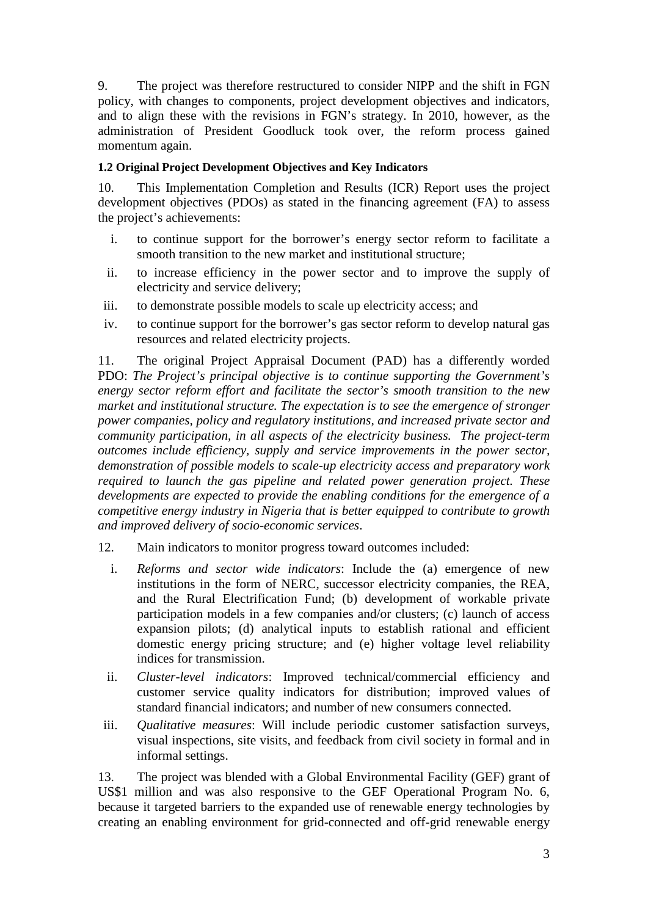9. The project was therefore restructured to consider NIPP and the shift in FGN policy, with changes to components, project development objectives and indicators, and to align these with the revisions in FGN's strategy. In 2010, however, as the administration of President Goodluck took over, the reform process gained momentum again.

### 1.2 Original Project Development Objectives and Key Indicators

10. This Implementation Completion and Results (ICR) Report uses the project development objectives (PDOs) as stated in the financing agreement (FA) to assess the project's achievements:

i. to continue support for the borrower's energy sector reform to facilitate a smooth transition to the new market and institutional structure;
ii. to increase efficiency in the power sector and to improve the supply of electricity and service delivery;
iii. to demonstrate possible models to scale up electricity access; and
iv. to continue support for the borrower's gas sector reform to develop natural gas resources and related electricity projects.

11. The original Project Appraisal Document (PAD) has a differently worded PDO: *The Project's principal objective is to continue supporting the Government's energy sector reform effort and facilitate the sector's smooth transition to the new market and institutional structure. The expectation is to see the emergence of stronger power companies, policy and regulatory institutions, and increased private sector and community participation, in all aspects of the electricity business. The project-term outcomes include efficiency, supply and service improvements in the power sector, demonstration of possible models to scale-up electricity access and preparatory work required to launch the gas pipeline and related power generation project. These developments are expected to provide the enabling conditions for the emergence of a competitive energy industry in Nigeria that is better equipped to contribute to growth and improved delivery of socio-economic services*.

12. Main indicators to monitor progress toward outcomes included:

i. *Reforms and sector wide indicators*: Include the (a) emergence of new institutions in the form of NERC, successor electricity companies, the REA, and the Rural Electrification Fund; (b) development of workable private participation models in a few companies and/or clusters; (c) launch of access expansion pilots; (d) analytical inputs to establish rational and efficient domestic energy pricing structure; and (e) higher voltage level reliability indices for transmission.
ii. *Cluster-level indicators*: Improved technical/commercial efficiency and customer service quality indicators for distribution; improved values of standard financial indicators; and number of new consumers connected.
iii. *Qualitative measures*: Will include periodic customer satisfaction surveys, visual inspections, site visits, and feedback from civil society in formal and in informal settings.

13. The project was blended with a Global Environmental Facility (GEF) grant of US$1 million and was also responsive to the GEF Operational Program No. 6, because it targeted barriers to the expanded use of renewable energy technologies by creating an enabling environment for grid-connected and off-grid renewable energy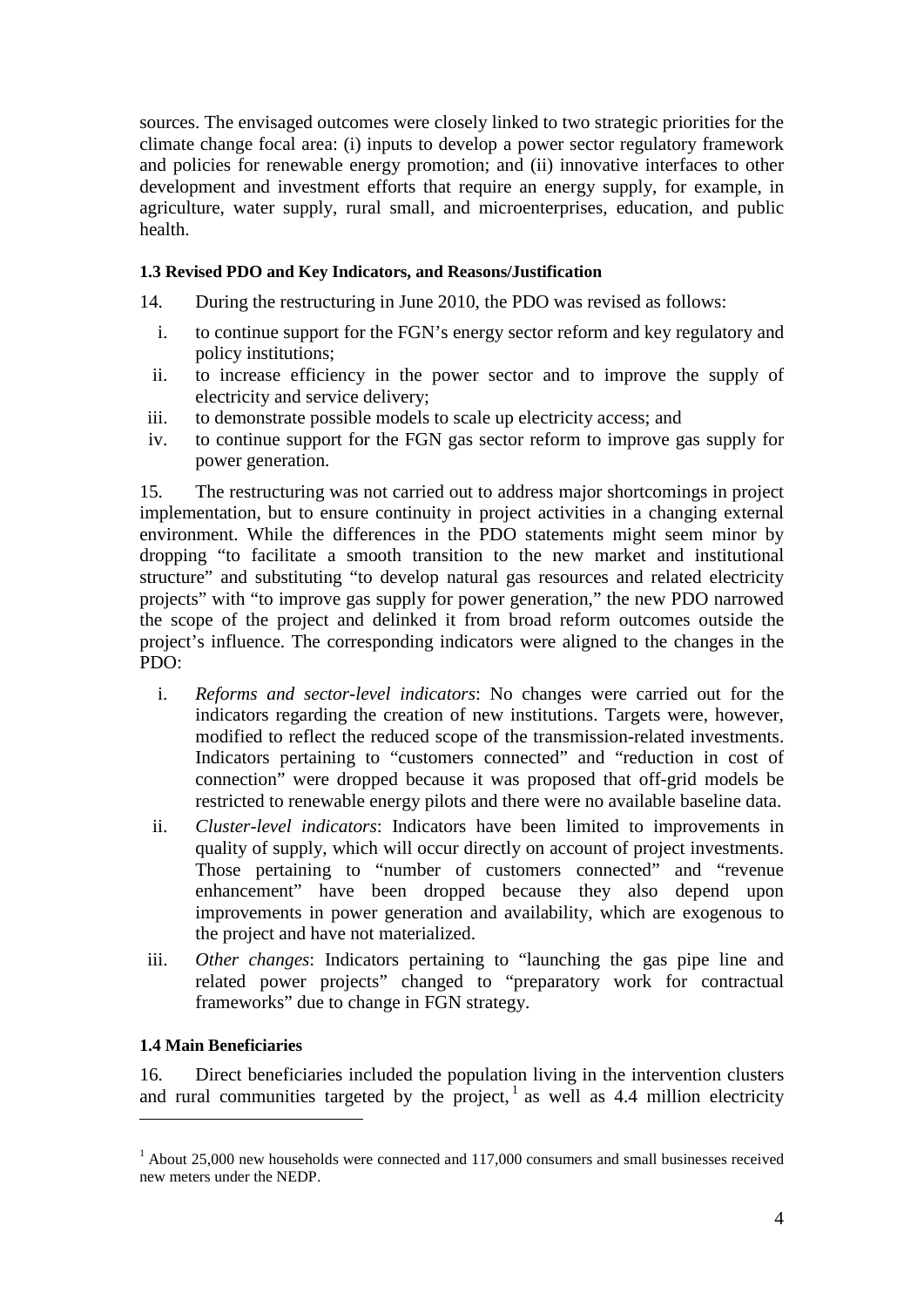sources. The envisaged outcomes were closely linked to two strategic priorities for the climate change focal area: (i) inputs to develop a power sector regulatory framework and policies for renewable energy promotion; and (ii) innovative interfaces to other development and investment efforts that require an energy supply, for example, in agriculture, water supply, rural small, and microenterprises, education, and public health.

**1.3 Revised PDO and Key Indicators, and Reasons/Justification**

14. During the restructuring in June 2010, the PDO was revised as follows:

i. to continue support for the FGN's energy sector reform and key regulatory and policy institutions;
ii. to increase efficiency in the power sector and to improve the supply of electricity and service delivery;
iii. to demonstrate possible models to scale up electricity access; and
iv. to continue support for the FGN gas sector reform to improve gas supply for power generation.

15. The restructuring was not carried out to address major shortcomings in project implementation, but to ensure continuity in project activities in a changing external environment. While the differences in the PDO statements might seem minor by dropping "to facilitate a smooth transition to the new market and institutional structure" and substituting "to develop natural gas resources and related electricity projects" with "to improve gas supply for power generation," the new PDO narrowed the scope of the project and delinked it from broad reform outcomes outside the project's influence. The corresponding indicators were aligned to the changes in the PDO:

i. *Reforms and sector-level indicators*: No changes were carried out for the indicators regarding the creation of new institutions. Targets were, however, modified to reflect the reduced scope of the transmission-related investments. Indicators pertaining to "customers connected" and "reduction in cost of connection" were dropped because it was proposed that off-grid models be restricted to renewable energy pilots and there were no available baseline data.
ii. *Cluster-level indicators*: Indicators have been limited to improvements in quality of supply, which will occur directly on account of project investments. Those pertaining to "number of customers connected" and "revenue enhancement" have been dropped because they also depend upon improvements in power generation and availability, which are exogenous to the project and have not materialized.
iii. *Other changes*: Indicators pertaining to "launching the gas pipe line and related power projects" changed to "preparatory work for contractual frameworks" due to change in FGN strategy.

**1.4 Main Beneficiaries**

16. Direct beneficiaries included the population living in the intervention clusters and rural communities targeted by the project,[1] as well as 4.4 million electricity

[1] About 25,000 new households were connected and 117,000 consumers and small businesses received new meters under the NEDP.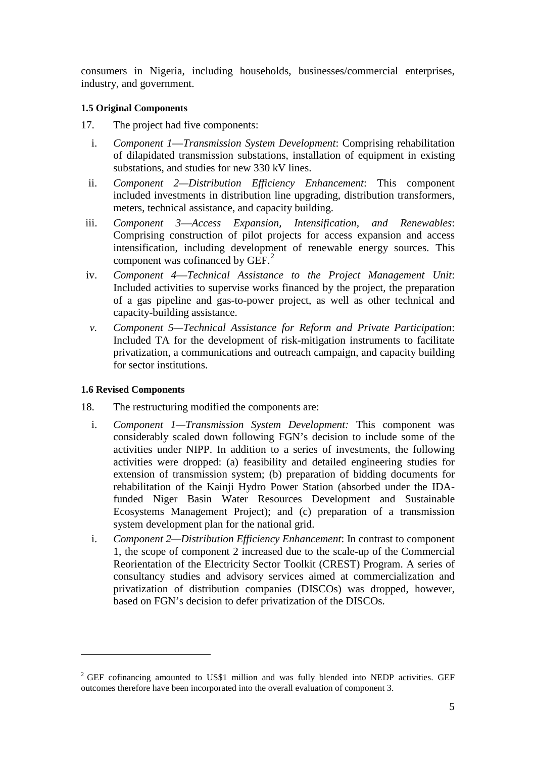consumers in Nigeria, including households, businesses/commercial enterprises, industry, and government.

**1.5 Original Components**

17. The project had five components:

i. *Component 1—Transmission System Development*: Comprising rehabilitation of dilapidated transmission substations, installation of equipment in existing substations, and studies for new 330 kV lines.

ii. *Component 2—Distribution Efficiency Enhancement*: This component included investments in distribution line upgrading, distribution transformers, meters, technical assistance, and capacity building.

iii. *Component 3—Access Expansion, Intensification, and Renewables*: Comprising construction of pilot projects for access expansion and access intensification, including development of renewable energy sources. This component was cofinanced by GEF.[2]

iv. *Component 4—Technical Assistance to the Project Management Unit*: Included activities to supervise works financed by the project, the preparation of a gas pipeline and gas-to-power project, as well as other technical and capacity-building assistance.

*v. Component 5—Technical Assistance for Reform and Private Participation*: Included TA for the development of risk-mitigation instruments to facilitate privatization, a communications and outreach campaign, and capacity building for sector institutions.

**1.6 Revised Components**

18. The restructuring modified the components are:

i. *Component 1—Transmission System Development:* This component was considerably scaled down following FGN's decision to include some of the activities under NIPP. In addition to a series of investments, the following activities were dropped: (a) feasibility and detailed engineering studies for extension of transmission system; (b) preparation of bidding documents for rehabilitation of the Kainji Hydro Power Station (absorbed under the IDA-funded Niger Basin Water Resources Development and Sustainable Ecosystems Management Project); and (c) preparation of a transmission system development plan for the national grid.

i. *Component 2—Distribution Efficiency Enhancement*: In contrast to component 1, the scope of component 2 increased due to the scale-up of the Commercial Reorientation of the Electricity Sector Toolkit (CREST) Program. A series of consultancy studies and advisory services aimed at commercialization and privatization of distribution companies (DISCOs) was dropped, however, based on FGN's decision to defer privatization of the DISCOs.

---

[2] GEF cofinancing amounted to US$1 million and was fully blended into NEDP activities. GEF outcomes therefore have been incorporated into the overall evaluation of component 3.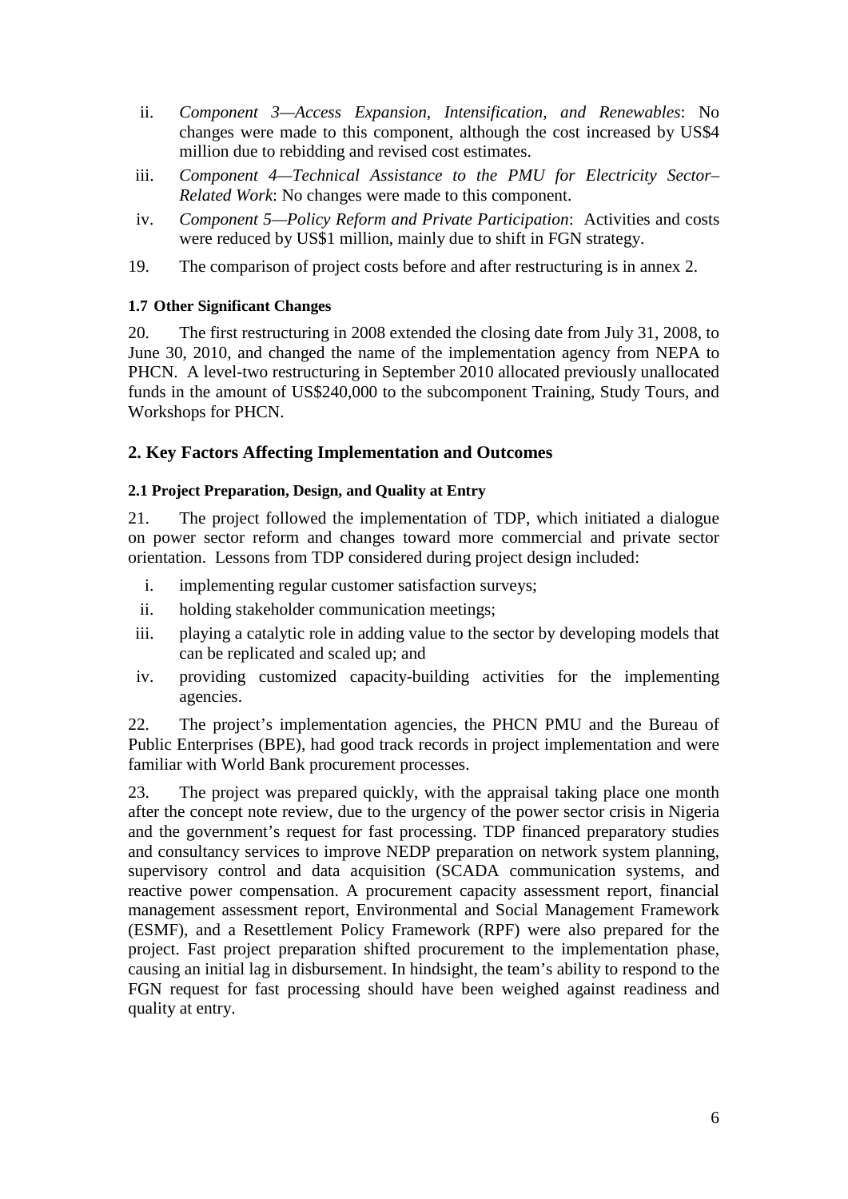ii. *Component 3—Access Expansion, Intensification, and Renewables*: No changes were made to this component, although the cost increased by US$4 million due to rebidding and revised cost estimates.

iii. *Component 4—Technical Assistance to the PMU for Electricity Sector–Related Work*: No changes were made to this component.

iv. *Component 5—Policy Reform and Private Participation*: Activities and costs were reduced by US$1 million, mainly due to shift in FGN strategy.

19. The comparison of project costs before and after restructuring is in annex 2.

### 1.7 Other Significant Changes

20. The first restructuring in 2008 extended the closing date from July 31, 2008, to June 30, 2010, and changed the name of the implementation agency from NEPA to PHCN. A level-two restructuring in September 2010 allocated previously unallocated funds in the amount of US$240,000 to the subcomponent Training, Study Tours, and Workshops for PHCN.

## 2. Key Factors Affecting Implementation and Outcomes

### 2.1 Project Preparation, Design, and Quality at Entry

21. The project followed the implementation of TDP, which initiated a dialogue on power sector reform and changes toward more commercial and private sector orientation. Lessons from TDP considered during project design included:

i. implementing regular customer satisfaction surveys;
ii. holding stakeholder communication meetings;
iii. playing a catalytic role in adding value to the sector by developing models that can be replicated and scaled up; and
iv. providing customized capacity-building activities for the implementing agencies.

22. The project's implementation agencies, the PHCN PMU and the Bureau of Public Enterprises (BPE), had good track records in project implementation and were familiar with World Bank procurement processes.

23. The project was prepared quickly, with the appraisal taking place one month after the concept note review, due to the urgency of the power sector crisis in Nigeria and the government's request for fast processing. TDP financed preparatory studies and consultancy services to improve NEDP preparation on network system planning, supervisory control and data acquisition (SCADA communication systems, and reactive power compensation. A procurement capacity assessment report, financial management assessment report, Environmental and Social Management Framework (ESMF), and a Resettlement Policy Framework (RPF) were also prepared for the project. Fast project preparation shifted procurement to the implementation phase, causing an initial lag in disbursement. In hindsight, the team's ability to respond to the FGN request for fast processing should have been weighed against readiness and quality at entry.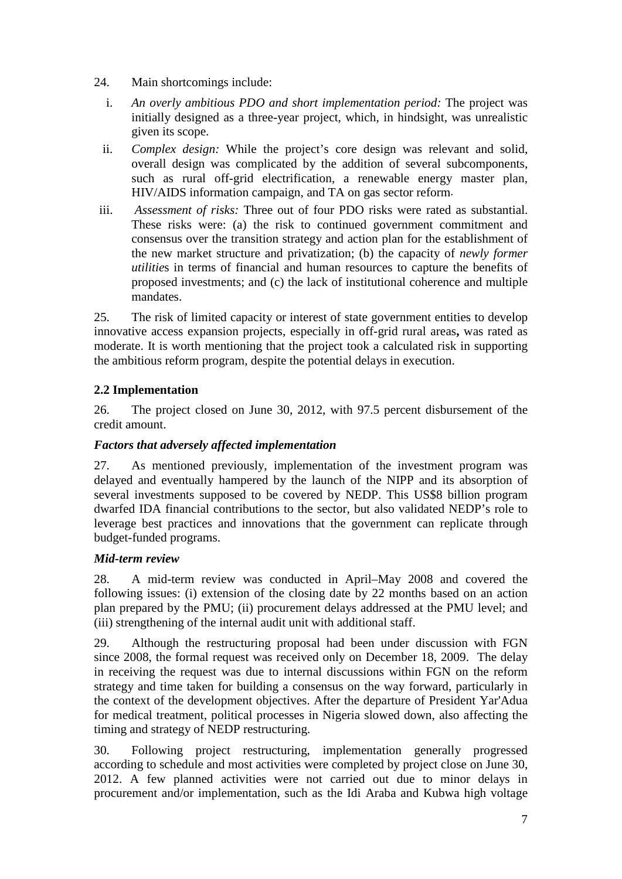24. Main shortcomings include:

i. *An overly ambitious PDO and short implementation period:* The project was initially designed as a three-year project, which, in hindsight, was unrealistic given its scope.

ii. *Complex design:* While the project's core design was relevant and solid, overall design was complicated by the addition of several subcomponents, such as rural off-grid electrification, a renewable energy master plan, HIV/AIDS information campaign, and TA on gas sector reform.

iii. *Assessment of risks:* Three out of four PDO risks were rated as substantial. These risks were: (a) the risk to continued government commitment and consensus over the transition strategy and action plan for the establishment of the new market structure and privatization; (b) the capacity of *newly former utilitie*s in terms of financial and human resources to capture the benefits of proposed investments; and (c) the lack of institutional coherence and multiple mandates.

25. The risk of limited capacity or interest of state government entities to develop innovative access expansion projects, especially in off-grid rural areas**,** was rated as moderate. It is worth mentioning that the project took a calculated risk in supporting the ambitious reform program, despite the potential delays in execution.

## 2.2 Implementation

26. The project closed on June 30, 2012, with 97.5 percent disbursement of the credit amount.

### *Factors that adversely affected implementation*

27. As mentioned previously, implementation of the investment program was delayed and eventually hampered by the launch of the NIPP and its absorption of several investments supposed to be covered by NEDP. This US$8 billion program dwarfed IDA financial contributions to the sector, but also validated NEDP's role to leverage best practices and innovations that the government can replicate through budget-funded programs.

### *Mid-term review*

28. A mid-term review was conducted in April–May 2008 and covered the following issues: (i) extension of the closing date by 22 months based on an action plan prepared by the PMU; (ii) procurement delays addressed at the PMU level; and (iii) strengthening of the internal audit unit with additional staff.

29. Although the restructuring proposal had been under discussion with FGN since 2008, the formal request was received only on December 18, 2009. The delay in receiving the request was due to internal discussions within FGN on the reform strategy and time taken for building a consensus on the way forward, particularly in the context of the development objectives. After the departure of President Yar'Adua for medical treatment, political processes in Nigeria slowed down, also affecting the timing and strategy of NEDP restructuring.

30. Following project restructuring, implementation generally progressed according to schedule and most activities were completed by project close on June 30, 2012. A few planned activities were not carried out due to minor delays in procurement and/or implementation, such as the Idi Araba and Kubwa high voltage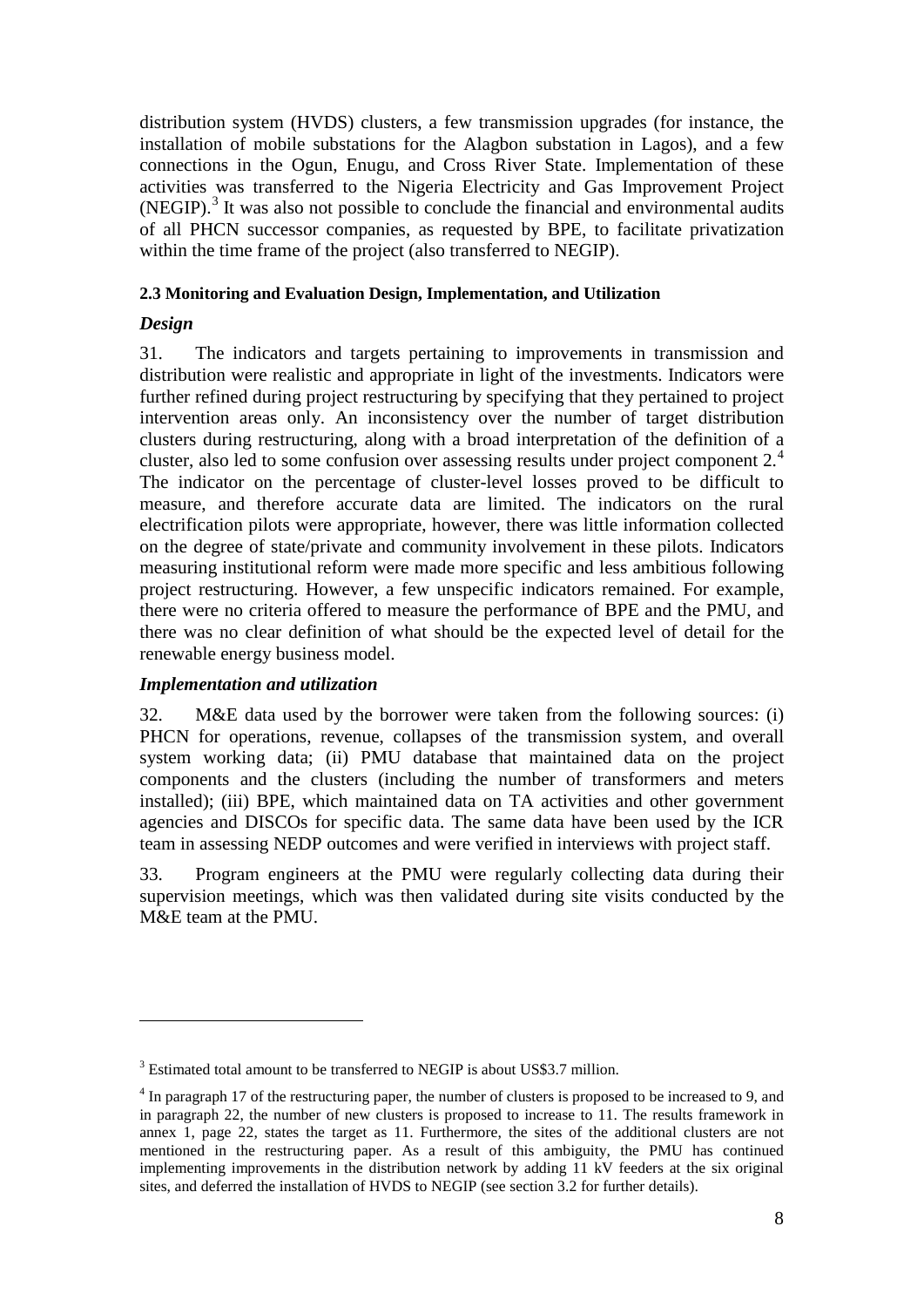distribution system (HVDS) clusters, a few transmission upgrades (for instance, the installation of mobile substations for the Alagbon substation in Lagos), and a few connections in the Ogun, Enugu, and Cross River State. Implementation of these activities was transferred to the Nigeria Electricity and Gas Improvement Project (NEGIP).[3] It was also not possible to conclude the financial and environmental audits of all PHCN successor companies, as requested by BPE, to facilitate privatization within the time frame of the project (also transferred to NEGIP).

#### 2.3 Monitoring and Evaluation Design, Implementation, and Utilization

***Design***

31. The indicators and targets pertaining to improvements in transmission and distribution were realistic and appropriate in light of the investments. Indicators were further refined during project restructuring by specifying that they pertained to project intervention areas only. An inconsistency over the number of target distribution clusters during restructuring, along with a broad interpretation of the definition of a cluster, also led to some confusion over assessing results under project component 2.[4] The indicator on the percentage of cluster-level losses proved to be difficult to measure, and therefore accurate data are limited. The indicators on the rural electrification pilots were appropriate, however, there was little information collected on the degree of state/private and community involvement in these pilots. Indicators measuring institutional reform were made more specific and less ambitious following project restructuring. However, a few unspecific indicators remained. For example, there were no criteria offered to measure the performance of BPE and the PMU, and there was no clear definition of what should be the expected level of detail for the renewable energy business model.

***Implementation and utilization***

32. M&E data used by the borrower were taken from the following sources: (i) PHCN for operations, revenue, collapses of the transmission system, and overall system working data; (ii) PMU database that maintained data on the project components and the clusters (including the number of transformers and meters installed); (iii) BPE, which maintained data on TA activities and other government agencies and DISCOs for specific data. The same data have been used by the ICR team in assessing NEDP outcomes and were verified in interviews with project staff.

33. Program engineers at the PMU were regularly collecting data during their supervision meetings, which was then validated during site visits conducted by the M&E team at the PMU.

---

[3] Estimated total amount to be transferred to NEGIP is about US$3.7 million.

[4] In paragraph 17 of the restructuring paper, the number of clusters is proposed to be increased to 9, and in paragraph 22, the number of new clusters is proposed to increase to 11. The results framework in annex 1, page 22, states the target as 11. Furthermore, the sites of the additional clusters are not mentioned in the restructuring paper. As a result of this ambiguity, the PMU has continued implementing improvements in the distribution network by adding 11 kV feeders at the six original sites, and deferred the installation of HVDS to NEGIP (see section 3.2 for further details).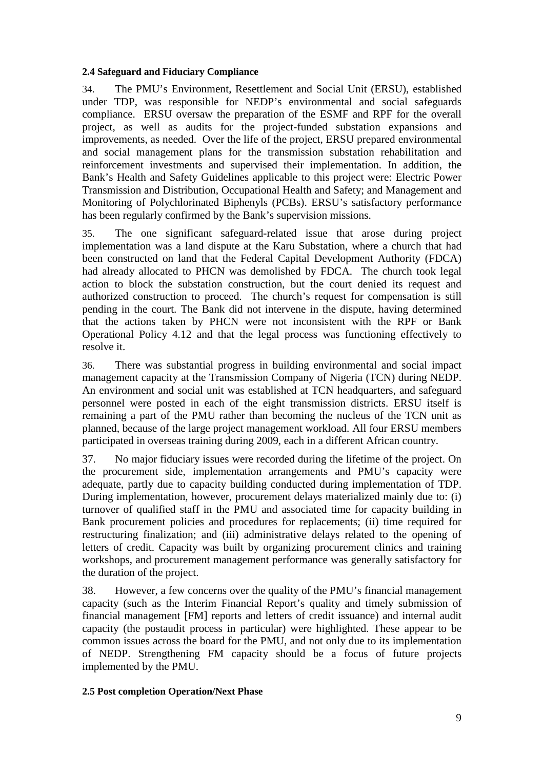**2.4 Safeguard and Fiduciary Compliance**

34. The PMU's Environment, Resettlement and Social Unit (ERSU), established under TDP, was responsible for NEDP's environmental and social safeguards compliance. ERSU oversaw the preparation of the ESMF and RPF for the overall project, as well as audits for the project-funded substation expansions and improvements, as needed. Over the life of the project, ERSU prepared environmental and social management plans for the transmission substation rehabilitation and reinforcement investments and supervised their implementation. In addition, the Bank's Health and Safety Guidelines applicable to this project were: Electric Power Transmission and Distribution, Occupational Health and Safety; and Management and Monitoring of Polychlorinated Biphenyls (PCBs). ERSU's satisfactory performance has been regularly confirmed by the Bank's supervision missions.

35. The one significant safeguard-related issue that arose during project implementation was a land dispute at the Karu Substation, where a church that had been constructed on land that the Federal Capital Development Authority (FDCA) had already allocated to PHCN was demolished by FDCA. The church took legal action to block the substation construction, but the court denied its request and authorized construction to proceed. The church's request for compensation is still pending in the court. The Bank did not intervene in the dispute, having determined that the actions taken by PHCN were not inconsistent with the RPF or Bank Operational Policy 4.12 and that the legal process was functioning effectively to resolve it.

36. There was substantial progress in building environmental and social impact management capacity at the Transmission Company of Nigeria (TCN) during NEDP. An environment and social unit was established at TCN headquarters, and safeguard personnel were posted in each of the eight transmission districts. ERSU itself is remaining a part of the PMU rather than becoming the nucleus of the TCN unit as planned, because of the large project management workload. All four ERSU members participated in overseas training during 2009, each in a different African country.

37. No major fiduciary issues were recorded during the lifetime of the project. On the procurement side, implementation arrangements and PMU's capacity were adequate, partly due to capacity building conducted during implementation of TDP. During implementation, however, procurement delays materialized mainly due to: (i) turnover of qualified staff in the PMU and associated time for capacity building in Bank procurement policies and procedures for replacements; (ii) time required for restructuring finalization; and (iii) administrative delays related to the opening of letters of credit. Capacity was built by organizing procurement clinics and training workshops, and procurement management performance was generally satisfactory for the duration of the project.

38. However, a few concerns over the quality of the PMU's financial management capacity (such as the Interim Financial Report's quality and timely submission of financial management [FM] reports and letters of credit issuance) and internal audit capacity (the postaudit process in particular) were highlighted. These appear to be common issues across the board for the PMU, and not only due to its implementation of NEDP. Strengthening FM capacity should be a focus of future projects implemented by the PMU.

**2.5 Post completion Operation/Next Phase**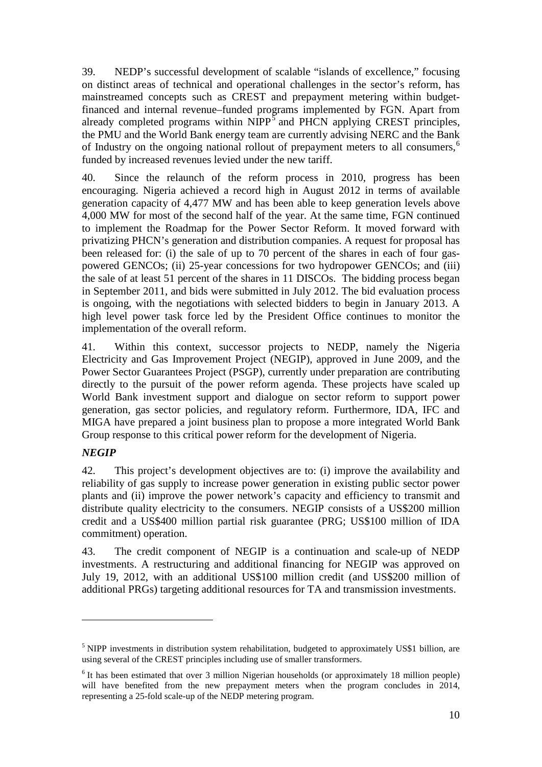39. NEDP's successful development of scalable "islands of excellence," focusing on distinct areas of technical and operational challenges in the sector's reform, has mainstreamed concepts such as CREST and prepayment metering within budget-financed and internal revenue–funded programs implemented by FGN. Apart from already completed programs within NIPP[5] and PHCN applying CREST principles, the PMU and the World Bank energy team are currently advising NERC and the Bank of Industry on the ongoing national rollout of prepayment meters to all consumers,[6] funded by increased revenues levied under the new tariff.

40. Since the relaunch of the reform process in 2010, progress has been encouraging. Nigeria achieved a record high in August 2012 in terms of available generation capacity of 4,477 MW and has been able to keep generation levels above 4,000 MW for most of the second half of the year. At the same time, FGN continued to implement the Roadmap for the Power Sector Reform. It moved forward with privatizing PHCN's generation and distribution companies. A request for proposal has been released for: (i) the sale of up to 70 percent of the shares in each of four gas-powered GENCOs; (ii) 25-year concessions for two hydropower GENCOs; and (iii) the sale of at least 51 percent of the shares in 11 DISCOs. The bidding process began in September 2011, and bids were submitted in July 2012. The bid evaluation process is ongoing, with the negotiations with selected bidders to begin in January 2013. A high level power task force led by the President Office continues to monitor the implementation of the overall reform.

41. Within this context, successor projects to NEDP, namely the Nigeria Electricity and Gas Improvement Project (NEGIP), approved in June 2009, and the Power Sector Guarantees Project (PSGP), currently under preparation are contributing directly to the pursuit of the power reform agenda. These projects have scaled up World Bank investment support and dialogue on sector reform to support power generation, gas sector policies, and regulatory reform. Furthermore, IDA, IFC and MIGA have prepared a joint business plan to propose a more integrated World Bank Group response to this critical power reform for the development of Nigeria.

***NEGIP***

42. This project's development objectives are to: (i) improve the availability and reliability of gas supply to increase power generation in existing public sector power plants and (ii) improve the power network's capacity and efficiency to transmit and distribute quality electricity to the consumers. NEGIP consists of a US$200 million credit and a US$400 million partial risk guarantee (PRG; US$100 million of IDA commitment) operation.

43. The credit component of NEGIP is a continuation and scale-up of NEDP investments. A restructuring and additional financing for NEGIP was approved on July 19, 2012, with an additional US$100 million credit (and US$200 million of additional PRGs) targeting additional resources for TA and transmission investments.

---

[5] NIPP investments in distribution system rehabilitation, budgeted to approximately US$1 billion, are using several of the CREST principles including use of smaller transformers.

[6] It has been estimated that over 3 million Nigerian households (or approximately 18 million people) will have benefited from the new prepayment meters when the program concludes in 2014, representing a 25-fold scale-up of the NEDP metering program.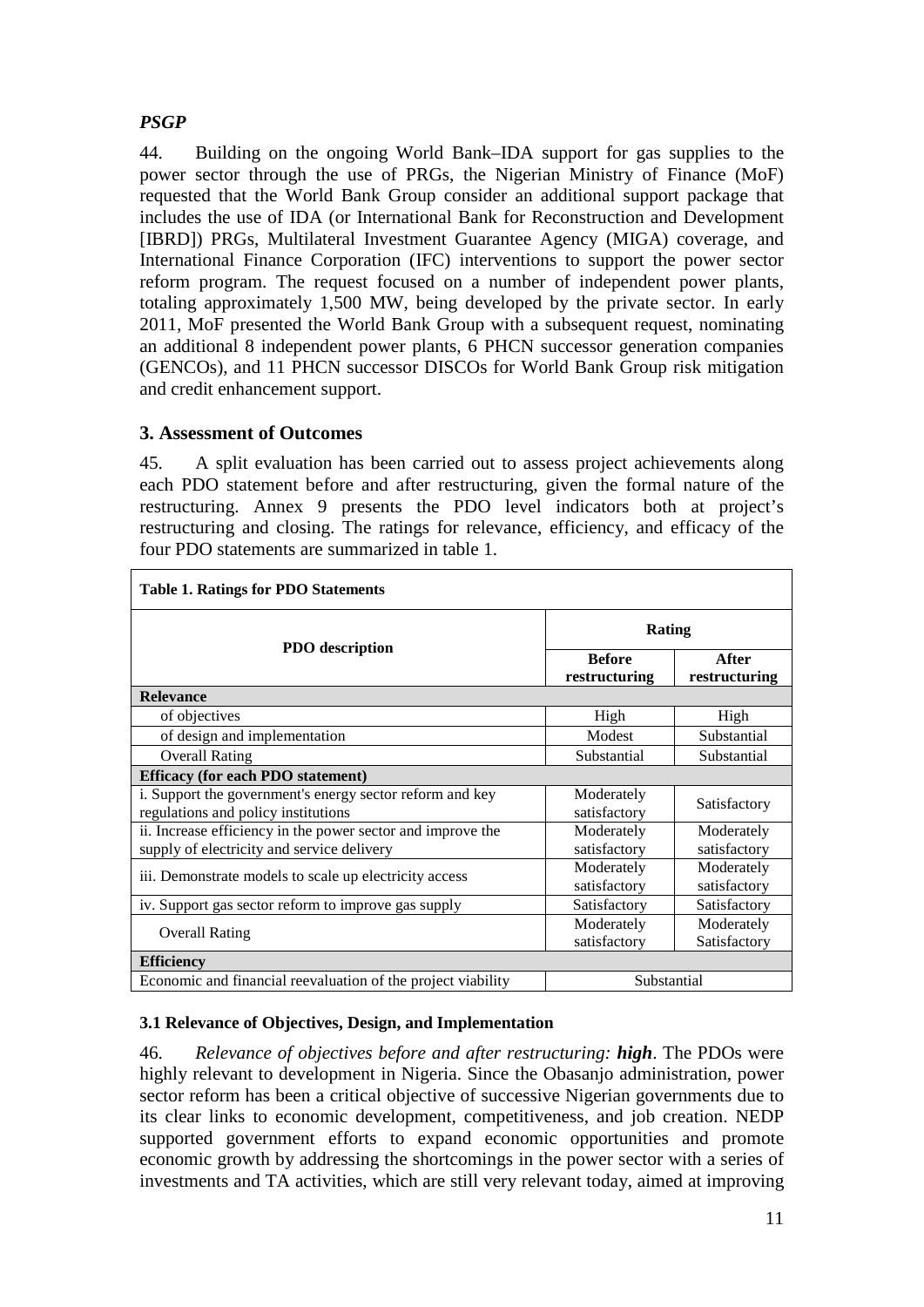*PSGP*

44. Building on the ongoing World Bank–IDA support for gas supplies to the power sector through the use of PRGs, the Nigerian Ministry of Finance (MoF) requested that the World Bank Group consider an additional support package that includes the use of IDA (or International Bank for Reconstruction and Development [IBRD]) PRGs, Multilateral Investment Guarantee Agency (MIGA) coverage, and International Finance Corporation (IFC) interventions to support the power sector reform program. The request focused on a number of independent power plants, totaling approximately 1,500 MW, being developed by the private sector. In early 2011, MoF presented the World Bank Group with a subsequent request, nominating an additional 8 independent power plants, 6 PHCN successor generation companies (GENCOs), and 11 PHCN successor DISCOs for World Bank Group risk mitigation and credit enhancement support.

## 3. Assessment of Outcomes

45. A split evaluation has been carried out to assess project achievements along each PDO statement before and after restructuring, given the formal nature of the restructuring. Annex 9 presents the PDO level indicators both at project's restructuring and closing. The ratings for relevance, efficiency, and efficacy of the four PDO statements are summarized in table 1.

**Table 1. Ratings for PDO Statements**

| PDO description | Rating | |
|---|---|---|
| | **Before restructuring** | **After restructuring** |
| **Relevance** | | |
| of objectives | High | High |
| of design and implementation | Modest | Substantial |
| Overall Rating | Substantial | Substantial |
| **Efficacy (for each PDO statement)** | | |
| i. Support the government's energy sector reform and key regulations and policy institutions | Moderately satisfactory | Satisfactory |
| ii. Increase efficiency in the power sector and improve the supply of electricity and service delivery | Moderately satisfactory | Moderately satisfactory |
| iii. Demonstrate models to scale up electricity access | Moderately satisfactory | Moderately satisfactory |
| iv. Support gas sector reform to improve gas supply | Satisfactory | Satisfactory |
| Overall Rating | Moderately satisfactory | Moderately Satisfactory |
| **Efficiency** | | |
| Economic and financial reevaluation of the project viability | Substantial | |

#### 3.1 Relevance of Objectives, Design, and Implementation

46. *Relevance of objectives before and after restructuring: **high***. The PDOs were highly relevant to development in Nigeria. Since the Obasanjo administration, power sector reform has been a critical objective of successive Nigerian governments due to its clear links to economic development, competitiveness, and job creation. NEDP supported government efforts to expand economic opportunities and promote economic growth by addressing the shortcomings in the power sector with a series of investments and TA activities, which are still very relevant today, aimed at improving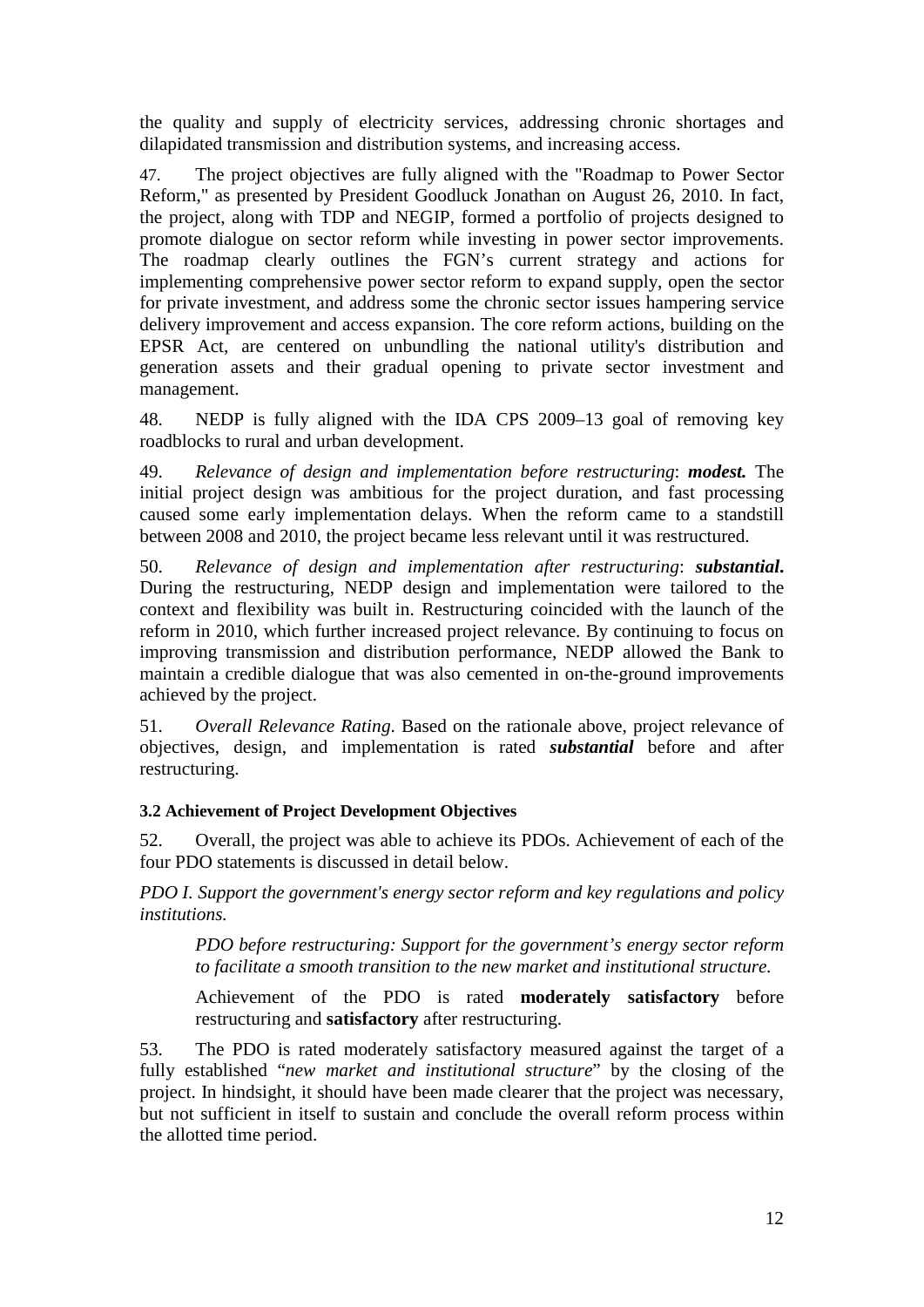the quality and supply of electricity services, addressing chronic shortages and dilapidated transmission and distribution systems, and increasing access.

47. The project objectives are fully aligned with the "Roadmap to Power Sector Reform," as presented by President Goodluck Jonathan on August 26, 2010. In fact, the project, along with TDP and NEGIP, formed a portfolio of projects designed to promote dialogue on sector reform while investing in power sector improvements. The roadmap clearly outlines the FGN's current strategy and actions for implementing comprehensive power sector reform to expand supply, open the sector for private investment, and address some the chronic sector issues hampering service delivery improvement and access expansion. The core reform actions, building on the EPSR Act, are centered on unbundling the national utility's distribution and generation assets and their gradual opening to private sector investment and management.

48. NEDP is fully aligned with the IDA CPS 2009–13 goal of removing key roadblocks to rural and urban development.

49. *Relevance of design and implementation before restructuring*: ***modest.*** The initial project design was ambitious for the project duration, and fast processing caused some early implementation delays. When the reform came to a standstill between 2008 and 2010, the project became less relevant until it was restructured.

50. *Relevance of design and implementation after restructuring*: ***substantial***. During the restructuring, NEDP design and implementation were tailored to the context and flexibility was built in. Restructuring coincided with the launch of the reform in 2010, which further increased project relevance. By continuing to focus on improving transmission and distribution performance, NEDP allowed the Bank to maintain a credible dialogue that was also cemented in on-the-ground improvements achieved by the project.

51. *Overall Relevance Rating*. Based on the rationale above, project relevance of objectives, design, and implementation is rated ***substantial*** before and after restructuring.

### 3.2 Achievement of Project Development Objectives

52. Overall, the project was able to achieve its PDOs. Achievement of each of the four PDO statements is discussed in detail below.

*PDO I. Support the government's energy sector reform and key regulations and policy institutions.*

> *PDO before restructuring: Support for the government's energy sector reform to facilitate a smooth transition to the new market and institutional structure.*
>
> Achievement of the PDO is rated **moderately satisfactory** before restructuring and **satisfactory** after restructuring.

53. The PDO is rated moderately satisfactory measured against the target of a fully established "*new market and institutional structure*" by the closing of the project. In hindsight, it should have been made clearer that the project was necessary, but not sufficient in itself to sustain and conclude the overall reform process within the allotted time period.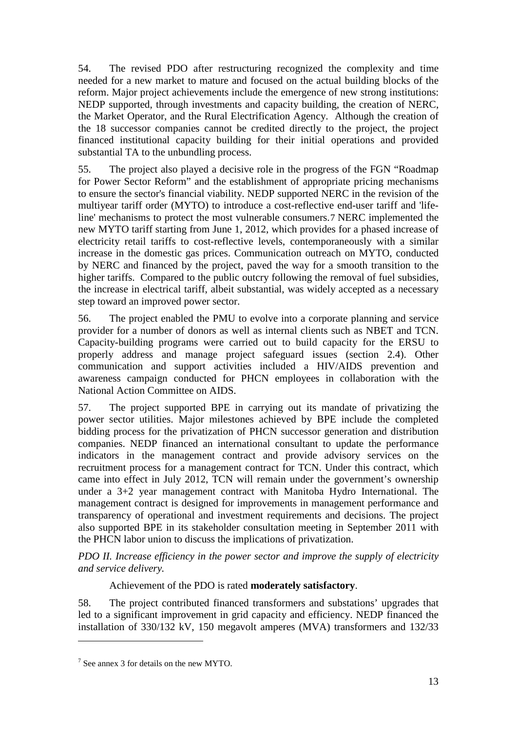54. The revised PDO after restructuring recognized the complexity and time needed for a new market to mature and focused on the actual building blocks of the reform. Major project achievements include the emergence of new strong institutions: NEDP supported, through investments and capacity building, the creation of NERC, the Market Operator, and the Rural Electrification Agency. Although the creation of the 18 successor companies cannot be credited directly to the project, the project financed institutional capacity building for their initial operations and provided substantial TA to the unbundling process.

55. The project also played a decisive role in the progress of the FGN "Roadmap for Power Sector Reform" and the establishment of appropriate pricing mechanisms to ensure the sector's financial viability. NEDP supported NERC in the revision of the multiyear tariff order (MYTO) to introduce a cost-reflective end-user tariff and 'life-line' mechanisms to protect the most vulnerable consumers.[7] NERC implemented the new MYTO tariff starting from June 1, 2012, which provides for a phased increase of electricity retail tariffs to cost-reflective levels, contemporaneously with a similar increase in the domestic gas prices. Communication outreach on MYTO, conducted by NERC and financed by the project, paved the way for a smooth transition to the higher tariffs. Compared to the public outcry following the removal of fuel subsidies, the increase in electrical tariff, albeit substantial, was widely accepted as a necessary step toward an improved power sector.

56. The project enabled the PMU to evolve into a corporate planning and service provider for a number of donors as well as internal clients such as NBET and TCN. Capacity-building programs were carried out to build capacity for the ERSU to properly address and manage project safeguard issues (section 2.4). Other communication and support activities included a HIV/AIDS prevention and awareness campaign conducted for PHCN employees in collaboration with the National Action Committee on AIDS.

57. The project supported BPE in carrying out its mandate of privatizing the power sector utilities. Major milestones achieved by BPE include the completed bidding process for the privatization of PHCN successor generation and distribution companies. NEDP financed an international consultant to update the performance indicators in the management contract and provide advisory services on the recruitment process for a management contract for TCN. Under this contract, which came into effect in July 2012, TCN will remain under the government's ownership under a 3+2 year management contract with Manitoba Hydro International. The management contract is designed for improvements in management performance and transparency of operational and investment requirements and decisions. The project also supported BPE in its stakeholder consultation meeting in September 2011 with the PHCN labor union to discuss the implications of privatization.

*PDO II. Increase efficiency in the power sector and improve the supply of electricity and service delivery.*

Achievement of the PDO is rated **moderately satisfactory**.

58. The project contributed financed transformers and substations' upgrades that led to a significant improvement in grid capacity and efficiency. NEDP financed the installation of 330/132 kV, 150 megavolt amperes (MVA) transformers and 132/33

---

[7] See annex 3 for details on the new MYTO.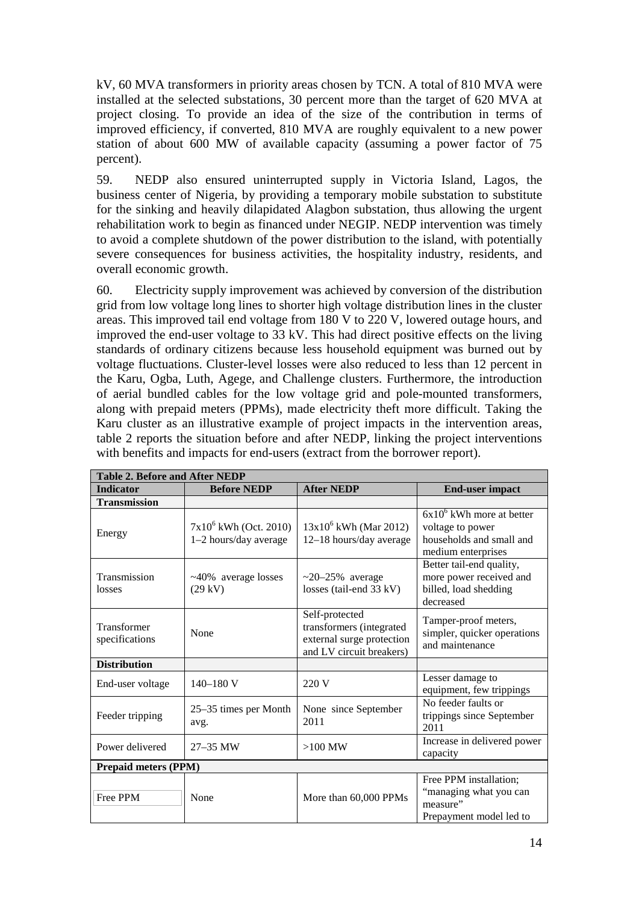kV, 60 MVA transformers in priority areas chosen by TCN. A total of 810 MVA were installed at the selected substations, 30 percent more than the target of 620 MVA at project closing. To provide an idea of the size of the contribution in terms of improved efficiency, if converted, 810 MVA are roughly equivalent to a new power station of about 600 MW of available capacity (assuming a power factor of 75 percent).

59. NEDP also ensured uninterrupted supply in Victoria Island, Lagos, the business center of Nigeria, by providing a temporary mobile substation to substitute for the sinking and heavily dilapidated Alagbon substation, thus allowing the urgent rehabilitation work to begin as financed under NEGIP. NEDP intervention was timely to avoid a complete shutdown of the power distribution to the island, with potentially severe consequences for business activities, the hospitality industry, residents, and overall economic growth.

60. Electricity supply improvement was achieved by conversion of the distribution grid from low voltage long lines to shorter high voltage distribution lines in the cluster areas. This improved tail end voltage from 180 V to 220 V, lowered outage hours, and improved the end-user voltage to 33 kV. This had direct positive effects on the living standards of ordinary citizens because less household equipment was burned out by voltage fluctuations. Cluster-level losses were also reduced to less than 12 percent in the Karu, Ogba, Luth, Agege, and Challenge clusters. Furthermore, the introduction of aerial bundled cables for the low voltage grid and pole-mounted transformers, along with prepaid meters (PPMs), made electricity theft more difficult. Taking the Karu cluster as an illustrative example of project impacts in the intervention areas, table 2 reports the situation before and after NEDP, linking the project interventions with benefits and impacts for end-users (extract from the borrower report).

**Table 2. Before and After NEDP**

| Indicator | Before NEDP | After NEDP | End-user impact |
|---|---|---|---|
| **Transmission** | | | |
| Energy | $7x10^6$ kWh (Oct. 2010) 1–2 hours/day average | $13x10^6$ kWh (Mar 2012) 12–18 hours/day average | $6x10^6$ kWh more at better voltage to power households and small and medium enterprises |
| Transmission losses | ~40% average losses (29 kV) | ~20–25% average losses (tail-end 33 kV) | Better tail-end quality, more power received and billed, load shedding decreased |
| Transformer specifications | None | Self-protected transformers (integrated external surge protection and LV circuit breakers) | Tamper-proof meters, simpler, quicker operations and maintenance |
| **Distribution** | | | |
| End-user voltage | 140–180 V | 220 V | Lesser damage to equipment, few trippings |
| Feeder tripping | 25–35 times per Month avg. | None since September 2011 | No feeder faults or trippings since September 2011 |
| Power delivered | 27–35 MW | >100 MW | Increase in delivered power capacity |
| **Prepaid meters (PPM)** | | | |
| Free PPM | None | More than 60,000 PPMs | Free PPM installation; "managing what you can measure" Prepayment model led to |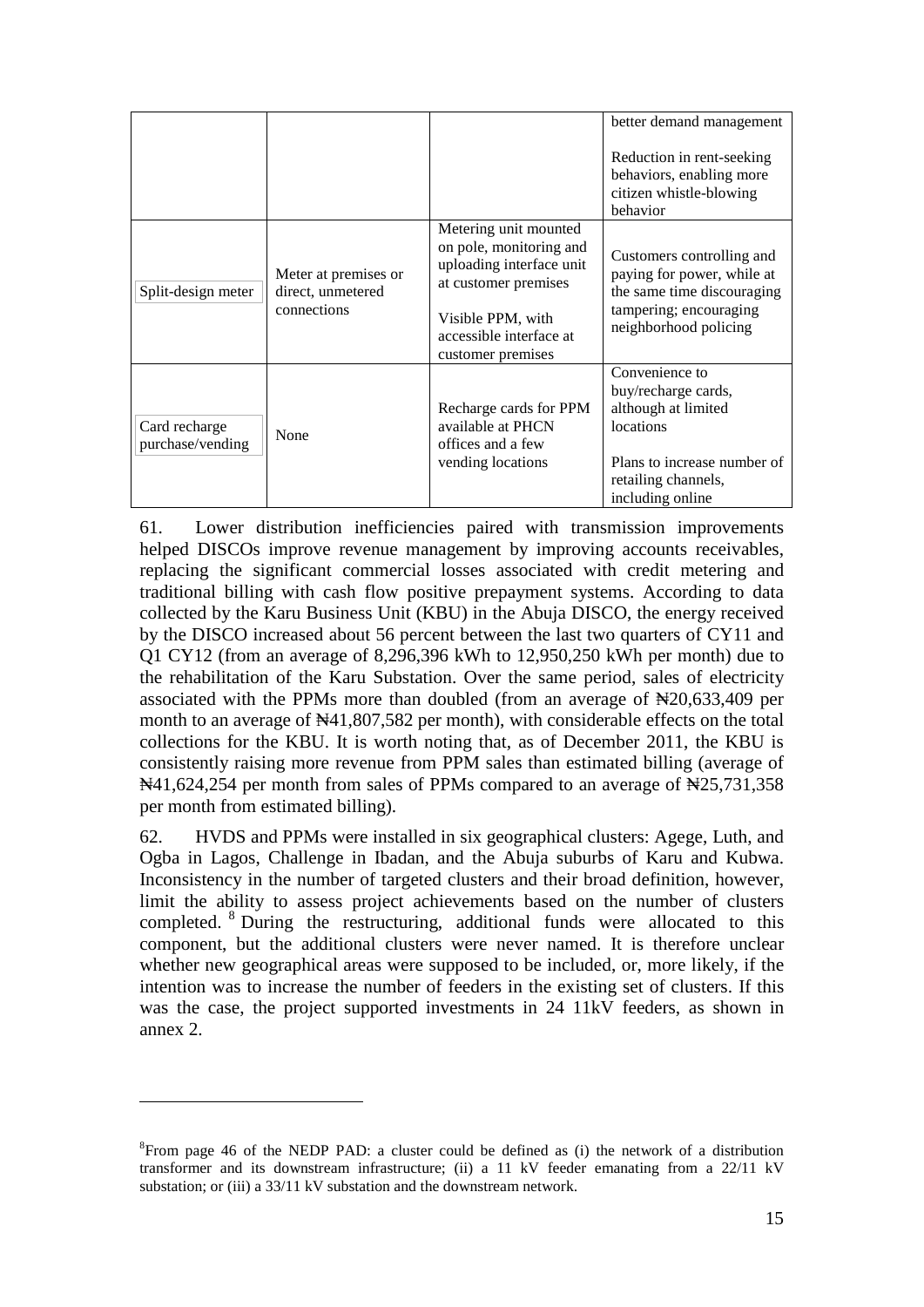| | | | |
|---|---|---|---|
| | | | better demand management<br><br>Reduction in rent-seeking behaviors, enabling more citizen whistle-blowing behavior |
| Split-design meter | Meter at premises or direct, unmetered connections | Metering unit mounted on pole, monitoring and uploading interface unit at customer premises<br><br>Visible PPM, with accessible interface at customer premises | Customers controlling and paying for power, while at the same time discouraging tampering; encouraging neighborhood policing |
| Card recharge purchase/vending | None | Recharge cards for PPM available at PHCN offices and a few vending locations | Convenience to buy/recharge cards, although at limited locations<br><br>Plans to increase number of retailing channels, including online |

61. Lower distribution inefficiencies paired with transmission improvements helped DISCOs improve revenue management by improving accounts receivables, replacing the significant commercial losses associated with credit metering and traditional billing with cash flow positive prepayment systems. According to data collected by the Karu Business Unit (KBU) in the Abuja DISCO, the energy received by the DISCO increased about 56 percent between the last two quarters of CY11 and Q1 CY12 (from an average of 8,296,396 kWh to 12,950,250 kWh per month) due to the rehabilitation of the Karu Substation. Over the same period, sales of electricity associated with the PPMs more than doubled (from an average of ₦20,633,409 per month to an average of ₦41,807,582 per month), with considerable effects on the total collections for the KBU. It is worth noting that, as of December 2011, the KBU is consistently raising more revenue from PPM sales than estimated billing (average of ₦41,624,254 per month from sales of PPMs compared to an average of ₦25,731,358 per month from estimated billing).

62. HVDS and PPMs were installed in six geographical clusters: Agege, Luth, and Ogba in Lagos, Challenge in Ibadan, and the Abuja suburbs of Karu and Kubwa. Inconsistency in the number of targeted clusters and their broad definition, however, limit the ability to assess project achievements based on the number of clusters completed. [8] During the restructuring, additional funds were allocated to this component, but the additional clusters were never named. It is therefore unclear whether new geographical areas were supposed to be included, or, more likely, if the intention was to increase the number of feeders in the existing set of clusters. If this was the case, the project supported investments in 24 11kV feeders, as shown in annex 2.

[8] From page 46 of the NEDP PAD: a cluster could be defined as (i) the network of a distribution transformer and its downstream infrastructure; (ii) a 11 kV feeder emanating from a 22/11 kV substation; or (iii) a 33/11 kV substation and the downstream network.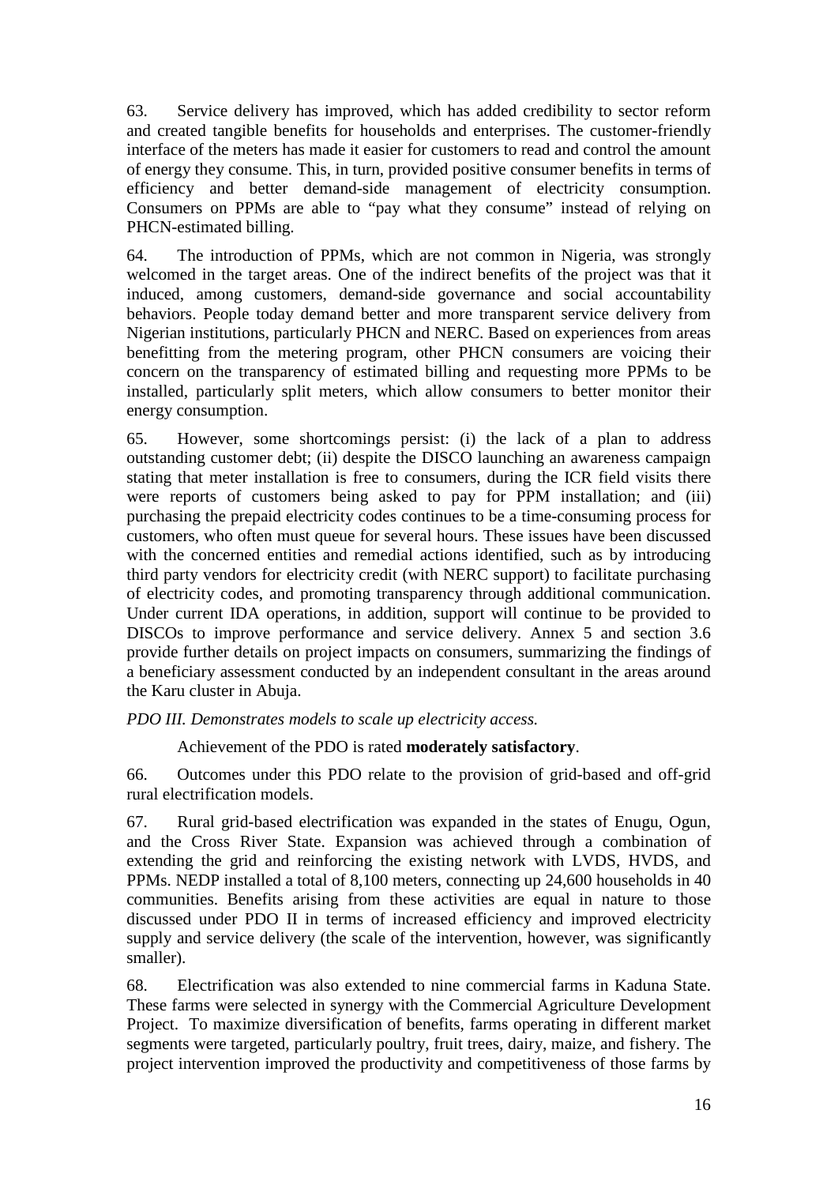63. Service delivery has improved, which has added credibility to sector reform and created tangible benefits for households and enterprises. The customer-friendly interface of the meters has made it easier for customers to read and control the amount of energy they consume. This, in turn, provided positive consumer benefits in terms of efficiency and better demand-side management of electricity consumption. Consumers on PPMs are able to "pay what they consume" instead of relying on PHCN-estimated billing.

64. The introduction of PPMs, which are not common in Nigeria, was strongly welcomed in the target areas. One of the indirect benefits of the project was that it induced, among customers, demand-side governance and social accountability behaviors. People today demand better and more transparent service delivery from Nigerian institutions, particularly PHCN and NERC. Based on experiences from areas benefitting from the metering program, other PHCN consumers are voicing their concern on the transparency of estimated billing and requesting more PPMs to be installed, particularly split meters, which allow consumers to better monitor their energy consumption.

65. However, some shortcomings persist: (i) the lack of a plan to address outstanding customer debt; (ii) despite the DISCO launching an awareness campaign stating that meter installation is free to consumers, during the ICR field visits there were reports of customers being asked to pay for PPM installation; and (iii) purchasing the prepaid electricity codes continues to be a time-consuming process for customers, who often must queue for several hours. These issues have been discussed with the concerned entities and remedial actions identified, such as by introducing third party vendors for electricity credit (with NERC support) to facilitate purchasing of electricity codes, and promoting transparency through additional communication. Under current IDA operations, in addition, support will continue to be provided to DISCOs to improve performance and service delivery. Annex 5 and section 3.6 provide further details on project impacts on consumers, summarizing the findings of a beneficiary assessment conducted by an independent consultant in the areas around the Karu cluster in Abuja.

*PDO III. Demonstrates models to scale up electricity access.*

Achievement of the PDO is rated **moderately satisfactory**.

66. Outcomes under this PDO relate to the provision of grid-based and off-grid rural electrification models.

67. Rural grid-based electrification was expanded in the states of Enugu, Ogun, and the Cross River State. Expansion was achieved through a combination of extending the grid and reinforcing the existing network with LVDS, HVDS, and PPMs. NEDP installed a total of 8,100 meters, connecting up 24,600 households in 40 communities. Benefits arising from these activities are equal in nature to those discussed under PDO II in terms of increased efficiency and improved electricity supply and service delivery (the scale of the intervention, however, was significantly smaller).

68. Electrification was also extended to nine commercial farms in Kaduna State. These farms were selected in synergy with the Commercial Agriculture Development Project. To maximize diversification of benefits, farms operating in different market segments were targeted, particularly poultry, fruit trees, dairy, maize, and fishery. The project intervention improved the productivity and competitiveness of those farms by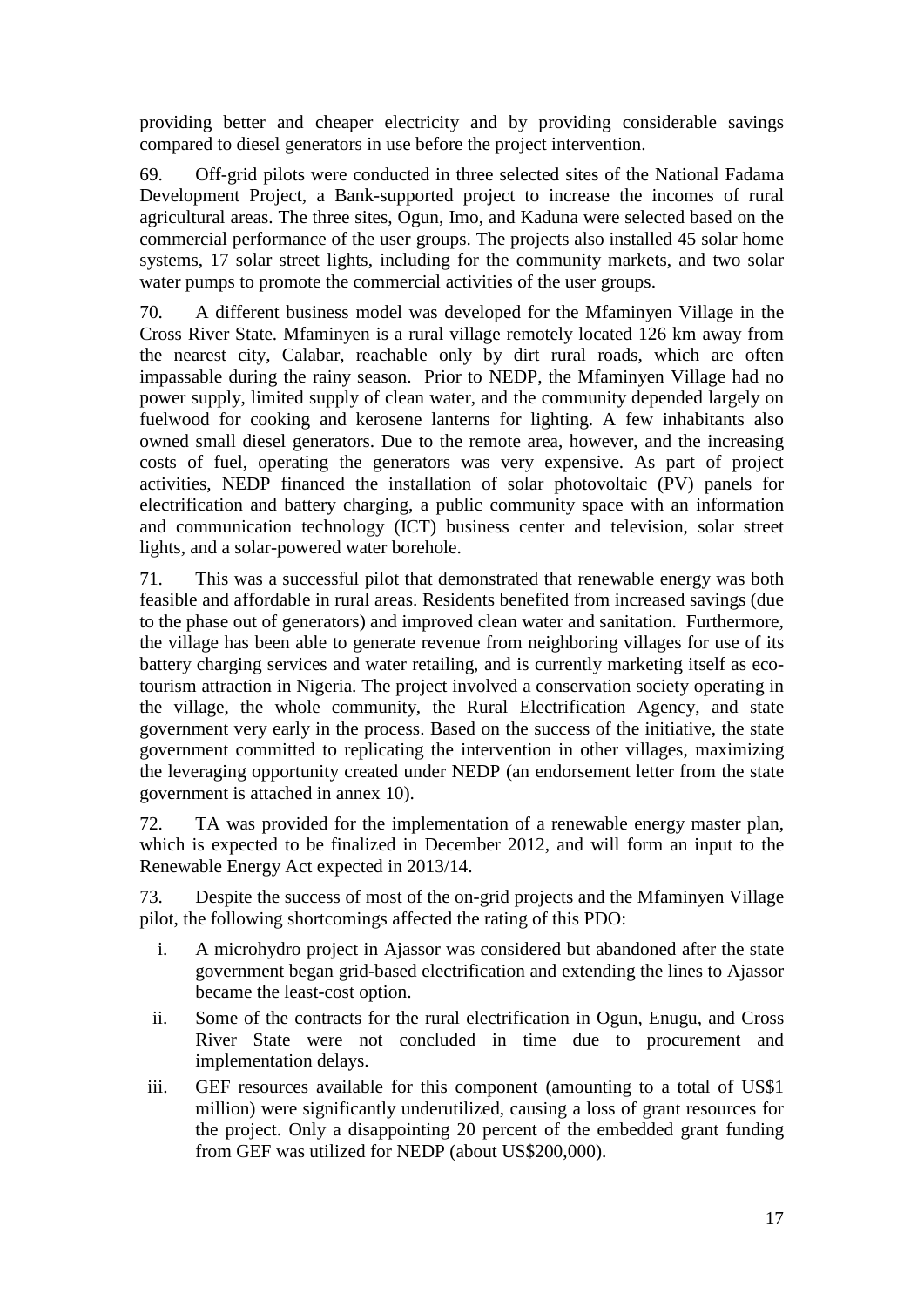providing better and cheaper electricity and by providing considerable savings compared to diesel generators in use before the project intervention.

69. Off-grid pilots were conducted in three selected sites of the National Fadama Development Project, a Bank-supported project to increase the incomes of rural agricultural areas. The three sites, Ogun, Imo, and Kaduna were selected based on the commercial performance of the user groups. The projects also installed 45 solar home systems, 17 solar street lights, including for the community markets, and two solar water pumps to promote the commercial activities of the user groups.

70. A different business model was developed for the Mfaminyen Village in the Cross River State. Mfaminyen is a rural village remotely located 126 km away from the nearest city, Calabar, reachable only by dirt rural roads, which are often impassable during the rainy season. Prior to NEDP, the Mfaminyen Village had no power supply, limited supply of clean water, and the community depended largely on fuelwood for cooking and kerosene lanterns for lighting. A few inhabitants also owned small diesel generators. Due to the remote area, however, and the increasing costs of fuel, operating the generators was very expensive. As part of project activities, NEDP financed the installation of solar photovoltaic (PV) panels for electrification and battery charging, a public community space with an information and communication technology (ICT) business center and television, solar street lights, and a solar-powered water borehole.

71. This was a successful pilot that demonstrated that renewable energy was both feasible and affordable in rural areas. Residents benefited from increased savings (due to the phase out of generators) and improved clean water and sanitation. Furthermore, the village has been able to generate revenue from neighboring villages for use of its battery charging services and water retailing, and is currently marketing itself as eco-tourism attraction in Nigeria. The project involved a conservation society operating in the village, the whole community, the Rural Electrification Agency, and state government very early in the process. Based on the success of the initiative, the state government committed to replicating the intervention in other villages, maximizing the leveraging opportunity created under NEDP (an endorsement letter from the state government is attached in annex 10).

72. TA was provided for the implementation of a renewable energy master plan, which is expected to be finalized in December 2012, and will form an input to the Renewable Energy Act expected in 2013/14.

73. Despite the success of most of the on-grid projects and the Mfaminyen Village pilot, the following shortcomings affected the rating of this PDO:

i. A microhydro project in Ajassor was considered but abandoned after the state government began grid-based electrification and extending the lines to Ajassor became the least-cost option.

ii. Some of the contracts for the rural electrification in Ogun, Enugu, and Cross River State were not concluded in time due to procurement and implementation delays.

iii. GEF resources available for this component (amounting to a total of US$1 million) were significantly underutilized, causing a loss of grant resources for the project. Only a disappointing 20 percent of the embedded grant funding from GEF was utilized for NEDP (about US$200,000).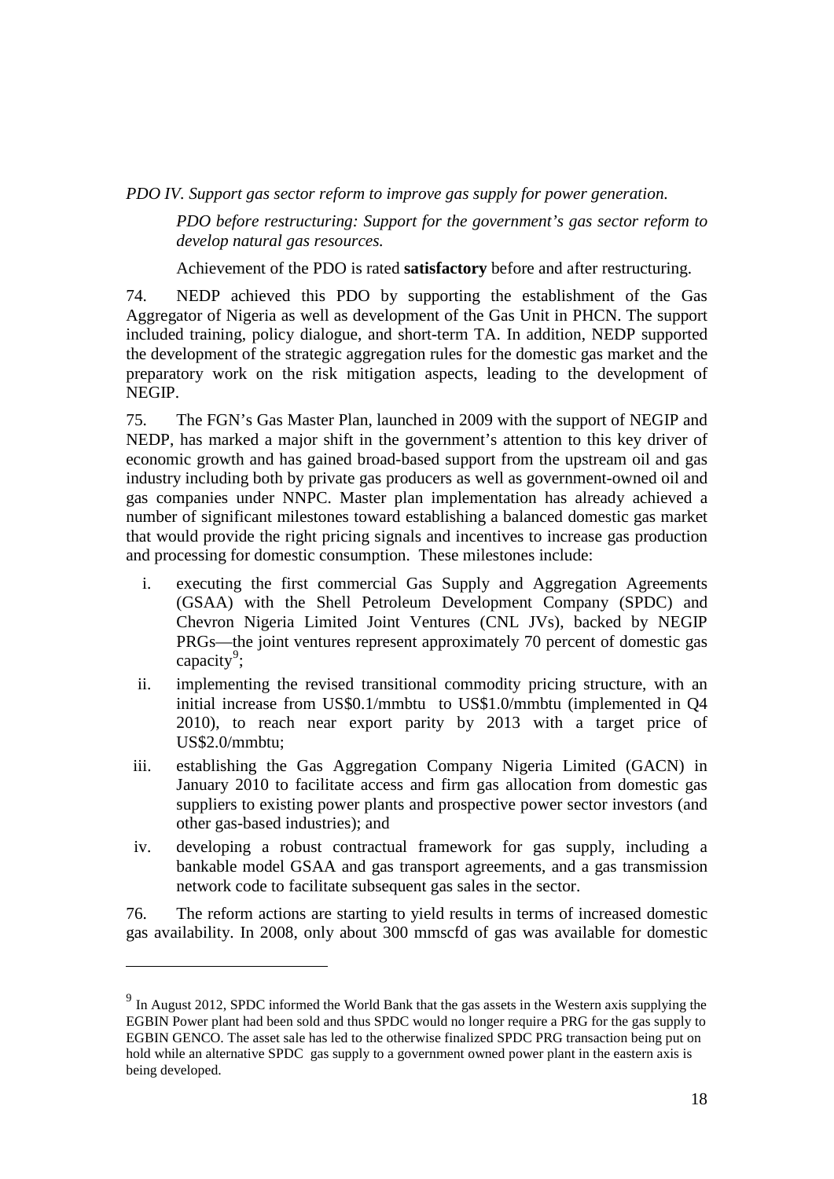*PDO IV. Support gas sector reform to improve gas supply for power generation.*

*PDO before restructuring: Support for the government's gas sector reform to develop natural gas resources.*

Achievement of the PDO is rated **satisfactory** before and after restructuring.

74. NEDP achieved this PDO by supporting the establishment of the Gas Aggregator of Nigeria as well as development of the Gas Unit in PHCN. The support included training, policy dialogue, and short-term TA. In addition, NEDP supported the development of the strategic aggregation rules for the domestic gas market and the preparatory work on the risk mitigation aspects, leading to the development of NEGIP.

75. The FGN's Gas Master Plan, launched in 2009 with the support of NEGIP and NEDP, has marked a major shift in the government's attention to this key driver of economic growth and has gained broad-based support from the upstream oil and gas industry including both by private gas producers as well as government-owned oil and gas companies under NNPC. Master plan implementation has already achieved a number of significant milestones toward establishing a balanced domestic gas market that would provide the right pricing signals and incentives to increase gas production and processing for domestic consumption. These milestones include:

i. executing the first commercial Gas Supply and Aggregation Agreements (GSAA) with the Shell Petroleum Development Company (SPDC) and Chevron Nigeria Limited Joint Ventures (CNL JVs), backed by NEGIP PRGs—the joint ventures represent approximately 70 percent of domestic gas capacity[9];
ii. implementing the revised transitional commodity pricing structure, with an initial increase from US$0.1/mmbtu to US$1.0/mmbtu (implemented in Q4 2010), to reach near export parity by 2013 with a target price of US$2.0/mmbtu;
iii. establishing the Gas Aggregation Company Nigeria Limited (GACN) in January 2010 to facilitate access and firm gas allocation from domestic gas suppliers to existing power plants and prospective power sector investors (and other gas-based industries); and
iv. developing a robust contractual framework for gas supply, including a bankable model GSAA and gas transport agreements, and a gas transmission network code to facilitate subsequent gas sales in the sector.

76. The reform actions are starting to yield results in terms of increased domestic gas availability. In 2008, only about 300 mmscfd of gas was available for domestic

[9] In August 2012, SPDC informed the World Bank that the gas assets in the Western axis supplying the EGBIN Power plant had been sold and thus SPDC would no longer require a PRG for the gas supply to EGBIN GENCO. The asset sale has led to the otherwise finalized SPDC PRG transaction being put on hold while an alternative SPDC gas supply to a government owned power plant in the eastern axis is being developed.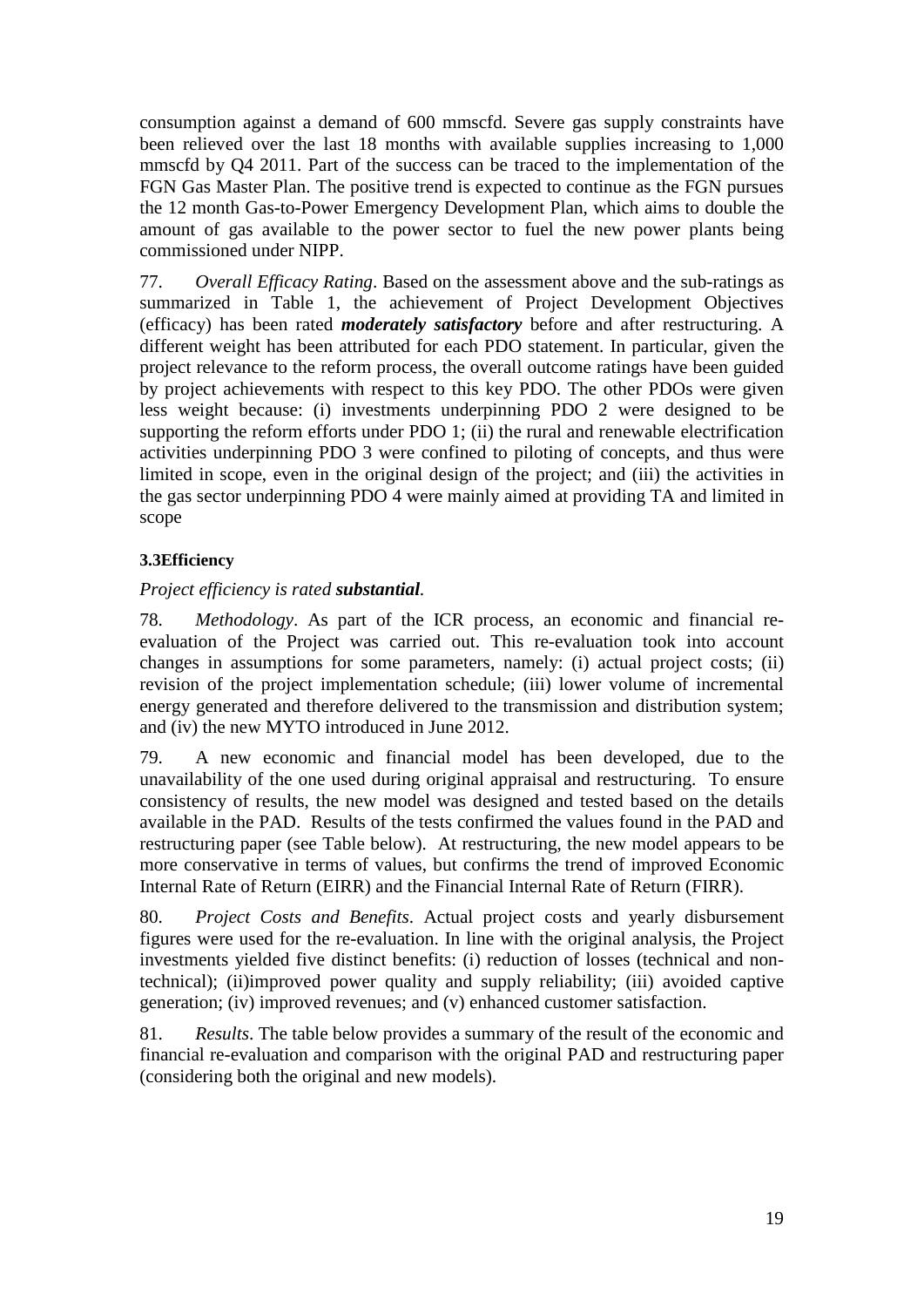consumption against a demand of 600 mmscfd. Severe gas supply constraints have been relieved over the last 18 months with available supplies increasing to 1,000 mmscfd by Q4 2011. Part of the success can be traced to the implementation of the FGN Gas Master Plan. The positive trend is expected to continue as the FGN pursues the 12 month Gas-to-Power Emergency Development Plan, which aims to double the amount of gas available to the power sector to fuel the new power plants being commissioned under NIPP.

77. *Overall Efficacy Rating*. Based on the assessment above and the sub-ratings as summarized in Table 1, the achievement of Project Development Objectives (efficacy) has been rated ***moderately satisfactory*** before and after restructuring. A different weight has been attributed for each PDO statement. In particular, given the project relevance to the reform process, the overall outcome ratings have been guided by project achievements with respect to this key PDO. The other PDOs were given less weight because: (i) investments underpinning PDO 2 were designed to be supporting the reform efforts under PDO 1; (ii) the rural and renewable electrification activities underpinning PDO 3 were confined to piloting of concepts, and thus were limited in scope, even in the original design of the project; and (iii) the activities in the gas sector underpinning PDO 4 were mainly aimed at providing TA and limited in scope

### 3.3Efficiency

*Project efficiency is rated **substantial**.*

78. *Methodology*. As part of the ICR process, an economic and financial re-evaluation of the Project was carried out. This re-evaluation took into account changes in assumptions for some parameters, namely: (i) actual project costs; (ii) revision of the project implementation schedule; (iii) lower volume of incremental energy generated and therefore delivered to the transmission and distribution system; and (iv) the new MYTO introduced in June 2012.

79. A new economic and financial model has been developed, due to the unavailability of the one used during original appraisal and restructuring. To ensure consistency of results, the new model was designed and tested based on the details available in the PAD. Results of the tests confirmed the values found in the PAD and restructuring paper (see Table below). At restructuring, the new model appears to be more conservative in terms of values, but confirms the trend of improved Economic Internal Rate of Return (EIRR) and the Financial Internal Rate of Return (FIRR).

80. *Project Costs and Benefits*. Actual project costs and yearly disbursement figures were used for the re-evaluation. In line with the original analysis, the Project investments yielded five distinct benefits: (i) reduction of losses (technical and non-technical); (ii)improved power quality and supply reliability; (iii) avoided captive generation; (iv) improved revenues; and (v) enhanced customer satisfaction.

81. *Results*. The table below provides a summary of the result of the economic and financial re-evaluation and comparison with the original PAD and restructuring paper (considering both the original and new models).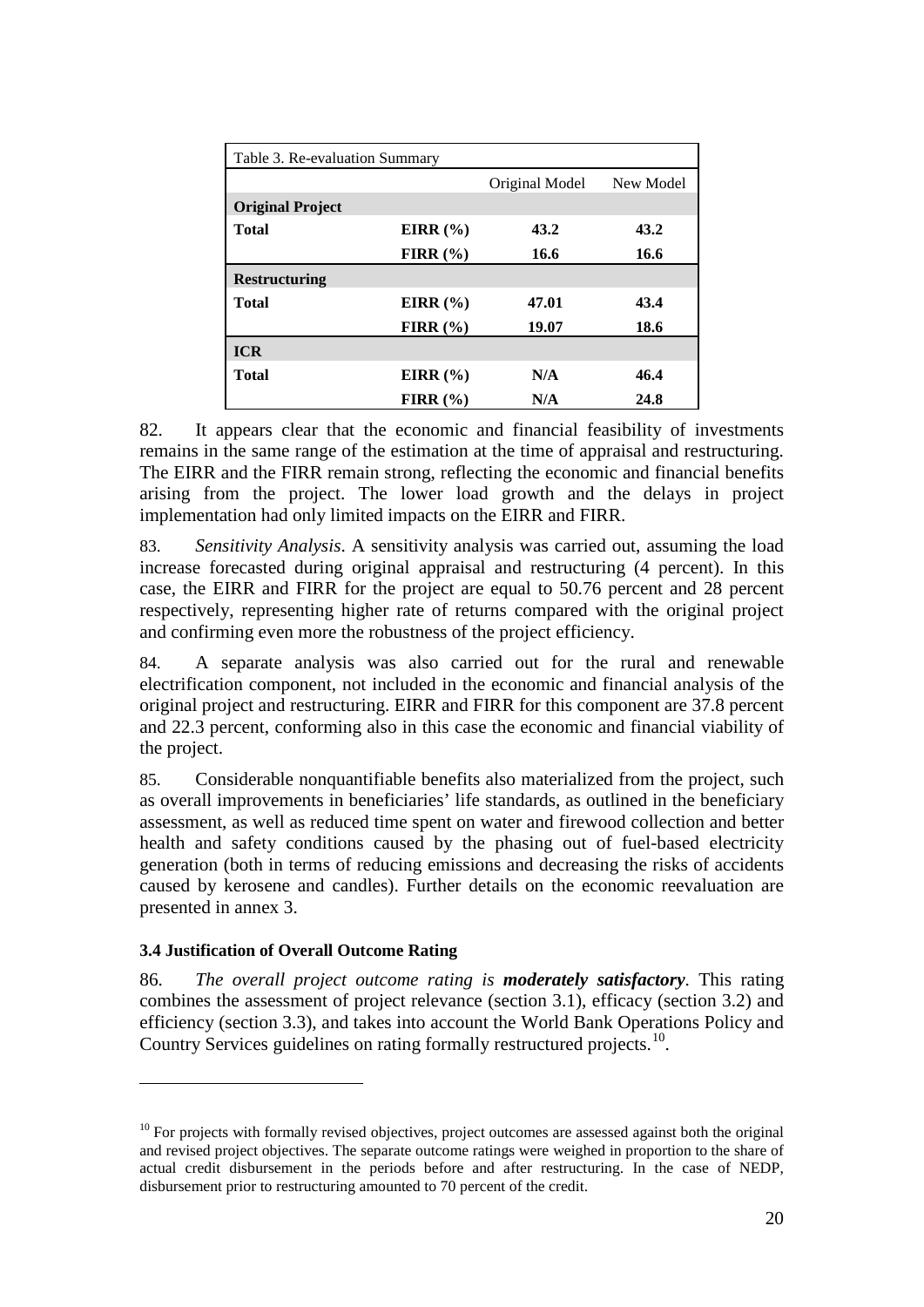| Table 3. Re-evaluation Summary | | | |
|---|---|---|---|
| | | Original Model | New Model |
| **Original Project** | | | |
| **Total** | **EIRR (%)** | **43.2** | **43.2** |
| | **FIRR (%)** | **16.6** | **16.6** |
| **Restructuring** | | | |
| **Total** | **EIRR (%)** | **47.01** | **43.4** |
| | **FIRR (%)** | **19.07** | **18.6** |
| **ICR** | | | |
| **Total** | **EIRR (%)** | **N/A** | **46.4** |
| | **FIRR (%)** | **N/A** | **24.8** |

82. It appears clear that the economic and financial feasibility of investments remains in the same range of the estimation at the time of appraisal and restructuring. The EIRR and the FIRR remain strong, reflecting the economic and financial benefits arising from the project. The lower load growth and the delays in project implementation had only limited impacts on the EIRR and FIRR.

83. *Sensitivity Analysis*. A sensitivity analysis was carried out, assuming the load increase forecasted during original appraisal and restructuring (4 percent). In this case, the EIRR and FIRR for the project are equal to 50.76 percent and 28 percent respectively, representing higher rate of returns compared with the original project and confirming even more the robustness of the project efficiency.

84. A separate analysis was also carried out for the rural and renewable electrification component, not included in the economic and financial analysis of the original project and restructuring. EIRR and FIRR for this component are 37.8 percent and 22.3 percent, conforming also in this case the economic and financial viability of the project.

85. Considerable nonquantifiable benefits also materialized from the project, such as overall improvements in beneficiaries' life standards, as outlined in the beneficiary assessment, as well as reduced time spent on water and firewood collection and better health and safety conditions caused by the phasing out of fuel-based electricity generation (both in terms of reducing emissions and decreasing the risks of accidents caused by kerosene and candles). Further details on the economic reevaluation are presented in annex 3.

### 3.4 Justification of Overall Outcome Rating

86. *The overall project outcome rating is* ***moderately satisfactory***. This rating combines the assessment of project relevance (section 3.1), efficacy (section 3.2) and efficiency (section 3.3), and takes into account the World Bank Operations Policy and Country Services guidelines on rating formally restructured projects.[10].

[10] For projects with formally revised objectives, project outcomes are assessed against both the original and revised project objectives. The separate outcome ratings were weighed in proportion to the share of actual credit disbursement in the periods before and after restructuring. In the case of NEDP, disbursement prior to restructuring amounted to 70 percent of the credit.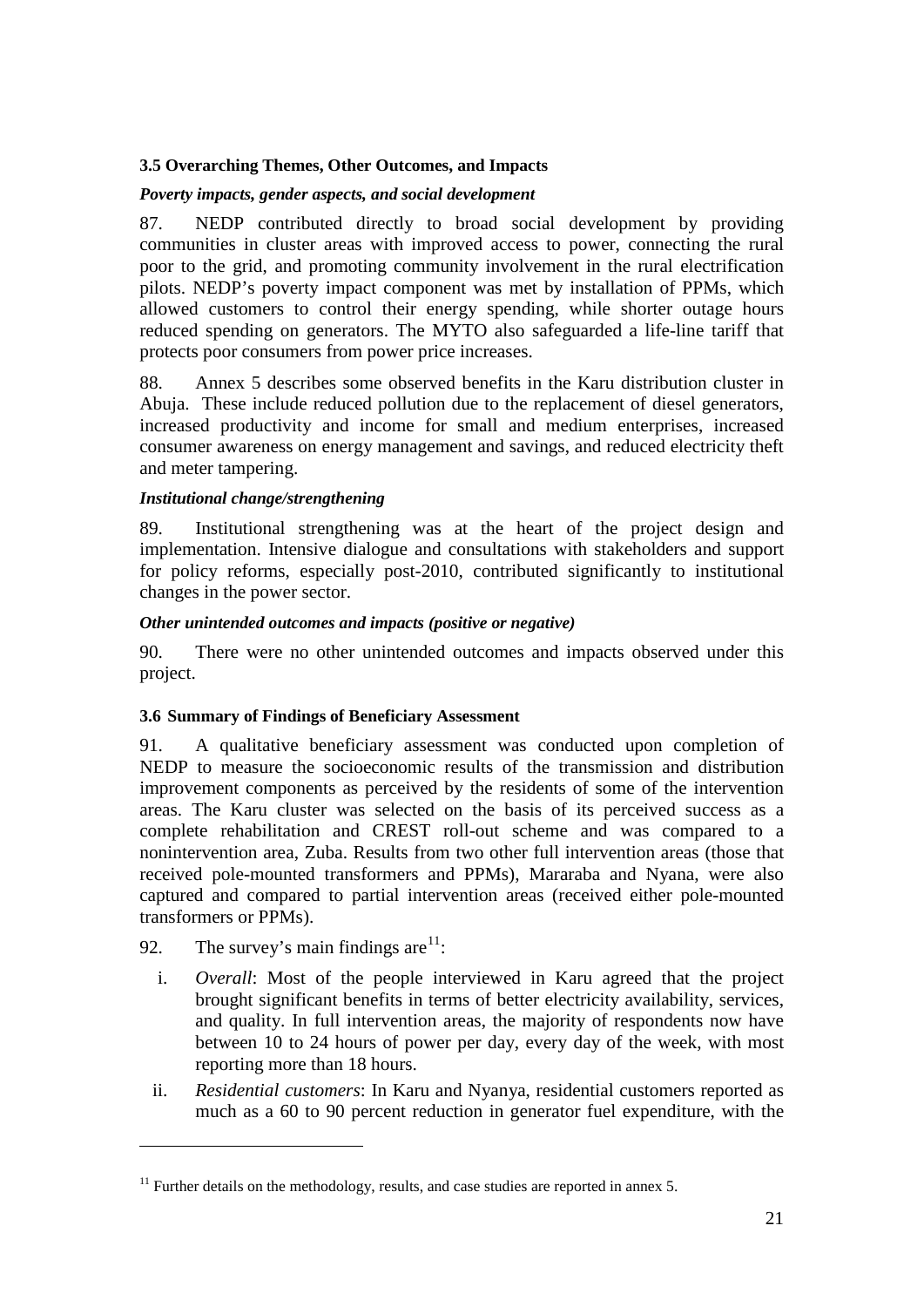### 3.5 Overarching Themes, Other Outcomes, and Impacts

***Poverty impacts, gender aspects, and social development***

87. NEDP contributed directly to broad social development by providing communities in cluster areas with improved access to power, connecting the rural poor to the grid, and promoting community involvement in the rural electrification pilots. NEDP's poverty impact component was met by installation of PPMs, which allowed customers to control their energy spending, while shorter outage hours reduced spending on generators. The MYTO also safeguarded a life-line tariff that protects poor consumers from power price increases.

88. Annex 5 describes some observed benefits in the Karu distribution cluster in Abuja. These include reduced pollution due to the replacement of diesel generators, increased productivity and income for small and medium enterprises, increased consumer awareness on energy management and savings, and reduced electricity theft and meter tampering.

***Institutional change/strengthening***

89. Institutional strengthening was at the heart of the project design and implementation. Intensive dialogue and consultations with stakeholders and support for policy reforms, especially post-2010, contributed significantly to institutional changes in the power sector.

***Other unintended outcomes and impacts (positive or negative)***

90. There were no other unintended outcomes and impacts observed under this project.

### 3.6 Summary of Findings of Beneficiary Assessment

91. A qualitative beneficiary assessment was conducted upon completion of NEDP to measure the socioeconomic results of the transmission and distribution improvement components as perceived by the residents of some of the intervention areas. The Karu cluster was selected on the basis of its perceived success as a complete rehabilitation and CREST roll-out scheme and was compared to a nonintervention area, Zuba. Results from two other full intervention areas (those that received pole-mounted transformers and PPMs), Mararaba and Nyana, were also captured and compared to partial intervention areas (received either pole-mounted transformers or PPMs).

92. The survey's main findings are[11]:

i. *Overall*: Most of the people interviewed in Karu agreed that the project brought significant benefits in terms of better electricity availability, services, and quality. In full intervention areas, the majority of respondents now have between 10 to 24 hours of power per day, every day of the week, with most reporting more than 18 hours.

ii. *Residential customers*: In Karu and Nyanya, residential customers reported as much as a 60 to 90 percent reduction in generator fuel expenditure, with the

---

[11] Further details on the methodology, results, and case studies are reported in annex 5.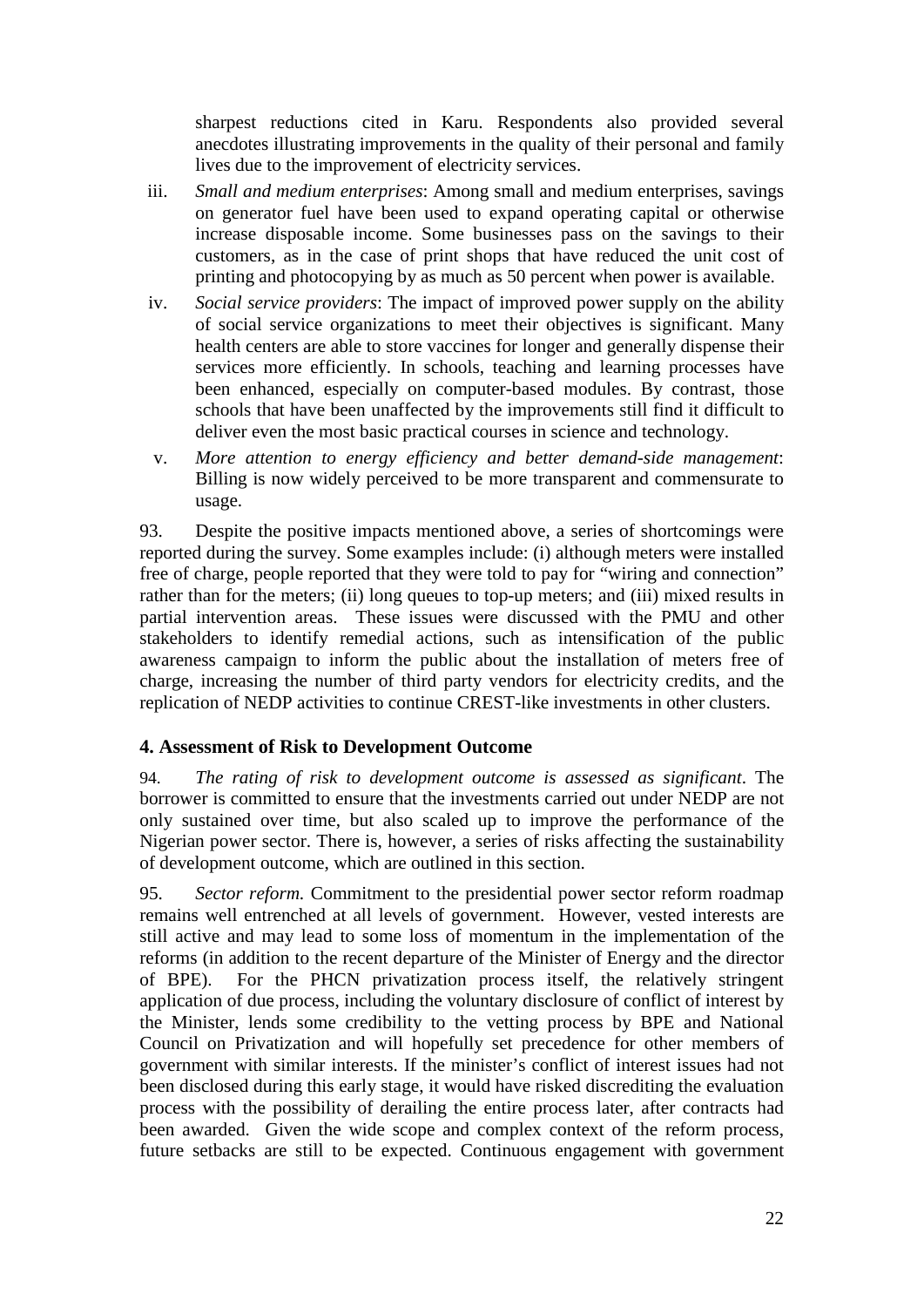sharpest reductions cited in Karu. Respondents also provided several anecdotes illustrating improvements in the quality of their personal and family lives due to the improvement of electricity services.

iii. *Small and medium enterprises*: Among small and medium enterprises, savings on generator fuel have been used to expand operating capital or otherwise increase disposable income. Some businesses pass on the savings to their customers, as in the case of print shops that have reduced the unit cost of printing and photocopying by as much as 50 percent when power is available.

iv. *Social service providers*: The impact of improved power supply on the ability of social service organizations to meet their objectives is significant. Many health centers are able to store vaccines for longer and generally dispense their services more efficiently. In schools, teaching and learning processes have been enhanced, especially on computer-based modules. By contrast, those schools that have been unaffected by the improvements still find it difficult to deliver even the most basic practical courses in science and technology.

v. *More attention to energy efficiency and better demand-side management*: Billing is now widely perceived to be more transparent and commensurate to usage.

93. Despite the positive impacts mentioned above, a series of shortcomings were reported during the survey. Some examples include: (i) although meters were installed free of charge, people reported that they were told to pay for "wiring and connection" rather than for the meters; (ii) long queues to top-up meters; and (iii) mixed results in partial intervention areas. These issues were discussed with the PMU and other stakeholders to identify remedial actions, such as intensification of the public awareness campaign to inform the public about the installation of meters free of charge, increasing the number of third party vendors for electricity credits, and the replication of NEDP activities to continue CREST-like investments in other clusters.

## 4. Assessment of Risk to Development Outcome

94. *The rating of risk to development outcome is assessed as significant*. The borrower is committed to ensure that the investments carried out under NEDP are not only sustained over time, but also scaled up to improve the performance of the Nigerian power sector. There is, however, a series of risks affecting the sustainability of development outcome, which are outlined in this section.

95. *Sector reform.* Commitment to the presidential power sector reform roadmap remains well entrenched at all levels of government. However, vested interests are still active and may lead to some loss of momentum in the implementation of the reforms (in addition to the recent departure of the Minister of Energy and the director of BPE). For the PHCN privatization process itself, the relatively stringent application of due process, including the voluntary disclosure of conflict of interest by the Minister, lends some credibility to the vetting process by BPE and National Council on Privatization and will hopefully set precedence for other members of government with similar interests. If the minister's conflict of interest issues had not been disclosed during this early stage, it would have risked discrediting the evaluation process with the possibility of derailing the entire process later, after contracts had been awarded. Given the wide scope and complex context of the reform process, future setbacks are still to be expected. Continuous engagement with government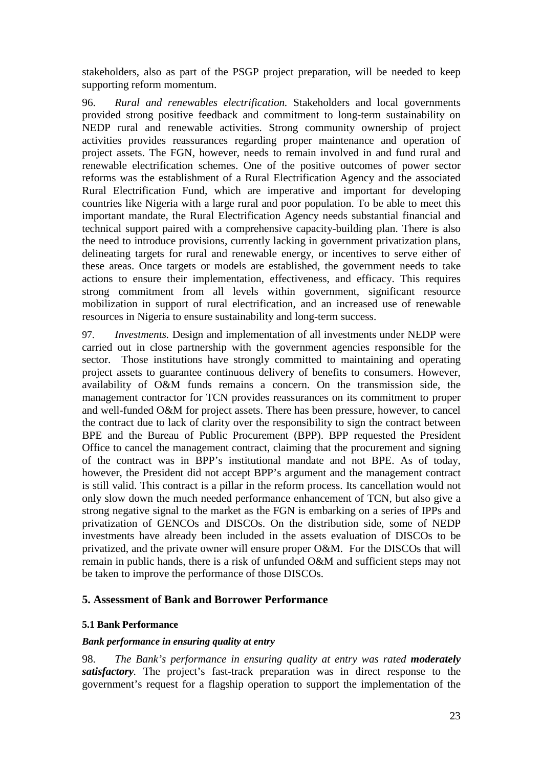stakeholders, also as part of the PSGP project preparation, will be needed to keep supporting reform momentum.

96. *Rural and renewables electrification.* Stakeholders and local governments provided strong positive feedback and commitment to long-term sustainability on NEDP rural and renewable activities. Strong community ownership of project activities provides reassurances regarding proper maintenance and operation of project assets. The FGN, however, needs to remain involved in and fund rural and renewable electrification schemes. One of the positive outcomes of power sector reforms was the establishment of a Rural Electrification Agency and the associated Rural Electrification Fund, which are imperative and important for developing countries like Nigeria with a large rural and poor population. To be able to meet this important mandate, the Rural Electrification Agency needs substantial financial and technical support paired with a comprehensive capacity-building plan. There is also the need to introduce provisions, currently lacking in government privatization plans, delineating targets for rural and renewable energy, or incentives to serve either of these areas. Once targets or models are established, the government needs to take actions to ensure their implementation, effectiveness, and efficacy. This requires strong commitment from all levels within government, significant resource mobilization in support of rural electrification, and an increased use of renewable resources in Nigeria to ensure sustainability and long-term success.

97. *Investments.* Design and implementation of all investments under NEDP were carried out in close partnership with the government agencies responsible for the sector. Those institutions have strongly committed to maintaining and operating project assets to guarantee continuous delivery of benefits to consumers. However, availability of O&M funds remains a concern. On the transmission side, the management contractor for TCN provides reassurances on its commitment to proper and well-funded O&M for project assets. There has been pressure, however, to cancel the contract due to lack of clarity over the responsibility to sign the contract between BPE and the Bureau of Public Procurement (BPP). BPP requested the President Office to cancel the management contract, claiming that the procurement and signing of the contract was in BPP's institutional mandate and not BPE. As of today, however, the President did not accept BPP's argument and the management contract is still valid. This contract is a pillar in the reform process. Its cancellation would not only slow down the much needed performance enhancement of TCN, but also give a strong negative signal to the market as the FGN is embarking on a series of IPPs and privatization of GENCOs and DISCOs. On the distribution side, some of NEDP investments have already been included in the assets evaluation of DISCOs to be privatized, and the private owner will ensure proper O&M. For the DISCOs that will remain in public hands, there is a risk of unfunded O&M and sufficient steps may not be taken to improve the performance of those DISCOs.

## 5. Assessment of Bank and Borrower Performance

### 5.1 Bank Performance

***Bank performance in ensuring quality at entry***

98. *The Bank's performance in ensuring quality at entry was rated **moderately satisfactory**.* The project's fast-track preparation was in direct response to the government's request for a flagship operation to support the implementation of the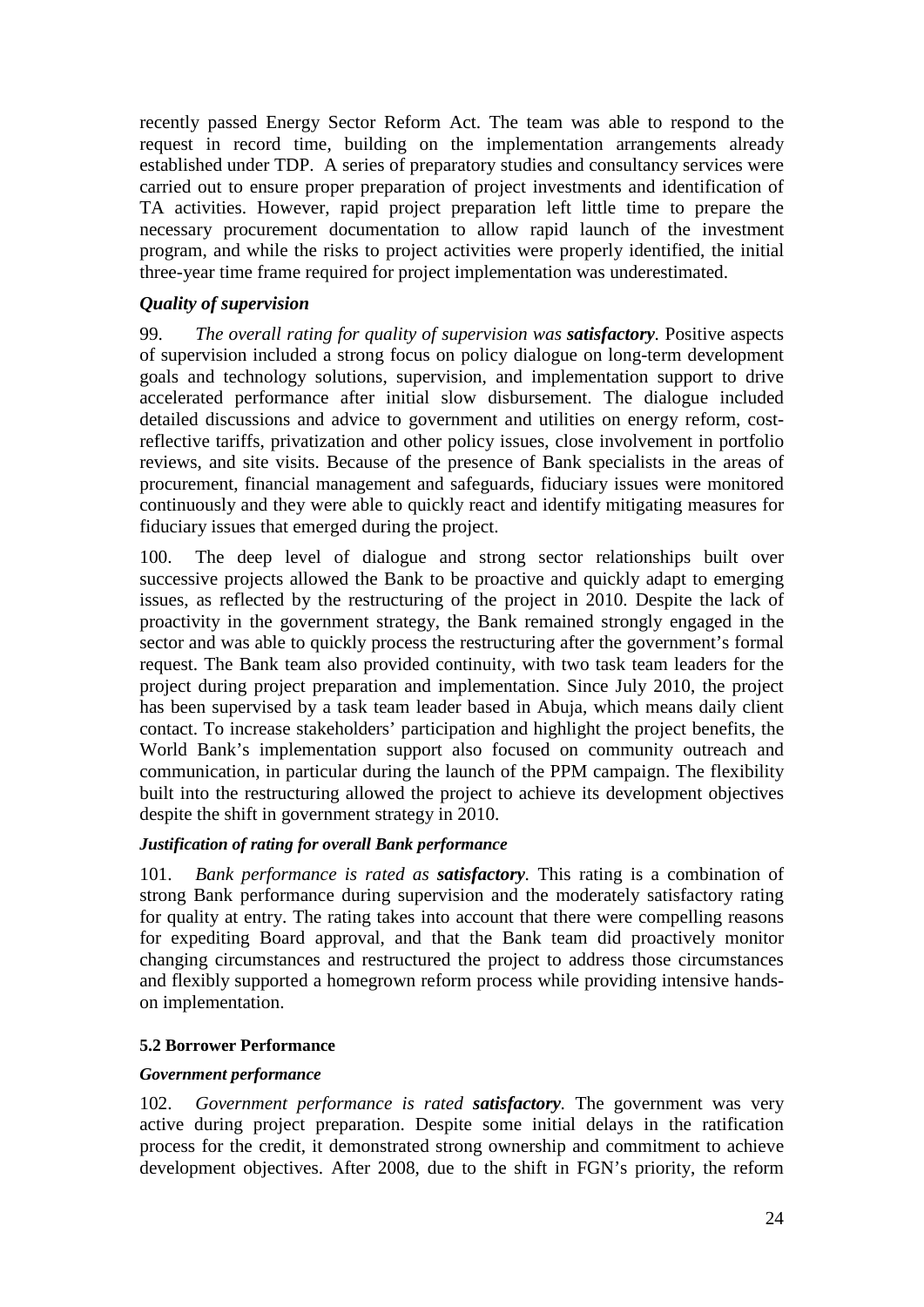recently passed Energy Sector Reform Act. The team was able to respond to the request in record time, building on the implementation arrangements already established under TDP. A series of preparatory studies and consultancy services were carried out to ensure proper preparation of project investments and identification of TA activities. However, rapid project preparation left little time to prepare the necessary procurement documentation to allow rapid launch of the investment program, and while the risks to project activities were properly identified, the initial three-year time frame required for project implementation was underestimated.

### *Quality of supervision*

99. *The overall rating for quality of supervision was **satisfactory**.* Positive aspects of supervision included a strong focus on policy dialogue on long-term development goals and technology solutions, supervision, and implementation support to drive accelerated performance after initial slow disbursement. The dialogue included detailed discussions and advice to government and utilities on energy reform, cost-reflective tariffs, privatization and other policy issues, close involvement in portfolio reviews, and site visits. Because of the presence of Bank specialists in the areas of procurement, financial management and safeguards, fiduciary issues were monitored continuously and they were able to quickly react and identify mitigating measures for fiduciary issues that emerged during the project.

100. The deep level of dialogue and strong sector relationships built over successive projects allowed the Bank to be proactive and quickly adapt to emerging issues, as reflected by the restructuring of the project in 2010. Despite the lack of proactivity in the government strategy, the Bank remained strongly engaged in the sector and was able to quickly process the restructuring after the government's formal request. The Bank team also provided continuity, with two task team leaders for the project during project preparation and implementation. Since July 2010, the project has been supervised by a task team leader based in Abuja, which means daily client contact. To increase stakeholders' participation and highlight the project benefits, the World Bank's implementation support also focused on community outreach and communication, in particular during the launch of the PPM campaign. The flexibility built into the restructuring allowed the project to achieve its development objectives despite the shift in government strategy in 2010.

#### *Justification of rating for overall Bank performance*

101. *Bank performance is rated as **satisfactory**.* This rating is a combination of strong Bank performance during supervision and the moderately satisfactory rating for quality at entry. The rating takes into account that there were compelling reasons for expediting Board approval, and that the Bank team did proactively monitor changing circumstances and restructured the project to address those circumstances and flexibly supported a homegrown reform process while providing intensive hands-on implementation.

### 5.2 Borrower Performance

#### *Government performance*

102. *Government performance is rated **satisfactory**.* The government was very active during project preparation. Despite some initial delays in the ratification process for the credit, it demonstrated strong ownership and commitment to achieve development objectives. After 2008, due to the shift in FGN's priority, the reform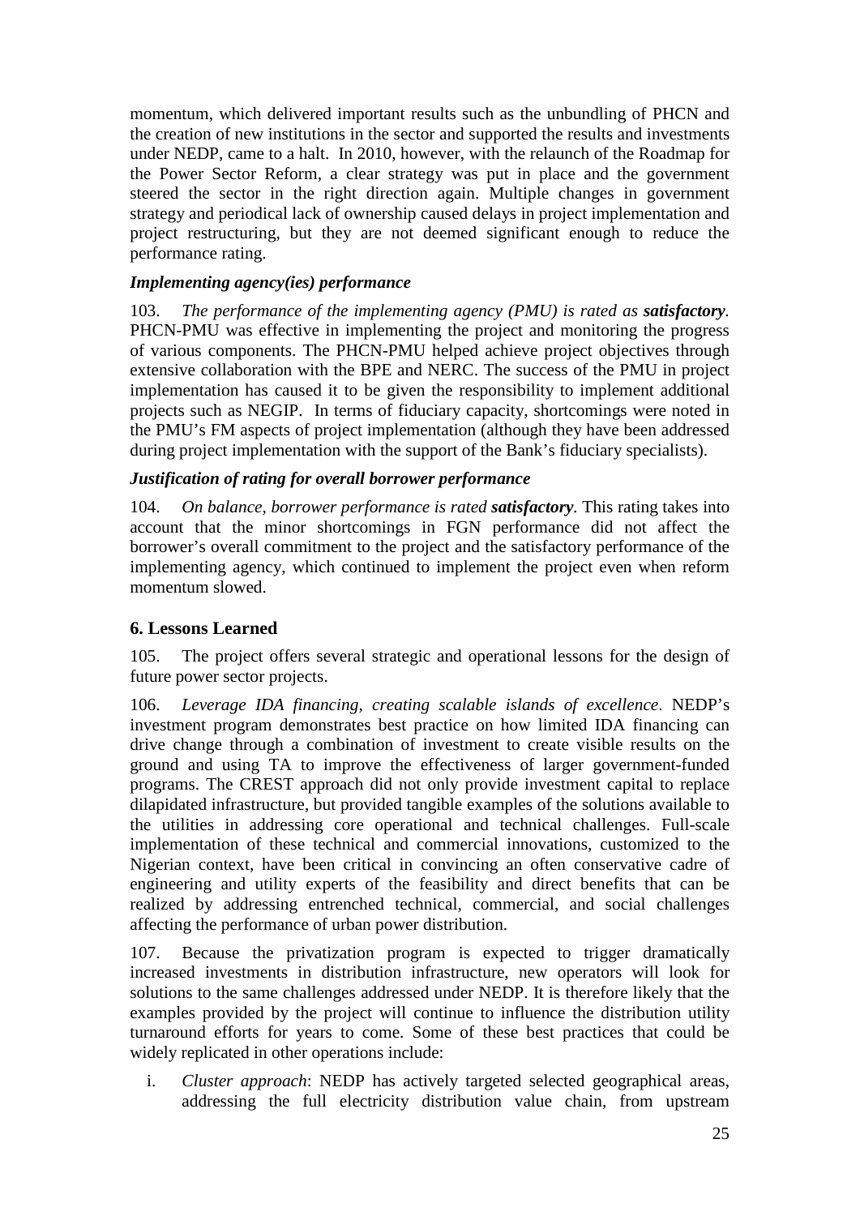momentum, which delivered important results such as the unbundling of PHCN and the creation of new institutions in the sector and supported the results and investments under NEDP, came to a halt. In 2010, however, with the relaunch of the Roadmap for the Power Sector Reform, a clear strategy was put in place and the government steered the sector in the right direction again. Multiple changes in government strategy and periodical lack of ownership caused delays in project implementation and project restructuring, but they are not deemed significant enough to reduce the performance rating.

***Implementing agency(ies) performance***

103. *The performance of the implementing agency (PMU) is rated as* ***satisfactory****.* PHCN-PMU was effective in implementing the project and monitoring the progress of various components. The PHCN-PMU helped achieve project objectives through extensive collaboration with the BPE and NERC. The success of the PMU in project implementation has caused it to be given the responsibility to implement additional projects such as NEGIP. In terms of fiduciary capacity, shortcomings were noted in the PMU's FM aspects of project implementation (although they have been addressed during project implementation with the support of the Bank's fiduciary specialists).

***Justification of rating for overall borrower performance***

104. *On balance, borrower performance is rated* ***satisfactory****.* This rating takes into account that the minor shortcomings in FGN performance did not affect the borrower's overall commitment to the project and the satisfactory performance of the implementing agency, which continued to implement the project even when reform momentum slowed.

## 6. Lessons Learned

105. The project offers several strategic and operational lessons for the design of future power sector projects.

106. *Leverage IDA financing, creating scalable islands of excellence*. NEDP's investment program demonstrates best practice on how limited IDA financing can drive change through a combination of investment to create visible results on the ground and using TA to improve the effectiveness of larger government-funded programs. The CREST approach did not only provide investment capital to replace dilapidated infrastructure, but provided tangible examples of the solutions available to the utilities in addressing core operational and technical challenges. Full-scale implementation of these technical and commercial innovations, customized to the Nigerian context, have been critical in convincing an often conservative cadre of engineering and utility experts of the feasibility and direct benefits that can be realized by addressing entrenched technical, commercial, and social challenges affecting the performance of urban power distribution.

107. Because the privatization program is expected to trigger dramatically increased investments in distribution infrastructure, new operators will look for solutions to the same challenges addressed under NEDP. It is therefore likely that the examples provided by the project will continue to influence the distribution utility turnaround efforts for years to come. Some of these best practices that could be widely replicated in other operations include:

i. *Cluster approach*: NEDP has actively targeted selected geographical areas, addressing the full electricity distribution value chain, from upstream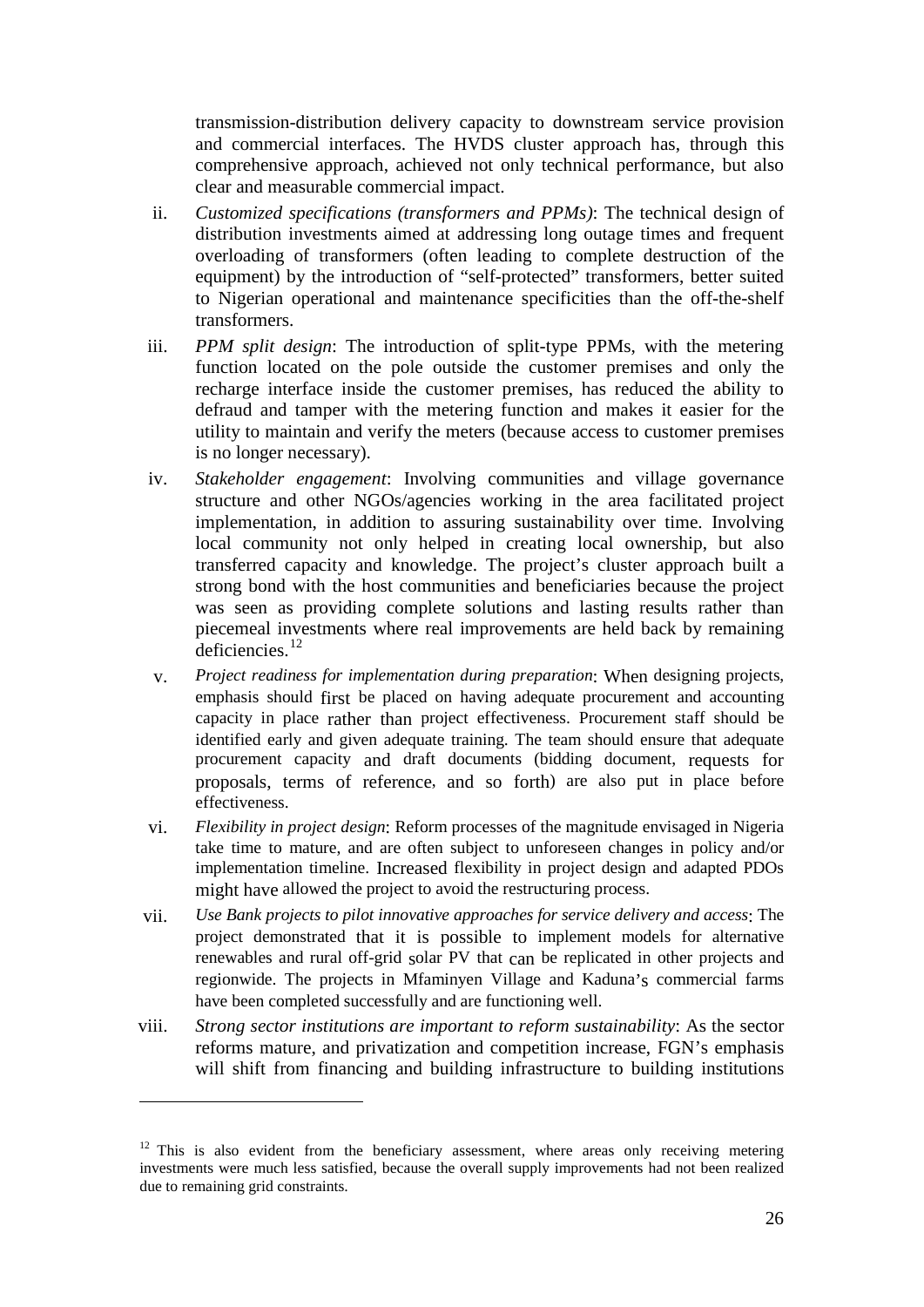transmission-distribution delivery capacity to downstream service provision and commercial interfaces. The HVDS cluster approach has, through this comprehensive approach, achieved not only technical performance, but also clear and measurable commercial impact.

ii. *Customized specifications (transformers and PPMs)*: The technical design of distribution investments aimed at addressing long outage times and frequent overloading of transformers (often leading to complete destruction of the equipment) by the introduction of "self-protected" transformers, better suited to Nigerian operational and maintenance specificities than the off-the-shelf transformers.

iii. *PPM split design*: The introduction of split-type PPMs, with the metering function located on the pole outside the customer premises and only the recharge interface inside the customer premises, has reduced the ability to defraud and tamper with the metering function and makes it easier for the utility to maintain and verify the meters (because access to customer premises is no longer necessary).

iv. *Stakeholder engagement*: Involving communities and village governance structure and other NGOs/agencies working in the area facilitated project implementation, in addition to assuring sustainability over time. Involving local community not only helped in creating local ownership, but also transferred capacity and knowledge. The project's cluster approach built a strong bond with the host communities and beneficiaries because the project was seen as providing complete solutions and lasting results rather than piecemeal investments where real improvements are held back by remaining deficiencies.[12]

v. *Project readiness for implementation during preparation*: When designing projects, emphasis should first be placed on having adequate procurement and accounting capacity in place rather than project effectiveness. Procurement staff should be identified early and given adequate training. The team should ensure that adequate procurement capacity and draft documents (bidding document, requests for proposals, terms of reference, and so forth) are also put in place before effectiveness.

vi. *Flexibility in project design*: Reform processes of the magnitude envisaged in Nigeria take time to mature, and are often subject to unforeseen changes in policy and/or implementation timeline. Increased flexibility in project design and adapted PDOs might have allowed the project to avoid the restructuring process.

vii. *Use Bank projects to pilot innovative approaches for service delivery and access*: The project demonstrated that it is possible to implement models for alternative renewables and rural off-grid solar PV that can be replicated in other projects and regionwide. The projects in Mfaminyen Village and Kaduna's commercial farms have been completed successfully and are functioning well.

viii. *Strong sector institutions are important to reform sustainability*: As the sector reforms mature, and privatization and competition increase, FGN's emphasis will shift from financing and building infrastructure to building institutions

---

[12] This is also evident from the beneficiary assessment, where areas only receiving metering investments were much less satisfied, because the overall supply improvements had not been realized due to remaining grid constraints.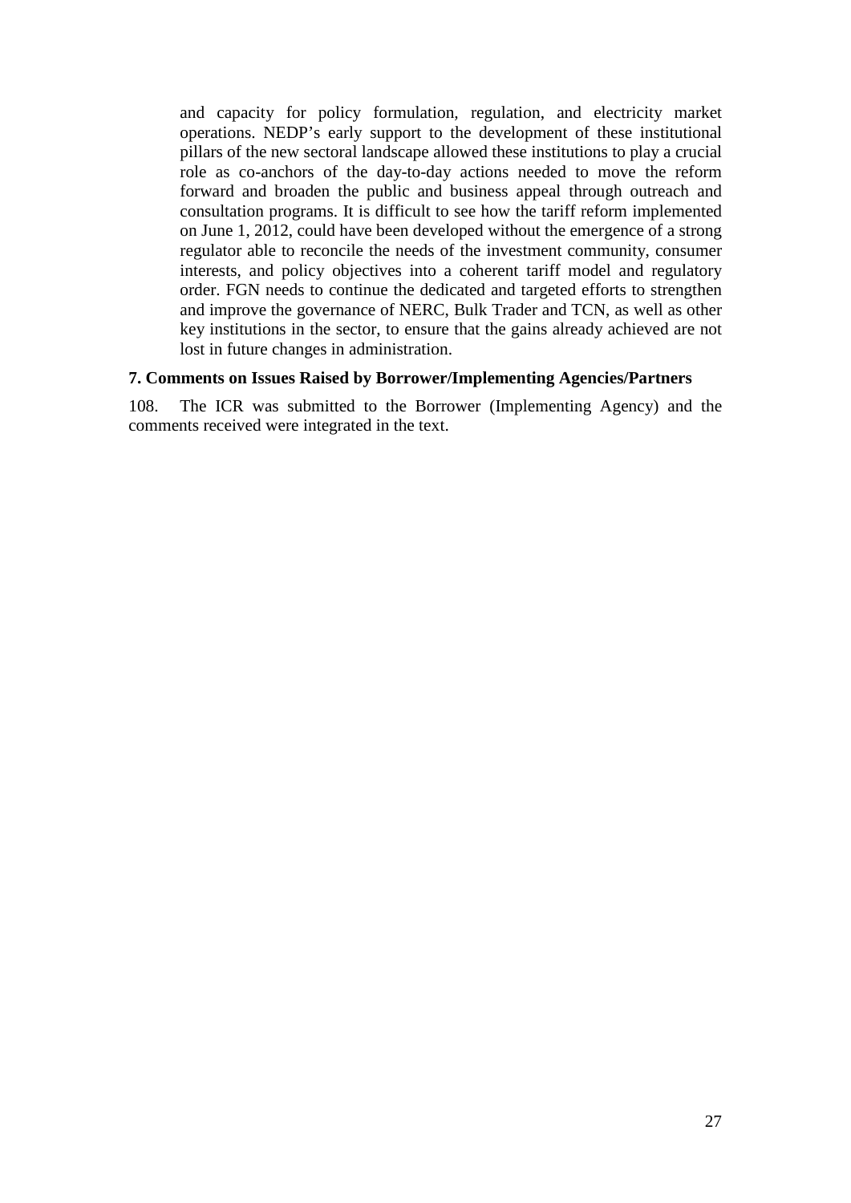and capacity for policy formulation, regulation, and electricity market operations. NEDP's early support to the development of these institutional pillars of the new sectoral landscape allowed these institutions to play a crucial role as co-anchors of the day-to-day actions needed to move the reform forward and broaden the public and business appeal through outreach and consultation programs. It is difficult to see how the tariff reform implemented on June 1, 2012, could have been developed without the emergence of a strong regulator able to reconcile the needs of the investment community, consumer interests, and policy objectives into a coherent tariff model and regulatory order. FGN needs to continue the dedicated and targeted efforts to strengthen and improve the governance of NERC, Bulk Trader and TCN, as well as other key institutions in the sector, to ensure that the gains already achieved are not lost in future changes in administration.

### 7. Comments on Issues Raised by Borrower/Implementing Agencies/Partners

108. The ICR was submitted to the Borrower (Implementing Agency) and the comments received were integrated in the text.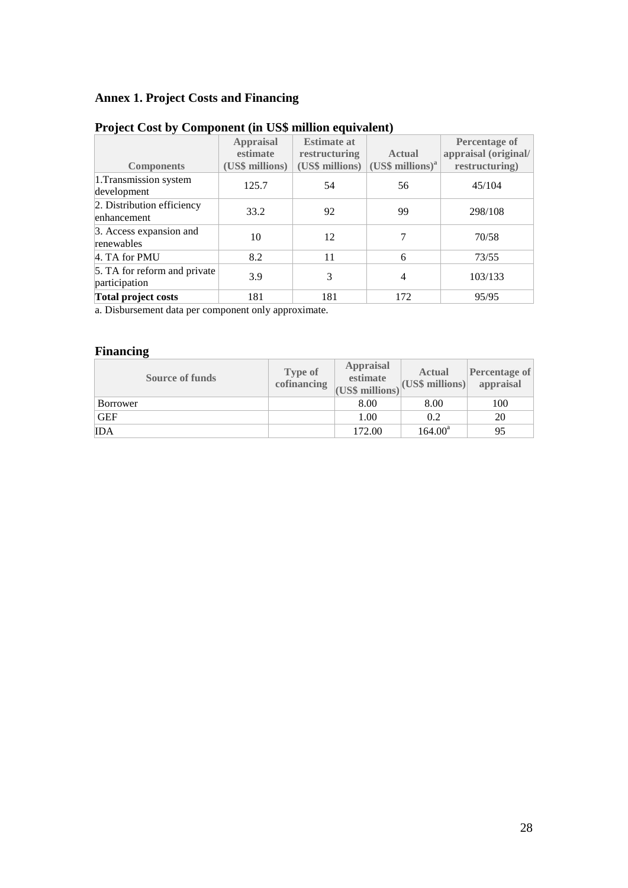## Annex 1. Project Costs and Financing

### Project Cost by Component (in US$ million equivalent)

| Components | Appraisal estimate (US$ millions) | Estimate at restructuring (US$ millions) | Actual (US$ millions)[a] | Percentage of appraisal (original/ restructuring) |
|---|---|---|---|---|
| 1.Transmission system development | 125.7 | 54 | 56 | 45/104 |
| 2. Distribution efficiency enhancement | 33.2 | 92 | 99 | 298/108 |
| 3. Access expansion and renewables | 10 | 12 | 7 | 70/58 |
| 4. TA for PMU | 8.2 | 11 | 6 | 73/55 |
| 5. TA for reform and private participation | 3.9 | 3 | 4 | 103/133 |
| **Total project costs** | 181 | 181 | 172 | 95/95 |

a. Disbursement data per component only approximate.

### Financing

| Source of funds | Type of cofinancing | Appraisal estimate (US$ millions) | Actual (US$ millions) | Percentage of appraisal |
|---|---|---|---|---|
| Borrower | | 8.00 | 8.00 | 100 |
| GEF | | 1.00 | 0.2 | 20 |
| IDA | | 172.00 | 164.00[a] | 95 |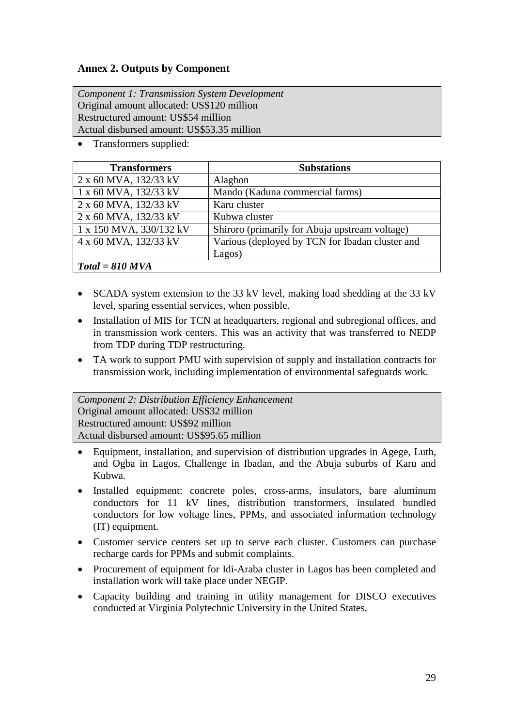## Annex 2. Outputs by Component

*Component 1: Transmission System Development*
Original amount allocated: US$120 million
Restructured amount: US$54 million
Actual disbursed amount: US$53.35 million

- Transformers supplied:

| Transformers | Substations |
|---|---|
| 2 x 60 MVA, 132/33 kV | Alagbon |
| 1 x 60 MVA, 132/33 kV | Mando (Kaduna commercial farms) |
| 2 x 60 MVA, 132/33 kV | Karu cluster |
| 2 x 60 MVA, 132/33 kV | Kubwa cluster |
| 1 x 150 MVA, 330/132 kV | Shiroro (primarily for Abuja upstream voltage) |
| 4 x 60 MVA, 132/33 kV | Various (deployed by TCN for Ibadan cluster and Lagos) |
| ***Total = 810 MVA*** | |

- SCADA system extension to the 33 kV level, making load shedding at the 33 kV level, sparing essential services, when possible.
- Installation of MIS for TCN at headquarters, regional and subregional offices, and in transmission work centers. This was an activity that was transferred to NEDP from TDP during TDP restructuring.
- TA work to support PMU with supervision of supply and installation contracts for transmission work, including implementation of environmental safeguards work.

*Component 2: Distribution Efficiency Enhancement*
Original amount allocated: US$32 million
Restructured amount: US$92 million
Actual disbursed amount: US$95.65 million

- Equipment, installation, and supervision of distribution upgrades in Agege, Luth, and Ogba in Lagos, Challenge in Ibadan, and the Abuja suburbs of Karu and Kubwa.
- Installed equipment: concrete poles, cross-arms, insulators, bare aluminum conductors for 11 kV lines, distribution transformers, insulated bundled conductors for low voltage lines, PPMs, and associated information technology (IT) equipment.
- Customer service centers set up to serve each cluster. Customers can purchase recharge cards for PPMs and submit complaints.
- Procurement of equipment for Idi-Araba cluster in Lagos has been completed and installation work will take place under NEGIP.
- Capacity building and training in utility management for DISCO executives conducted at Virginia Polytechnic University in the United States.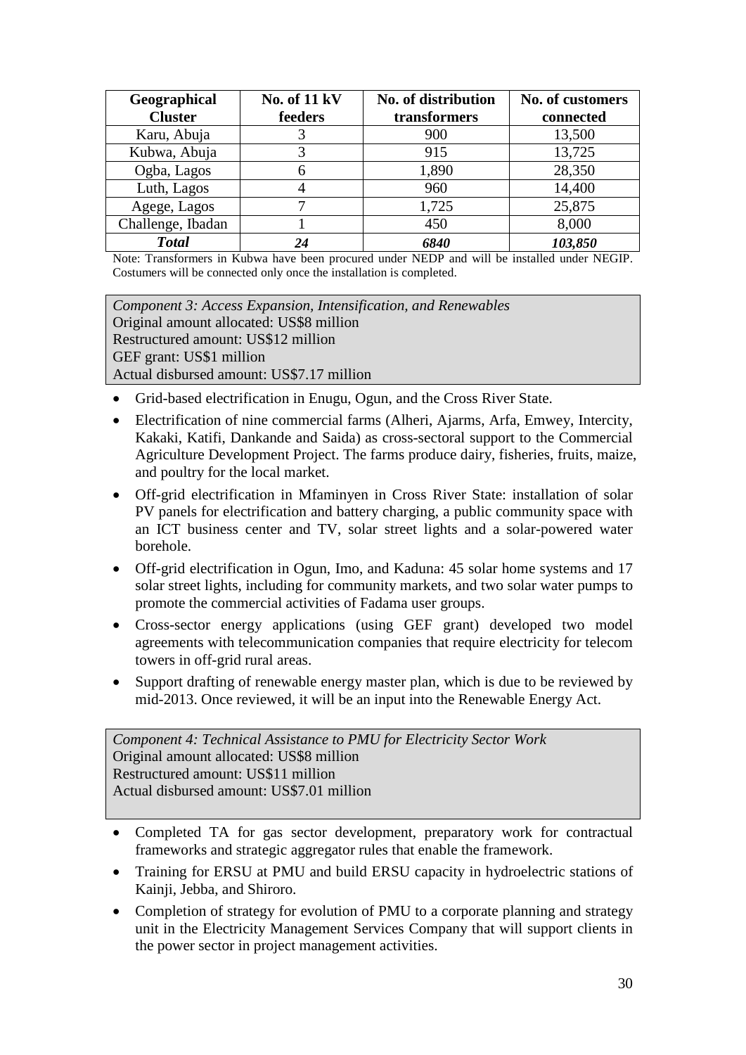| Geographical Cluster | No. of 11 kV feeders | No. of distribution transformers | No. of customers connected |
|---|---|---|---|
| Karu, Abuja | 3 | 900 | 13,500 |
| Kubwa, Abuja | 3 | 915 | 13,725 |
| Ogba, Lagos | 6 | 1,890 | 28,350 |
| Luth, Lagos | 4 | 960 | 14,400 |
| Agege, Lagos | 7 | 1,725 | 25,875 |
| Challenge, Ibadan | 1 | 450 | 8,000 |
| ***Total*** | ***24*** | ***6840*** | ***103,850*** |

Note: Transformers in Kubwa have been procured under NEDP and will be installed under NEGIP. Costumers will be connected only once the installation is completed.

*Component 3: Access Expansion, Intensification, and Renewables*
Original amount allocated: US$8 million
Restructured amount: US$12 million
GEF grant: US$1 million
Actual disbursed amount: US$7.17 million

- Grid-based electrification in Enugu, Ogun, and the Cross River State.
- Electrification of nine commercial farms (Alheri, Ajarms, Arfa, Emwey, Intercity, Kakaki, Katifi, Dankande and Saida) as cross-sectoral support to the Commercial Agriculture Development Project. The farms produce dairy, fisheries, fruits, maize, and poultry for the local market.
- Off-grid electrification in Mfaminyen in Cross River State: installation of solar PV panels for electrification and battery charging, a public community space with an ICT business center and TV, solar street lights and a solar-powered water borehole.
- Off-grid electrification in Ogun, Imo, and Kaduna: 45 solar home systems and 17 solar street lights, including for community markets, and two solar water pumps to promote the commercial activities of Fadama user groups.
- Cross-sector energy applications (using GEF grant) developed two model agreements with telecommunication companies that require electricity for telecom towers in off-grid rural areas.
- Support drafting of renewable energy master plan, which is due to be reviewed by mid-2013. Once reviewed, it will be an input into the Renewable Energy Act.

*Component 4: Technical Assistance to PMU for Electricity Sector Work*
Original amount allocated: US$8 million
Restructured amount: US$11 million
Actual disbursed amount: US$7.01 million

- Completed TA for gas sector development, preparatory work for contractual frameworks and strategic aggregator rules that enable the framework.
- Training for ERSU at PMU and build ERSU capacity in hydroelectric stations of Kainji, Jebba, and Shiroro.
- Completion of strategy for evolution of PMU to a corporate planning and strategy unit in the Electricity Management Services Company that will support clients in the power sector in project management activities.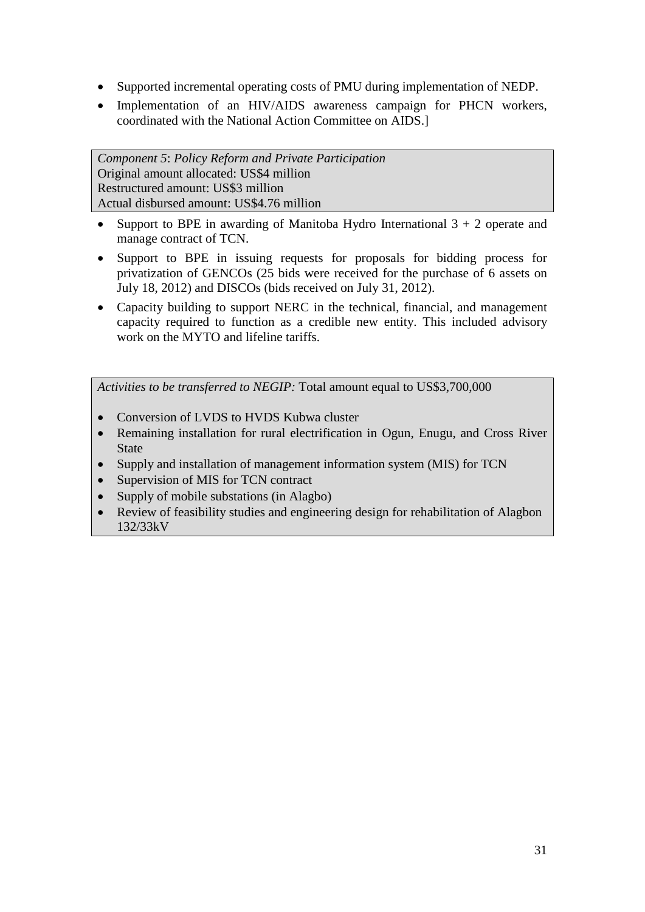- Supported incremental operating costs of PMU during implementation of NEDP.
- Implementation of an HIV/AIDS awareness campaign for PHCN workers, coordinated with the National Action Committee on AIDS.]

*Component 5*: *Policy Reform and Private Participation*
Original amount allocated: US$4 million
Restructured amount: US$3 million
Actual disbursed amount: US$4.76 million

- Support to BPE in awarding of Manitoba Hydro International 3 + 2 operate and manage contract of TCN.
- Support to BPE in issuing requests for proposals for bidding process for privatization of GENCOs (25 bids were received for the purchase of 6 assets on July 18, 2012) and DISCOs (bids received on July 31, 2012).
- Capacity building to support NERC in the technical, financial, and management capacity required to function as a credible new entity. This included advisory work on the MYTO and lifeline tariffs.

*Activities to be transferred to NEGIP:* Total amount equal to US$3,700,000

- Conversion of LVDS to HVDS Kubwa cluster
- Remaining installation for rural electrification in Ogun, Enugu, and Cross River State
- Supply and installation of management information system (MIS) for TCN
- Supervision of MIS for TCN contract
- Supply of mobile substations (in Alagbo)
- Review of feasibility studies and engineering design for rehabilitation of Alagbon 132/33kV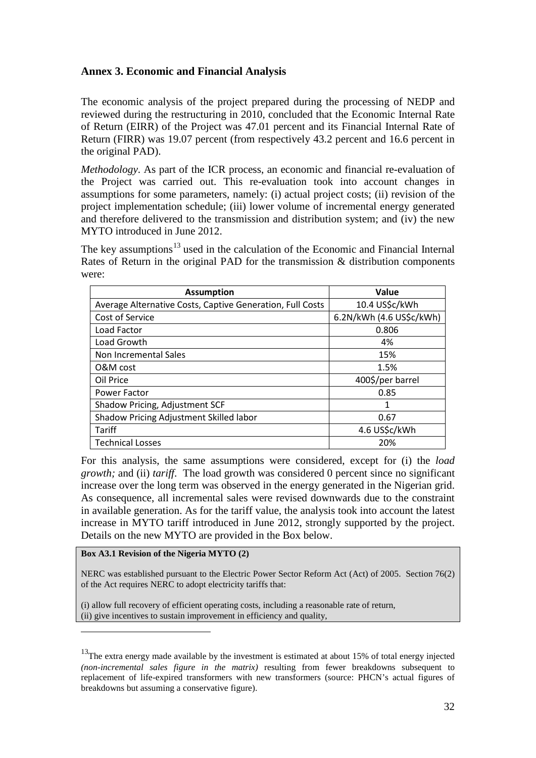## Annex 3. Economic and Financial Analysis

The economic analysis of the project prepared during the processing of NEDP and reviewed during the restructuring in 2010, concluded that the Economic Internal Rate of Return (EIRR) of the Project was 47.01 percent and its Financial Internal Rate of Return (FIRR) was 19.07 percent (from respectively 43.2 percent and 16.6 percent in the original PAD).

*Methodology*. As part of the ICR process, an economic and financial re-evaluation of the Project was carried out. This re-evaluation took into account changes in assumptions for some parameters, namely: (i) actual project costs; (ii) revision of the project implementation schedule; (iii) lower volume of incremental energy generated and therefore delivered to the transmission and distribution system; and (iv) the new MYTO introduced in June 2012.

The key assumptions[13] used in the calculation of the Economic and Financial Internal Rates of Return in the original PAD for the transmission & distribution components were:

| Assumption | Value |
|---|---|
| Average Alternative Costs, Captive Generation, Full Costs | 10.4 US$c/kWh |
| Cost of Service | 6.2N/kWh (4.6 US$c/kWh) |
| Load Factor | 0.806 |
| Load Growth | 4% |
| Non Incremental Sales | 15% |
| O&M cost | 1.5% |
| Oil Price | 400$/per barrel |
| Power Factor | 0.85 |
| Shadow Pricing, Adjustment SCF | 1 |
| Shadow Pricing Adjustment Skilled labor | 0.67 |
| Tariff | 4.6 US$c/kWh |
| Technical Losses | 20% |

For this analysis, the same assumptions were considered, except for (i) the *load growth;* and (ii) *tariff*. The load growth was considered 0 percent since no significant increase over the long term was observed in the energy generated in the Nigerian grid. As consequence, all incremental sales were revised downwards due to the constraint in available generation. As for the tariff value, the analysis took into account the latest increase in MYTO tariff introduced in June 2012, strongly supported by the project. Details on the new MYTO are provided in the Box below.

**Box A3.1 Revision of the Nigeria MYTO (2)**

NERC was established pursuant to the Electric Power Sector Reform Act (Act) of 2005. Section 76(2) of the Act requires NERC to adopt electricity tariffs that:

(i) allow full recovery of efficient operating costs, including a reasonable rate of return,
(ii) give incentives to sustain improvement in efficiency and quality,

---

[13] The extra energy made available by the investment is estimated at about 15% of total energy injected *(non-incremental sales figure in the matrix)* resulting from fewer breakdowns subsequent to replacement of life-expired transformers with new transformers (source: PHCN's actual figures of breakdowns but assuming a conservative figure).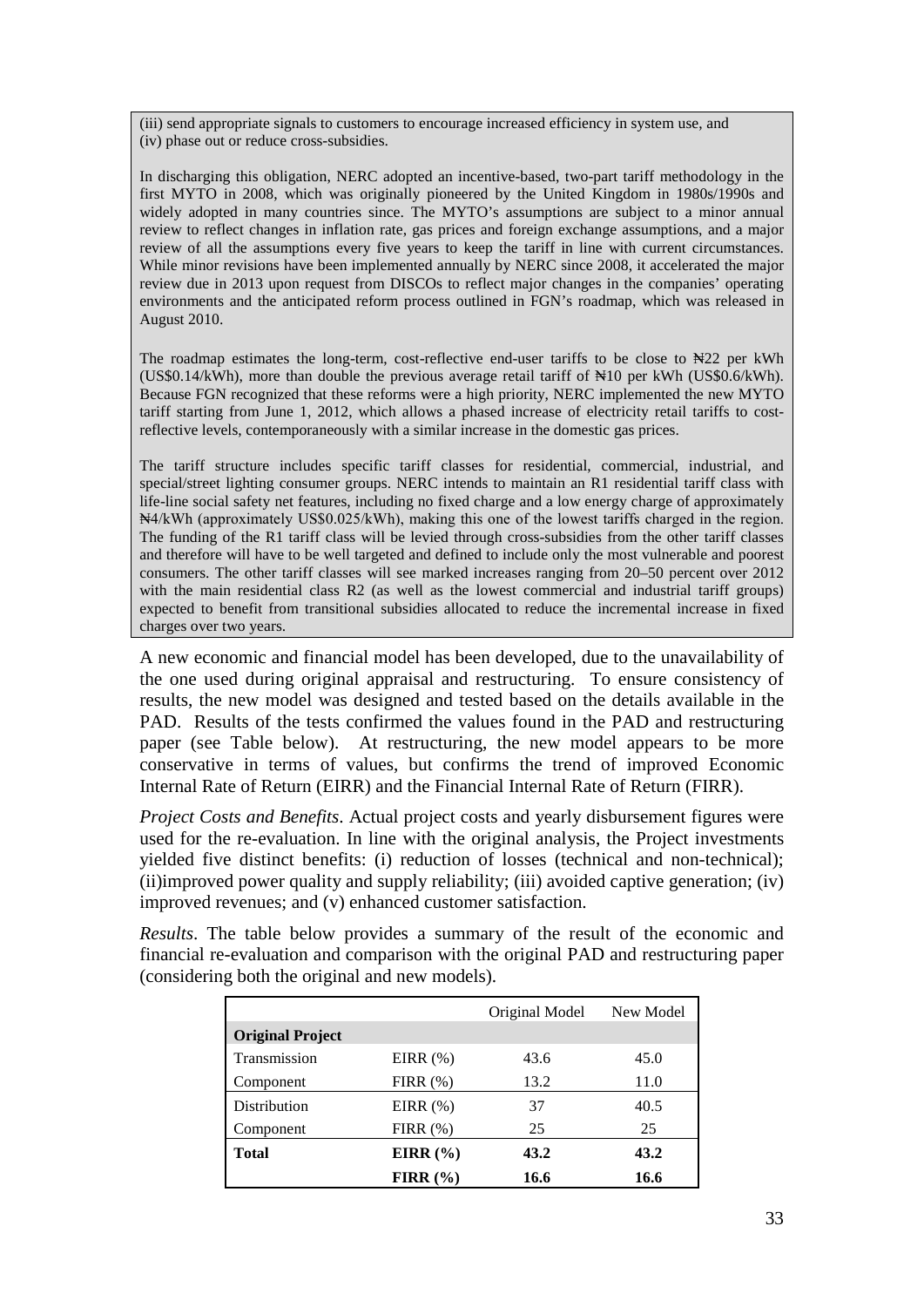(iii) send appropriate signals to customers to encourage increased efficiency in system use, and
(iv) phase out or reduce cross-subsidies.

In discharging this obligation, NERC adopted an incentive-based, two-part tariff methodology in the first MYTO in 2008, which was originally pioneered by the United Kingdom in 1980s/1990s and widely adopted in many countries since. The MYTO's assumptions are subject to a minor annual review to reflect changes in inflation rate, gas prices and foreign exchange assumptions, and a major review of all the assumptions every five years to keep the tariff in line with current circumstances. While minor revisions have been implemented annually by NERC since 2008, it accelerated the major review due in 2013 upon request from DISCOs to reflect major changes in the companies' operating environments and the anticipated reform process outlined in FGN's roadmap, which was released in August 2010.

The roadmap estimates the long-term, cost-reflective end-user tariffs to be close to ₦22 per kWh (US$0.14/kWh), more than double the previous average retail tariff of ₦10 per kWh (US$0.6/kWh). Because FGN recognized that these reforms were a high priority, NERC implemented the new MYTO tariff starting from June 1, 2012, which allows a phased increase of electricity retail tariffs to cost-reflective levels, contemporaneously with a similar increase in the domestic gas prices.

The tariff structure includes specific tariff classes for residential, commercial, industrial, and special/street lighting consumer groups. NERC intends to maintain an R1 residential tariff class with life-line social safety net features, including no fixed charge and a low energy charge of approximately ₦4/kWh (approximately US$0.025/kWh), making this one of the lowest tariffs charged in the region. The funding of the R1 tariff class will be levied through cross-subsidies from the other tariff classes and therefore will have to be well targeted and defined to include only the most vulnerable and poorest consumers. The other tariff classes will see marked increases ranging from 20–50 percent over 2012 with the main residential class R2 (as well as the lowest commercial and industrial tariff groups) expected to benefit from transitional subsidies allocated to reduce the incremental increase in fixed charges over two years.

A new economic and financial model has been developed, due to the unavailability of the one used during original appraisal and restructuring. To ensure consistency of results, the new model was designed and tested based on the details available in the PAD. Results of the tests confirmed the values found in the PAD and restructuring paper (see Table below). At restructuring, the new model appears to be more conservative in terms of values, but confirms the trend of improved Economic Internal Rate of Return (EIRR) and the Financial Internal Rate of Return (FIRR).

*Project Costs and Benefits*. Actual project costs and yearly disbursement figures were used for the re-evaluation. In line with the original analysis, the Project investments yielded five distinct benefits: (i) reduction of losses (technical and non-technical); (ii)improved power quality and supply reliability; (iii) avoided captive generation; (iv) improved revenues; and (v) enhanced customer satisfaction.

*Results*. The table below provides a summary of the result of the economic and financial re-evaluation and comparison with the original PAD and restructuring paper (considering both the original and new models).

| | | Original Model | New Model |
|---|---|---|---|
| **Original Project** | | | |
| Transmission | EIRR (%) | 43.6 | 45.0 |
| Component | FIRR (%) | 13.2 | 11.0 |
| Distribution | EIRR (%) | 37 | 40.5 |
| Component | FIRR (%) | 25 | 25 |
| **Total** | **EIRR (%)** | **43.2** | **43.2** |
| | **FIRR (%)** | **16.6** | **16.6** |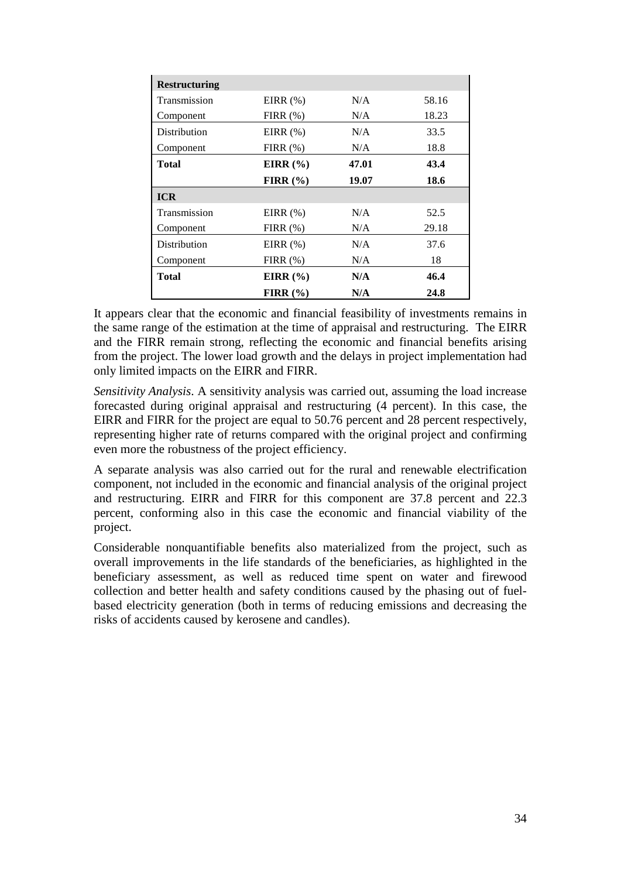| **Restructuring** | | | |
|---|---|---|---|
| Transmission | EIRR (%) | N/A | 58.16 |
| Component | FIRR (%) | N/A | 18.23 |
| Distribution | EIRR (%) | N/A | 33.5 |
| Component | FIRR (%) | N/A | 18.8 |
| **Total** | **EIRR (%)** | **47.01** | **43.4** |
| | **FIRR (%)** | **19.07** | **18.6** |
| **ICR** | | | |
| Transmission | EIRR (%) | N/A | 52.5 |
| Component | FIRR (%) | N/A | 29.18 |
| Distribution | EIRR (%) | N/A | 37.6 |
| Component | FIRR (%) | N/A | 18 |
| **Total** | **EIRR (%)** | **N/A** | **46.4** |
| | **FIRR (%)** | **N/A** | **24.8** |

It appears clear that the economic and financial feasibility of investments remains in the same range of the estimation at the time of appraisal and restructuring. The EIRR and the FIRR remain strong, reflecting the economic and financial benefits arising from the project. The lower load growth and the delays in project implementation had only limited impacts on the EIRR and FIRR.

*Sensitivity Analysis*. A sensitivity analysis was carried out, assuming the load increase forecasted during original appraisal and restructuring (4 percent). In this case, the EIRR and FIRR for the project are equal to 50.76 percent and 28 percent respectively, representing higher rate of returns compared with the original project and confirming even more the robustness of the project efficiency.

A separate analysis was also carried out for the rural and renewable electrification component, not included in the economic and financial analysis of the original project and restructuring. EIRR and FIRR for this component are 37.8 percent and 22.3 percent, conforming also in this case the economic and financial viability of the project.

Considerable nonquantifiable benefits also materialized from the project, such as overall improvements in the life standards of the beneficiaries, as highlighted in the beneficiary assessment, as well as reduced time spent on water and firewood collection and better health and safety conditions caused by the phasing out of fuel-based electricity generation (both in terms of reducing emissions and decreasing the risks of accidents caused by kerosene and candles).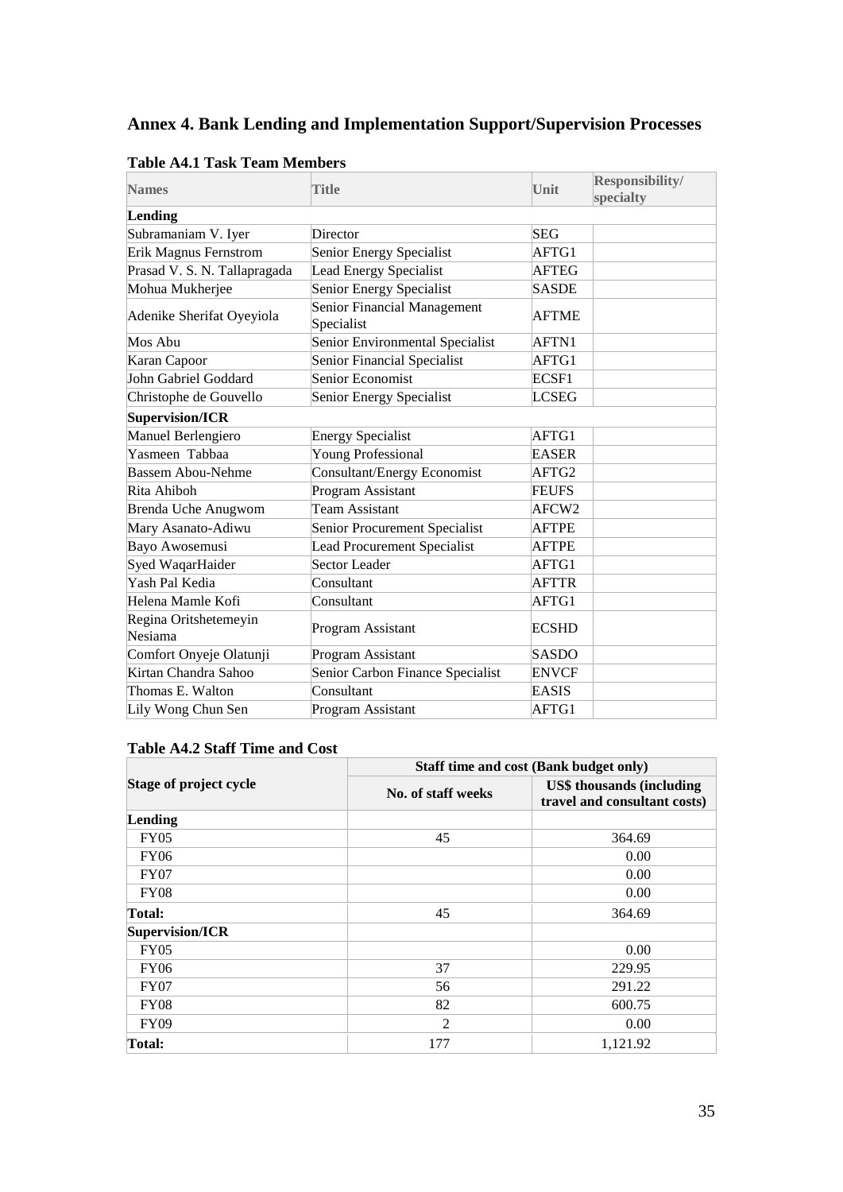## Annex 4. Bank Lending and Implementation Support/Supervision Processes

### Table A4.1 Task Team Members

| Names | Title | Unit | Responsibility/ specialty |
|---|---|---|---|
| **Lending** | | | |
| Subramaniam V. Iyer | Director | SEG | |
| Erik Magnus Fernstrom | Senior Energy Specialist | AFTG1 | |
| Prasad V. S. N. Tallapragada | Lead Energy Specialist | AFTEG | |
| Mohua Mukherjee | Senior Energy Specialist | SASDE | |
| Adenike Sherifat Oyeyiola | Senior Financial Management Specialist | AFTME | |
| Mos Abu | Senior Environmental Specialist | AFTN1 | |
| Karan Capoor | Senior Financial Specialist | AFTG1 | |
| John Gabriel Goddard | Senior Economist | ECSF1 | |
| Christophe de Gouvello | Senior Energy Specialist | LCSEG | |
| **Supervision/ICR** | | | |
| Manuel Berlengiero | Energy Specialist | AFTG1 | |
| Yasmeen Tabbaa | Young Professional | EASER | |
| Bassem Abou-Nehme | Consultant/Energy Economist | AFTG2 | |
| Rita Ahiboh | Program Assistant | FEUFS | |
| Brenda Uche Anugwom | Team Assistant | AFCW2 | |
| Mary Asanato-Adiwu | Senior Procurement Specialist | AFTPE | |
| Bayo Awosemusi | Lead Procurement Specialist | AFTPE | |
| Syed WaqarHaider | Sector Leader | AFTG1 | |
| Yash Pal Kedia | Consultant | AFTTR | |
| Helena Mamle Kofi | Consultant | AFTG1 | |
| Regina Oritshetemeyin Nesiama | Program Assistant | ECSHD | |
| Comfort Onyeje Olatunji | Program Assistant | SASDO | |
| Kirtan Chandra Sahoo | Senior Carbon Finance Specialist | ENVCF | |
| Thomas E. Walton | Consultant | EASIS | |
| Lily Wong Chun Sen | Program Assistant | AFTG1 | |

### Table A4.2 Staff Time and Cost

| Stage of project cycle | Staff time and cost (Bank budget only) | |
|---|---|---|
| | No. of staff weeks | US$ thousands (including travel and consultant costs) |
| **Lending** | | |
| FY05 | 45 | 364.69 |
| FY06 | | 0.00 |
| FY07 | | 0.00 |
| FY08 | | 0.00 |
| **Total:** | 45 | 364.69 |
| **Supervision/ICR** | | |
| FY05 | | 0.00 |
| FY06 | 37 | 229.95 |
| FY07 | 56 | 291.22 |
| FY08 | 82 | 600.75 |
| FY09 | 2 | 0.00 |
| **Total:** | 177 | 1,121.92 |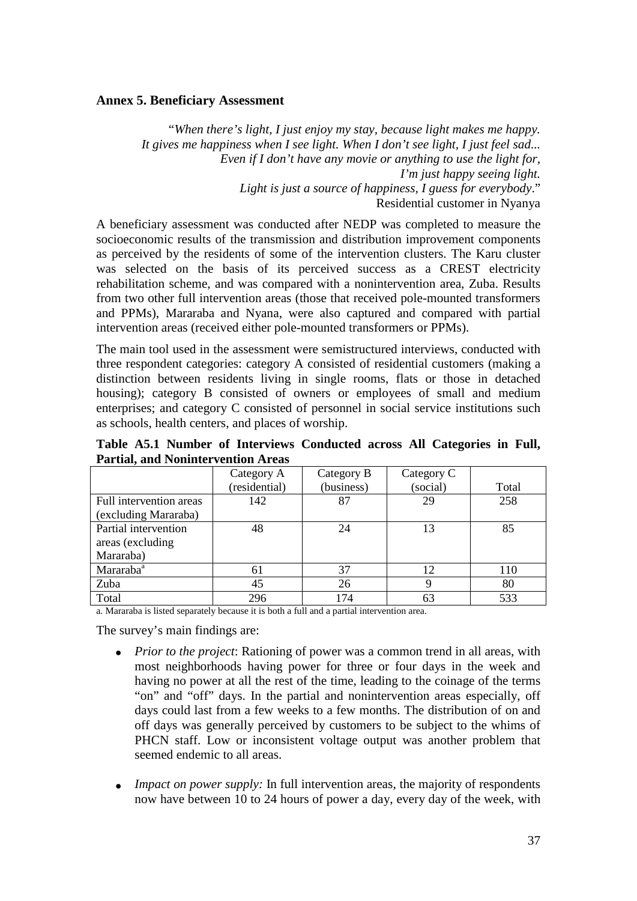## Annex 5. Beneficiary Assessment

> "*When there's light, I just enjoy my stay, because light makes me happy. It gives me happiness when I see light. When I don't see light, I just feel sad... Even if I don't have any movie or anything to use the light for, I'm just happy seeing light. Light is just a source of happiness, I guess for everybody*."
> Residential customer in Nyanya

A beneficiary assessment was conducted after NEDP was completed to measure the socioeconomic results of the transmission and distribution improvement components as perceived by the residents of some of the intervention clusters. The Karu cluster was selected on the basis of its perceived success as a CREST electricity rehabilitation scheme, and was compared with a nonintervention area, Zuba. Results from two other full intervention areas (those that received pole-mounted transformers and PPMs), Mararaba and Nyana, were also captured and compared with partial intervention areas (received either pole-mounted transformers or PPMs).

The main tool used in the assessment were semistructured interviews, conducted with three respondent categories: category A consisted of residential customers (making a distinction between residents living in single rooms, flats or those in detached housing); category B consisted of owners or employees of small and medium enterprises; and category C consisted of personnel in social service institutions such as schools, health centers, and places of worship.

**Table A5.1 Number of Interviews Conducted across All Categories in Full, Partial, and Nonintervention Areas**

| | Category A (residential) | Category B (business) | Category C (social) | Total |
|---|---|---|---|---|
| Full intervention areas (excluding Mararaba) | 142 | 87 | 29 | 258 |
| Partial intervention areas (excluding Mararaba) | 48 | 24 | 13 | 85 |
| Mararaba[a] | 61 | 37 | 12 | 110 |
| Zuba | 45 | 26 | 9 | 80 |
| Total | 296 | 174 | 63 | 533 |

a. Mararaba is listed separately because it is both a full and a partial intervention area.

The survey's main findings are:

- *Prior to the project*: Rationing of power was a common trend in all areas, with most neighborhoods having power for three or four days in the week and having no power at all the rest of the time, leading to the coinage of the terms "on" and "off" days. In the partial and nonintervention areas especially, off days could last from a few weeks to a few months. The distribution of on and off days was generally perceived by customers to be subject to the whims of PHCN staff. Low or inconsistent voltage output was another problem that seemed endemic to all areas.

- *Impact on power supply:* In full intervention areas, the majority of respondents now have between 10 to 24 hours of power a day, every day of the week, with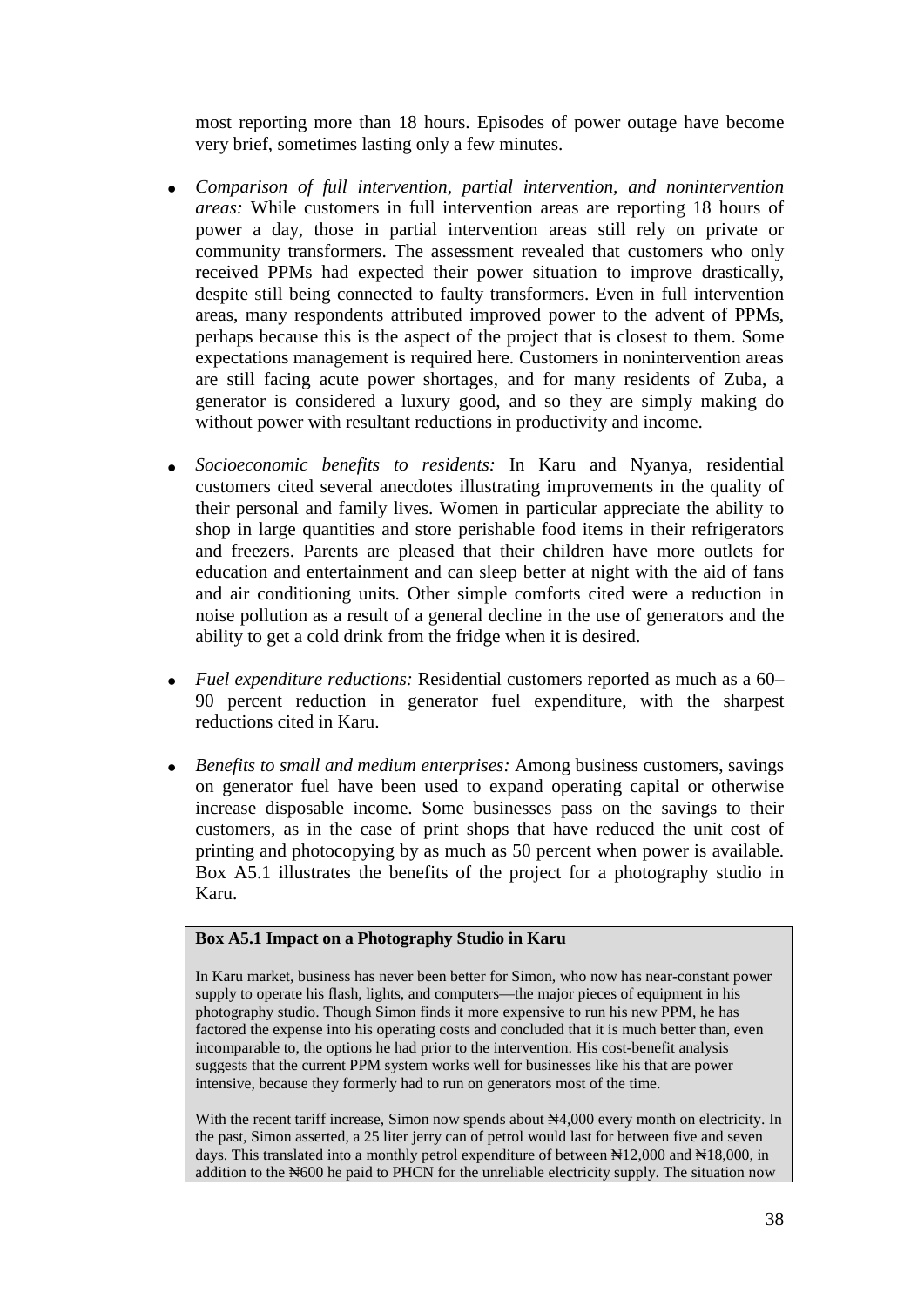most reporting more than 18 hours. Episodes of power outage have become very brief, sometimes lasting only a few minutes.

- *Comparison of full intervention, partial intervention, and nonintervention areas:* While customers in full intervention areas are reporting 18 hours of power a day, those in partial intervention areas still rely on private or community transformers. The assessment revealed that customers who only received PPMs had expected their power situation to improve drastically, despite still being connected to faulty transformers. Even in full intervention areas, many respondents attributed improved power to the advent of PPMs, perhaps because this is the aspect of the project that is closest to them. Some expectations management is required here. Customers in nonintervention areas are still facing acute power shortages, and for many residents of Zuba, a generator is considered a luxury good, and so they are simply making do without power with resultant reductions in productivity and income.

- *Socioeconomic benefits to residents:* In Karu and Nyanya, residential customers cited several anecdotes illustrating improvements in the quality of their personal and family lives. Women in particular appreciate the ability to shop in large quantities and store perishable food items in their refrigerators and freezers. Parents are pleased that their children have more outlets for education and entertainment and can sleep better at night with the aid of fans and air conditioning units. Other simple comforts cited were a reduction in noise pollution as a result of a general decline in the use of generators and the ability to get a cold drink from the fridge when it is desired.

- *Fuel expenditure reductions:* Residential customers reported as much as a 60–90 percent reduction in generator fuel expenditure, with the sharpest reductions cited in Karu.

- *Benefits to small and medium enterprises:* Among business customers, savings on generator fuel have been used to expand operating capital or otherwise increase disposable income. Some businesses pass on the savings to their customers, as in the case of print shops that have reduced the unit cost of printing and photocopying by as much as 50 percent when power is available. Box A5.1 illustrates the benefits of the project for a photography studio in Karu.

**Box A5.1 Impact on a Photography Studio in Karu**

In Karu market, business has never been better for Simon, who now has near-constant power supply to operate his flash, lights, and computers—the major pieces of equipment in his photography studio. Though Simon finds it more expensive to run his new PPM, he has factored the expense into his operating costs and concluded that it is much better than, even incomparable to, the options he had prior to the intervention. His cost-benefit analysis suggests that the current PPM system works well for businesses like his that are power intensive, because they formerly had to run on generators most of the time.

With the recent tariff increase, Simon now spends about ₦4,000 every month on electricity. In the past, Simon asserted, a 25 liter jerry can of petrol would last for between five and seven days. This translated into a monthly petrol expenditure of between ₦12,000 and ₦18,000, in addition to the ₦600 he paid to PHCN for the unreliable electricity supply. The situation now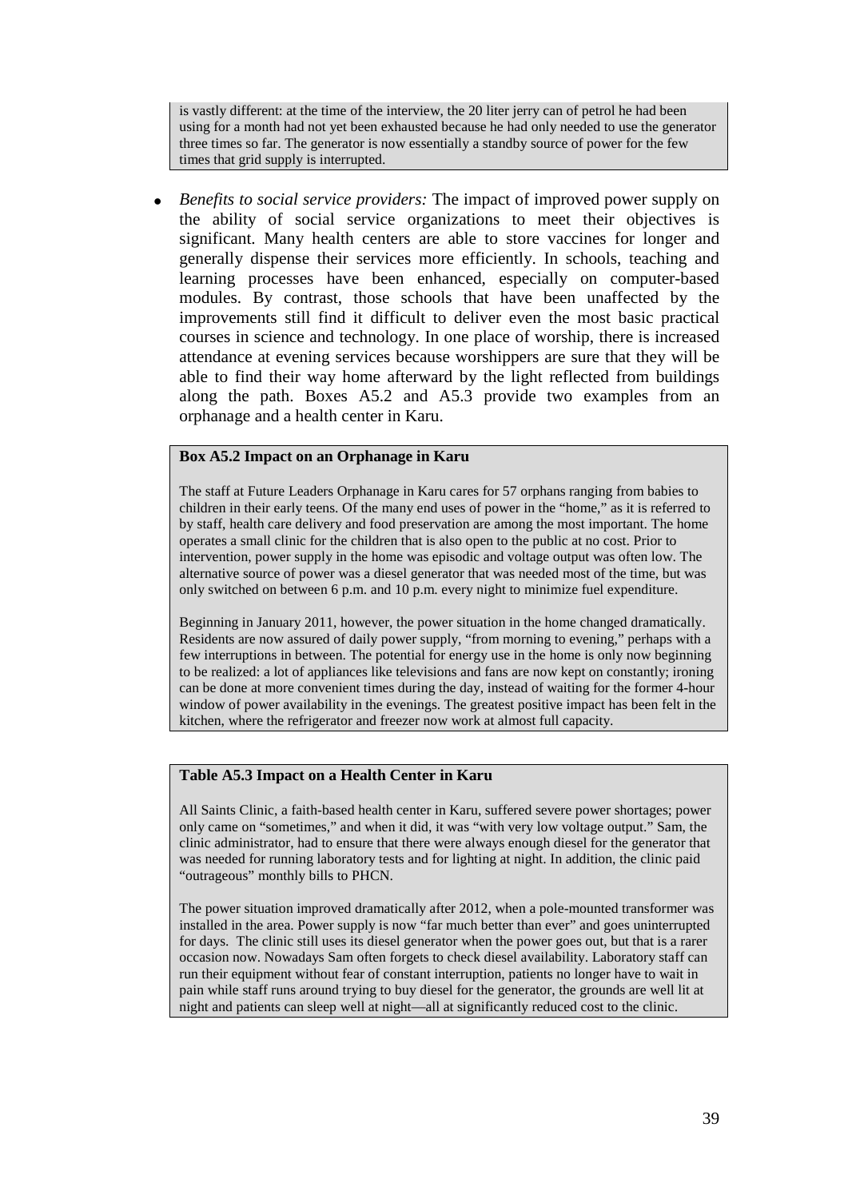is vastly different: at the time of the interview, the 20 liter jerry can of petrol he had been using for a month had not yet been exhausted because he had only needed to use the generator three times so far. The generator is now essentially a standby source of power for the few times that grid supply is interrupted.

- *Benefits to social service providers:* The impact of improved power supply on the ability of social service organizations to meet their objectives is significant. Many health centers are able to store vaccines for longer and generally dispense their services more efficiently. In schools, teaching and learning processes have been enhanced, especially on computer-based modules. By contrast, those schools that have been unaffected by the improvements still find it difficult to deliver even the most basic practical courses in science and technology. In one place of worship, there is increased attendance at evening services because worshippers are sure that they will be able to find their way home afterward by the light reflected from buildings along the path. Boxes A5.2 and A5.3 provide two examples from an orphanage and a health center in Karu.

**Box A5.2 Impact on an Orphanage in Karu**

The staff at Future Leaders Orphanage in Karu cares for 57 orphans ranging from babies to children in their early teens. Of the many end uses of power in the "home," as it is referred to by staff, health care delivery and food preservation are among the most important. The home operates a small clinic for the children that is also open to the public at no cost. Prior to intervention, power supply in the home was episodic and voltage output was often low. The alternative source of power was a diesel generator that was needed most of the time, but was only switched on between 6 p.m. and 10 p.m. every night to minimize fuel expenditure.

Beginning in January 2011, however, the power situation in the home changed dramatically. Residents are now assured of daily power supply, "from morning to evening," perhaps with a few interruptions in between. The potential for energy use in the home is only now beginning to be realized: a lot of appliances like televisions and fans are now kept on constantly; ironing can be done at more convenient times during the day, instead of waiting for the former 4-hour window of power availability in the evenings. The greatest positive impact has been felt in the kitchen, where the refrigerator and freezer now work at almost full capacity.

**Table A5.3 Impact on a Health Center in Karu**

All Saints Clinic, a faith-based health center in Karu, suffered severe power shortages; power only came on "sometimes," and when it did, it was "with very low voltage output." Sam, the clinic administrator, had to ensure that there were always enough diesel for the generator that was needed for running laboratory tests and for lighting at night. In addition, the clinic paid "outrageous" monthly bills to PHCN.

The power situation improved dramatically after 2012, when a pole-mounted transformer was installed in the area. Power supply is now "far much better than ever" and goes uninterrupted for days. The clinic still uses its diesel generator when the power goes out, but that is a rarer occasion now. Nowadays Sam often forgets to check diesel availability. Laboratory staff can run their equipment without fear of constant interruption, patients no longer have to wait in pain while staff runs around trying to buy diesel for the generator, the grounds are well lit at night and patients can sleep well at night—all at significantly reduced cost to the clinic.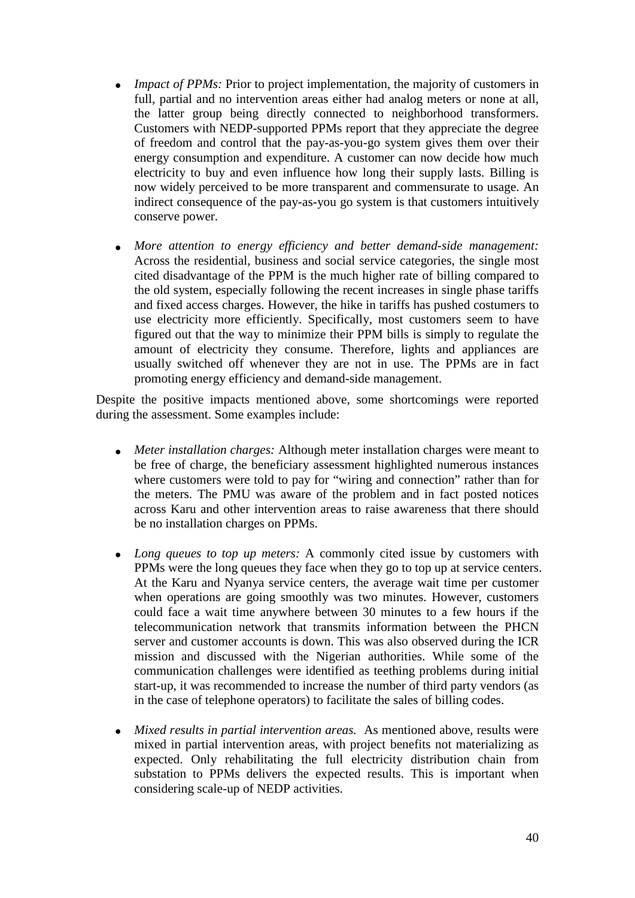- *Impact of PPMs:* Prior to project implementation, the majority of customers in full, partial and no intervention areas either had analog meters or none at all, the latter group being directly connected to neighborhood transformers. Customers with NEDP-supported PPMs report that they appreciate the degree of freedom and control that the pay-as-you-go system gives them over their energy consumption and expenditure. A customer can now decide how much electricity to buy and even influence how long their supply lasts. Billing is now widely perceived to be more transparent and commensurate to usage. An indirect consequence of the pay-as-you go system is that customers intuitively conserve power.

- *More attention to energy efficiency and better demand-side management:* Across the residential, business and social service categories, the single most cited disadvantage of the PPM is the much higher rate of billing compared to the old system, especially following the recent increases in single phase tariffs and fixed access charges. However, the hike in tariffs has pushed costumers to use electricity more efficiently. Specifically, most customers seem to have figured out that the way to minimize their PPM bills is simply to regulate the amount of electricity they consume. Therefore, lights and appliances are usually switched off whenever they are not in use. The PPMs are in fact promoting energy efficiency and demand-side management.

Despite the positive impacts mentioned above, some shortcomings were reported during the assessment. Some examples include:

- *Meter installation charges:* Although meter installation charges were meant to be free of charge, the beneficiary assessment highlighted numerous instances where customers were told to pay for "wiring and connection" rather than for the meters. The PMU was aware of the problem and in fact posted notices across Karu and other intervention areas to raise awareness that there should be no installation charges on PPMs.

- *Long queues to top up meters:* A commonly cited issue by customers with PPMs were the long queues they face when they go to top up at service centers. At the Karu and Nyanya service centers, the average wait time per customer when operations are going smoothly was two minutes. However, customers could face a wait time anywhere between 30 minutes to a few hours if the telecommunication network that transmits information between the PHCN server and customer accounts is down. This was also observed during the ICR mission and discussed with the Nigerian authorities. While some of the communication challenges were identified as teething problems during initial start-up, it was recommended to increase the number of third party vendors (as in the case of telephone operators) to facilitate the sales of billing codes.

- *Mixed results in partial intervention areas.* As mentioned above, results were mixed in partial intervention areas, with project benefits not materializing as expected. Only rehabilitating the full electricity distribution chain from substation to PPMs delivers the expected results. This is important when considering scale-up of NEDP activities.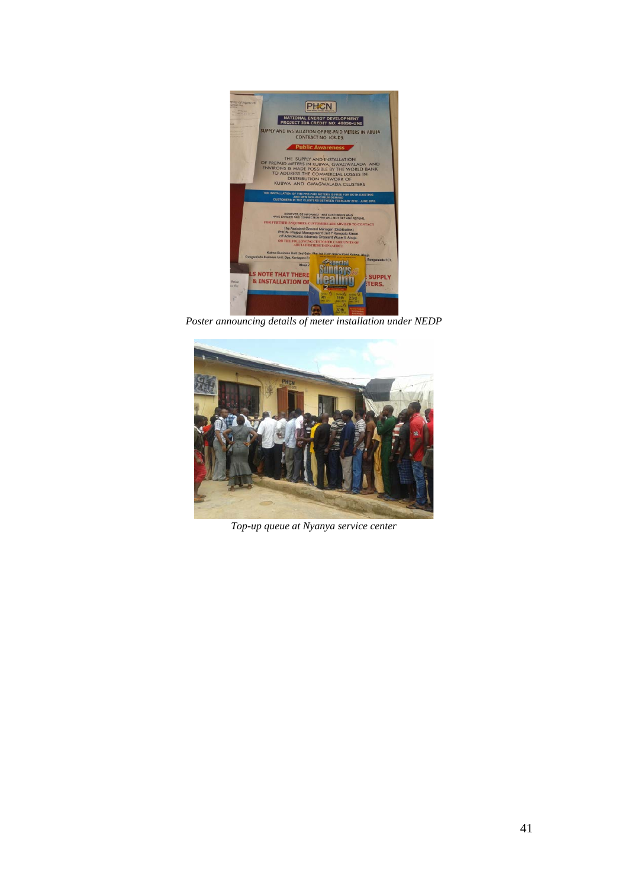*Poster announcing details of meter installation under NEDP*

*Top-up queue at Nyanya service center*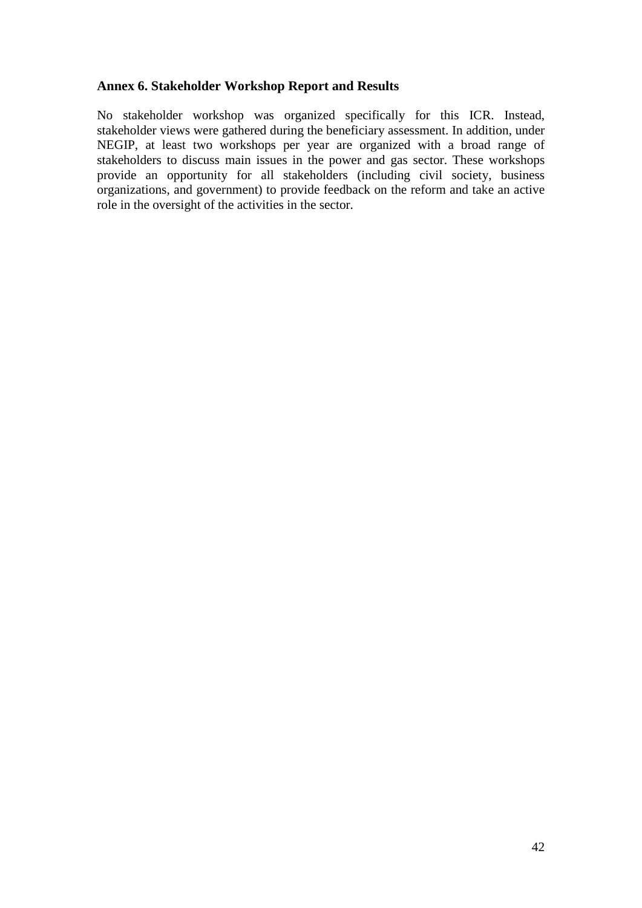## Annex 6. Stakeholder Workshop Report and Results

No stakeholder workshop was organized specifically for this ICR. Instead, stakeholder views were gathered during the beneficiary assessment. In addition, under NEGIP, at least two workshops per year are organized with a broad range of stakeholders to discuss main issues in the power and gas sector. These workshops provide an opportunity for all stakeholders (including civil society, business organizations, and government) to provide feedback on the reform and take an active role in the oversight of the activities in the sector.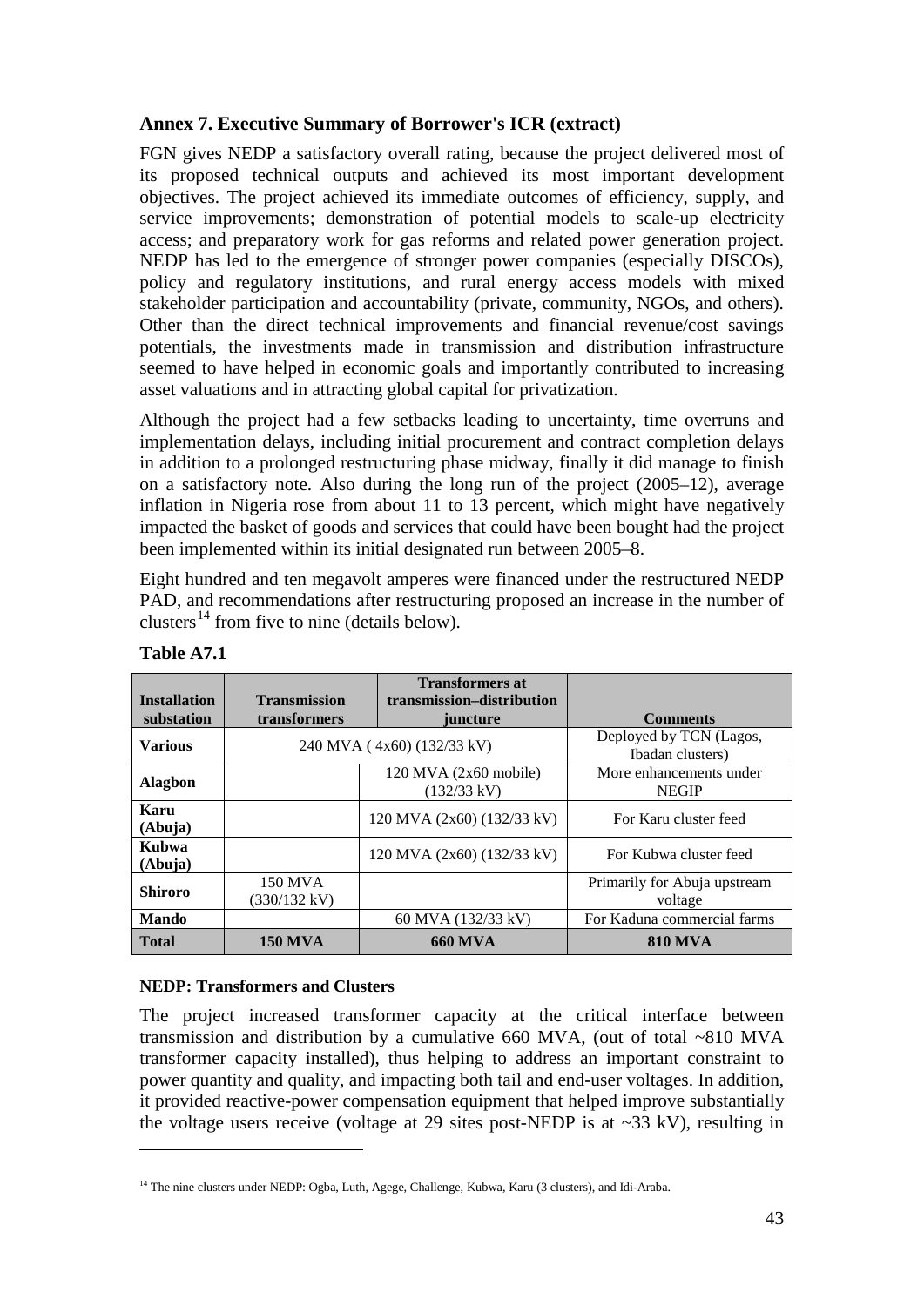## Annex 7. Executive Summary of Borrower's ICR (extract)

FGN gives NEDP a satisfactory overall rating, because the project delivered most of its proposed technical outputs and achieved its most important development objectives. The project achieved its immediate outcomes of efficiency, supply, and service improvements; demonstration of potential models to scale-up electricity access; and preparatory work for gas reforms and related power generation project. NEDP has led to the emergence of stronger power companies (especially DISCOs), policy and regulatory institutions, and rural energy access models with mixed stakeholder participation and accountability (private, community, NGOs, and others). Other than the direct technical improvements and financial revenue/cost savings potentials, the investments made in transmission and distribution infrastructure seemed to have helped in economic goals and importantly contributed to increasing asset valuations and in attracting global capital for privatization.

Although the project had a few setbacks leading to uncertainty, time overruns and implementation delays, including initial procurement and contract completion delays in addition to a prolonged restructuring phase midway, finally it did manage to finish on a satisfactory note. Also during the long run of the project (2005–12), average inflation in Nigeria rose from about 11 to 13 percent, which might have negatively impacted the basket of goods and services that could have been bought had the project been implemented within its initial designated run between 2005–8.

Eight hundred and ten megavolt amperes were financed under the restructured NEDP PAD, and recommendations after restructuring proposed an increase in the number of clusters[14] from five to nine (details below).

**Table A7.1**

| Installation substation | Transmission transformers | Transformers at transmission–distribution juncture | Comments |
|---|---|---|---|
| **Various** | 240 MVA ( 4x60) (132/33 kV) | | Deployed by TCN (Lagos, Ibadan clusters) |
| **Alagbon** | | 120 MVA (2x60 mobile) (132/33 kV) | More enhancements under NEGIP |
| **Karu (Abuja)** | | 120 MVA (2x60) (132/33 kV) | For Karu cluster feed |
| **Kubwa (Abuja)** | | 120 MVA (2x60) (132/33 kV) | For Kubwa cluster feed |
| **Shiroro** | 150 MVA (330/132 kV) | | Primarily for Abuja upstream voltage |
| **Mando** | | 60 MVA (132/33 kV) | For Kaduna commercial farms |
| **Total** | **150 MVA** | **660 MVA** | **810 MVA** |

**NEDP: Transformers and Clusters**

The project increased transformer capacity at the critical interface between transmission and distribution by a cumulative 660 MVA, (out of total ~810 MVA transformer capacity installed), thus helping to address an important constraint to power quantity and quality, and impacting both tail and end-user voltages. In addition, it provided reactive-power compensation equipment that helped improve substantially the voltage users receive (voltage at 29 sites post-NEDP is at ~33 kV), resulting in

[14] The nine clusters under NEDP: Ogba, Luth, Agege, Challenge, Kubwa, Karu (3 clusters), and Idi-Araba.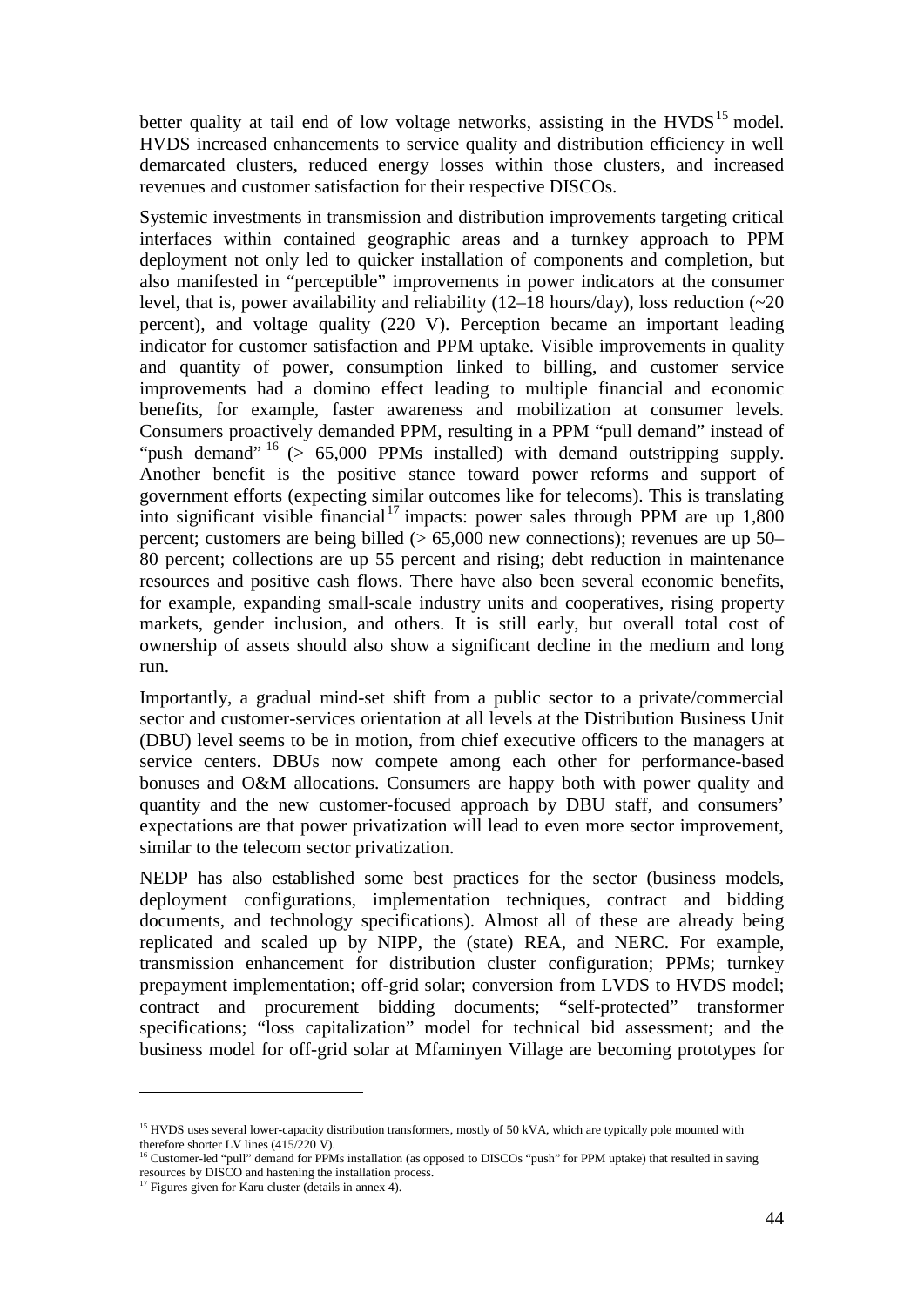better quality at tail end of low voltage networks, assisting in the HVDS[15] model. HVDS increased enhancements to service quality and distribution efficiency in well demarcated clusters, reduced energy losses within those clusters, and increased revenues and customer satisfaction for their respective DISCOs.

Systemic investments in transmission and distribution improvements targeting critical interfaces within contained geographic areas and a turnkey approach to PPM deployment not only led to quicker installation of components and completion, but also manifested in "perceptible" improvements in power indicators at the consumer level, that is, power availability and reliability (12–18 hours/day), loss reduction (~20 percent), and voltage quality (220 V). Perception became an important leading indicator for customer satisfaction and PPM uptake. Visible improvements in quality and quantity of power, consumption linked to billing, and customer service improvements had a domino effect leading to multiple financial and economic benefits, for example, faster awareness and mobilization at consumer levels. Consumers proactively demanded PPM, resulting in a PPM "pull demand" instead of "push demand"[16] (> 65,000 PPMs installed) with demand outstripping supply. Another benefit is the positive stance toward power reforms and support of government efforts (expecting similar outcomes like for telecoms). This is translating into significant visible financial[17] impacts: power sales through PPM are up 1,800 percent; customers are being billed (> 65,000 new connections); revenues are up 50–80 percent; collections are up 55 percent and rising; debt reduction in maintenance resources and positive cash flows. There have also been several economic benefits, for example, expanding small-scale industry units and cooperatives, rising property markets, gender inclusion, and others. It is still early, but overall total cost of ownership of assets should also show a significant decline in the medium and long run.

Importantly, a gradual mind-set shift from a public sector to a private/commercial sector and customer-services orientation at all levels at the Distribution Business Unit (DBU) level seems to be in motion, from chief executive officers to the managers at service centers. DBUs now compete among each other for performance-based bonuses and O&M allocations. Consumers are happy both with power quality and quantity and the new customer-focused approach by DBU staff, and consumers' expectations are that power privatization will lead to even more sector improvement, similar to the telecom sector privatization.

NEDP has also established some best practices for the sector (business models, deployment configurations, implementation techniques, contract and bidding documents, and technology specifications). Almost all of these are already being replicated and scaled up by NIPP, the (state) REA, and NERC. For example, transmission enhancement for distribution cluster configuration; PPMs; turnkey prepayment implementation; off-grid solar; conversion from LVDS to HVDS model; contract and procurement bidding documents; "self-protected" transformer specifications; "loss capitalization" model for technical bid assessment; and the business model for off-grid solar at Mfaminyen Village are becoming prototypes for

---

[15] HVDS uses several lower-capacity distribution transformers, mostly of 50 kVA, which are typically pole mounted with therefore shorter LV lines (415/220 V).

[16] Customer-led "pull" demand for PPMs installation (as opposed to DISCOs "push" for PPM uptake) that resulted in saving resources by DISCO and hastening the installation process.

[17] Figures given for Karu cluster (details in annex 4).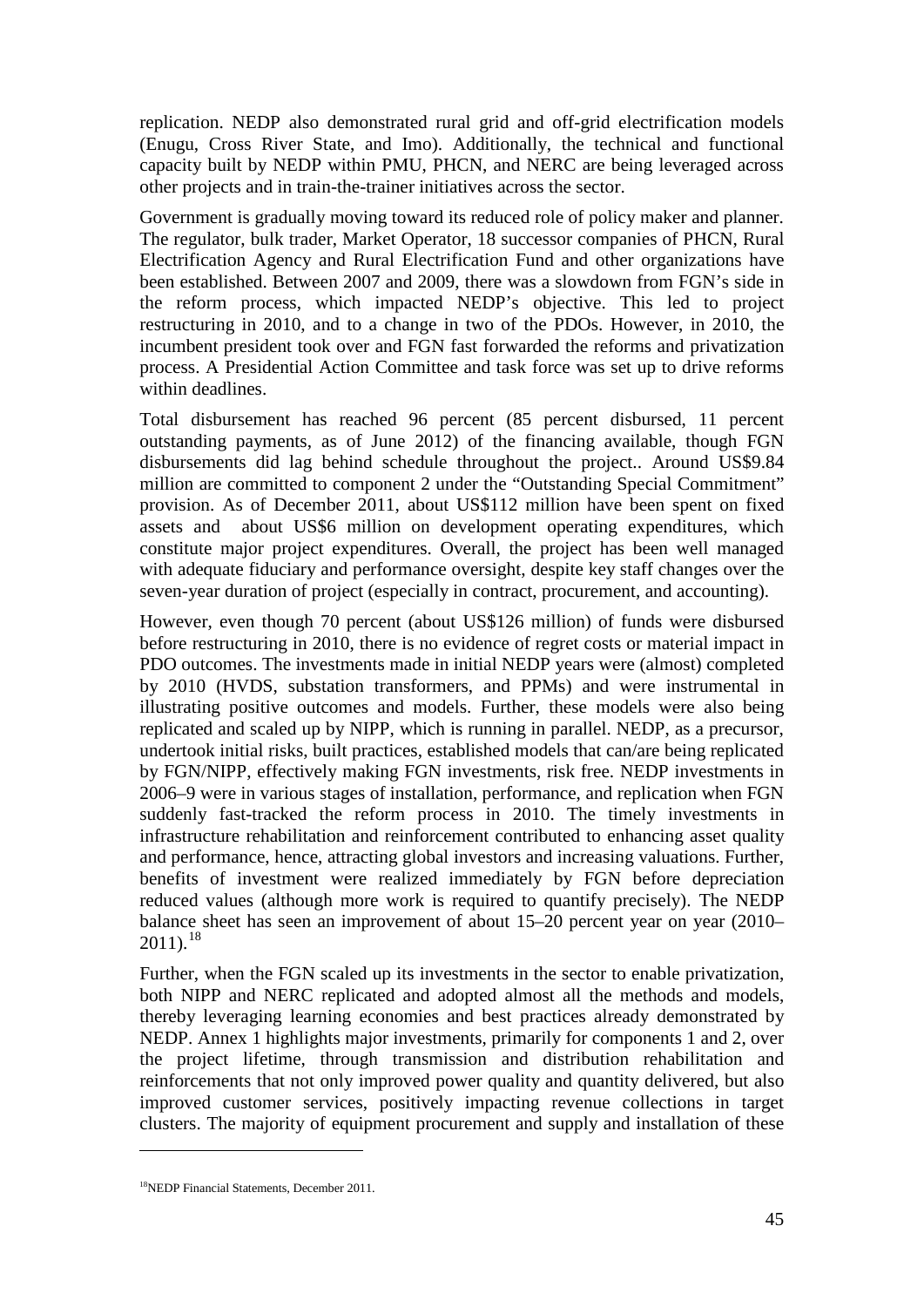replication. NEDP also demonstrated rural grid and off-grid electrification models (Enugu, Cross River State, and Imo). Additionally, the technical and functional capacity built by NEDP within PMU, PHCN, and NERC are being leveraged across other projects and in train-the-trainer initiatives across the sector.

Government is gradually moving toward its reduced role of policy maker and planner. The regulator, bulk trader, Market Operator, 18 successor companies of PHCN, Rural Electrification Agency and Rural Electrification Fund and other organizations have been established. Between 2007 and 2009, there was a slowdown from FGN's side in the reform process, which impacted NEDP's objective. This led to project restructuring in 2010, and to a change in two of the PDOs. However, in 2010, the incumbent president took over and FGN fast forwarded the reforms and privatization process. A Presidential Action Committee and task force was set up to drive reforms within deadlines.

Total disbursement has reached 96 percent (85 percent disbursed, 11 percent outstanding payments, as of June 2012) of the financing available, though FGN disbursements did lag behind schedule throughout the project.. Around US$9.84 million are committed to component 2 under the "Outstanding Special Commitment" provision. As of December 2011, about US$112 million have been spent on fixed assets and about US$6 million on development operating expenditures, which constitute major project expenditures. Overall, the project has been well managed with adequate fiduciary and performance oversight, despite key staff changes over the seven-year duration of project (especially in contract, procurement, and accounting).

However, even though 70 percent (about US$126 million) of funds were disbursed before restructuring in 2010, there is no evidence of regret costs or material impact in PDO outcomes. The investments made in initial NEDP years were (almost) completed by 2010 (HVDS, substation transformers, and PPMs) and were instrumental in illustrating positive outcomes and models. Further, these models were also being replicated and scaled up by NIPP, which is running in parallel. NEDP, as a precursor, undertook initial risks, built practices, established models that can/are being replicated by FGN/NIPP, effectively making FGN investments, risk free. NEDP investments in 2006–9 were in various stages of installation, performance, and replication when FGN suddenly fast-tracked the reform process in 2010. The timely investments in infrastructure rehabilitation and reinforcement contributed to enhancing asset quality and performance, hence, attracting global investors and increasing valuations. Further, benefits of investment were realized immediately by FGN before depreciation reduced values (although more work is required to quantify precisely). The NEDP balance sheet has seen an improvement of about 15–20 percent year on year (2010–2011).[18]

Further, when the FGN scaled up its investments in the sector to enable privatization, both NIPP and NERC replicated and adopted almost all the methods and models, thereby leveraging learning economies and best practices already demonstrated by NEDP. Annex 1 highlights major investments, primarily for components 1 and 2, over the project lifetime, through transmission and distribution rehabilitation and reinforcements that not only improved power quality and quantity delivered, but also improved customer services, positively impacting revenue collections in target clusters. The majority of equipment procurement and supply and installation of these

[18] NEDP Financial Statements, December 2011.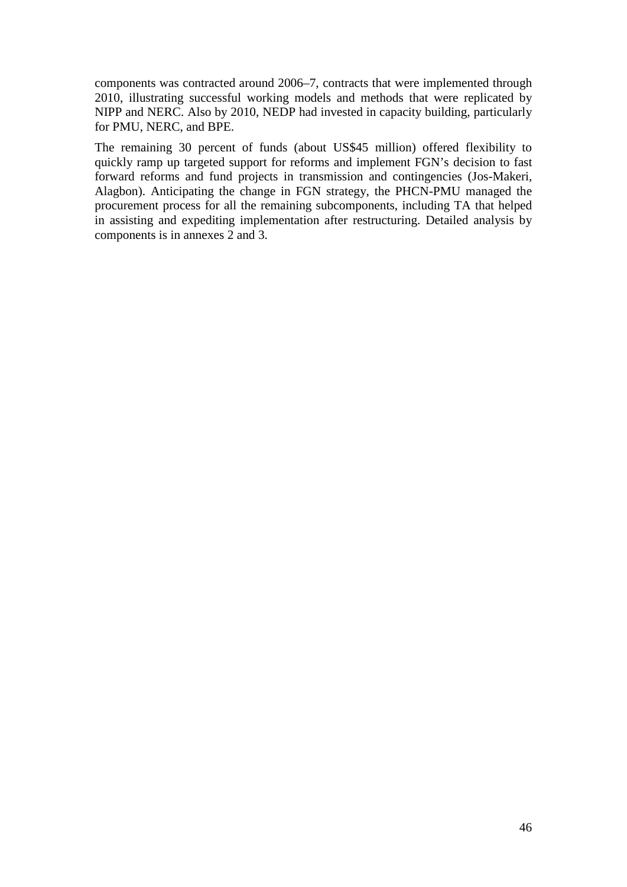components was contracted around 2006–7, contracts that were implemented through 2010, illustrating successful working models and methods that were replicated by NIPP and NERC. Also by 2010, NEDP had invested in capacity building, particularly for PMU, NERC, and BPE.

The remaining 30 percent of funds (about US$45 million) offered flexibility to quickly ramp up targeted support for reforms and implement FGN's decision to fast forward reforms and fund projects in transmission and contingencies (Jos-Makeri, Alagbon). Anticipating the change in FGN strategy, the PHCN-PMU managed the procurement process for all the remaining subcomponents, including TA that helped in assisting and expediting implementation after restructuring. Detailed analysis by components is in annexes 2 and 3.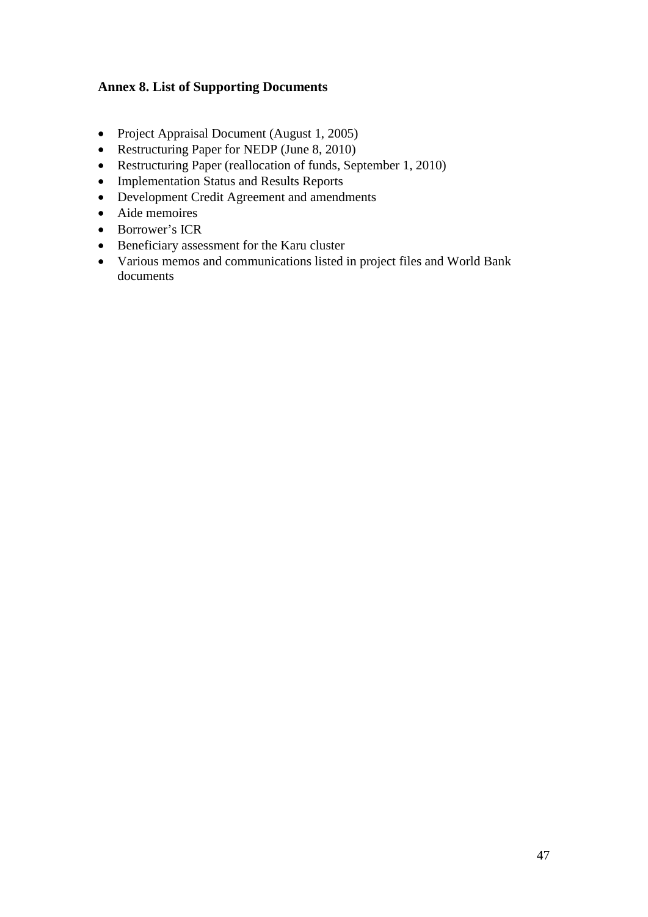## Annex 8. List of Supporting Documents

- Project Appraisal Document (August 1, 2005)
- Restructuring Paper for NEDP (June 8, 2010)
- Restructuring Paper (reallocation of funds, September 1, 2010)
- Implementation Status and Results Reports
- Development Credit Agreement and amendments
- Aide memoires
- Borrower's ICR
- Beneficiary assessment for the Karu cluster
- Various memos and communications listed in project files and World Bank documents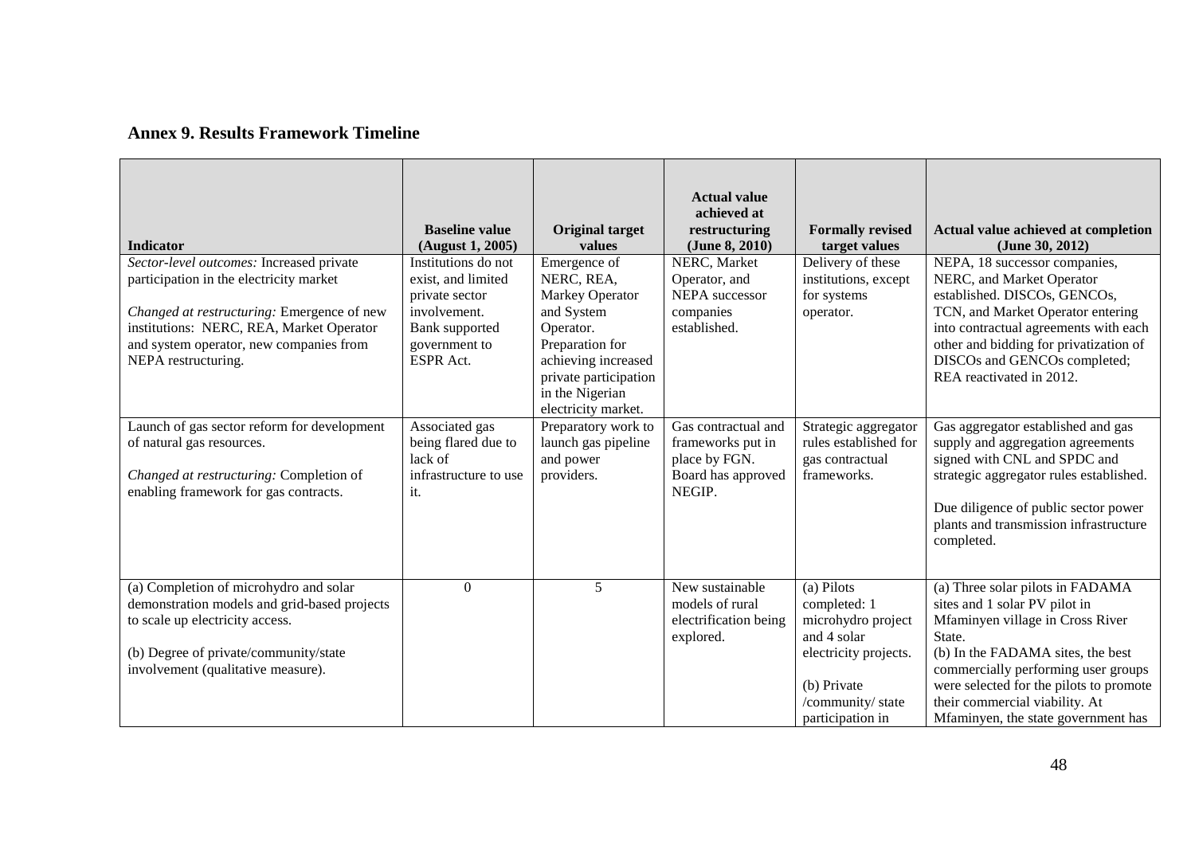## Annex 9. Results Framework Timeline

| Indicator | Baseline value (August 1, 2005) | Original target values | Actual value achieved at restructuring (June 8, 2010) | Formally revised target values | Actual value achieved at completion (June 30, 2012) |
|---|---|---|---|---|---|
| *Sector-level outcomes:* Increased private participation in the electricity market<br><br>*Changed at restructuring:* Emergence of new institutions: NERC, REA, Market Operator and system operator, new companies from NEPA restructuring. | Institutions do not exist, and limited private sector involvement. Bank supported government to ESPR Act. | Emergence of NERC, REA, Markey Operator and System Operator. Preparation for achieving increased private participation in the Nigerian electricity market. | NERC, Market Operator, and NEPA successor companies established. | Delivery of these institutions, except for systems operator. | NEPA, 18 successor companies, NERC, and Market Operator established. DISCOs, GENCOs, TCN, and Market Operator entering into contractual agreements with each other and bidding for privatization of DISCOs and GENCOs completed; REA reactivated in 2012. |
| Launch of gas sector reform for development of natural gas resources.<br><br>*Changed at restructuring:* Completion of enabling framework for gas contracts. | Associated gas being flared due to lack of infrastructure to use it. | Preparatory work to launch gas pipeline and power providers. | Gas contractual and frameworks put in place by FGN. Board has approved NEGIP. | Strategic aggregator rules established for gas contractual frameworks. | Gas aggregator established and gas supply and aggregation agreements signed with CNL and SPDC and strategic aggregator rules established.<br><br>Due diligence of public sector power plants and transmission infrastructure completed. |
| (a) Completion of microhydro and solar demonstration models and grid-based projects to scale up electricity access.<br><br>(b) Degree of private/community/state involvement (qualitative measure). | 0 | 5 | New sustainable models of rural electrification being explored. | (a) Pilots completed: 1 microhydro project and 4 solar electricity projects.<br><br>(b) Private /community/ state participation in | (a) Three solar pilots in FADAMA sites and 1 solar PV pilot in Mfaminyen village in Cross River State.<br>(b) In the FADAMA sites, the best commercially performing user groups were selected for the pilots to promote their commercial viability. At Mfaminyen, the state government has |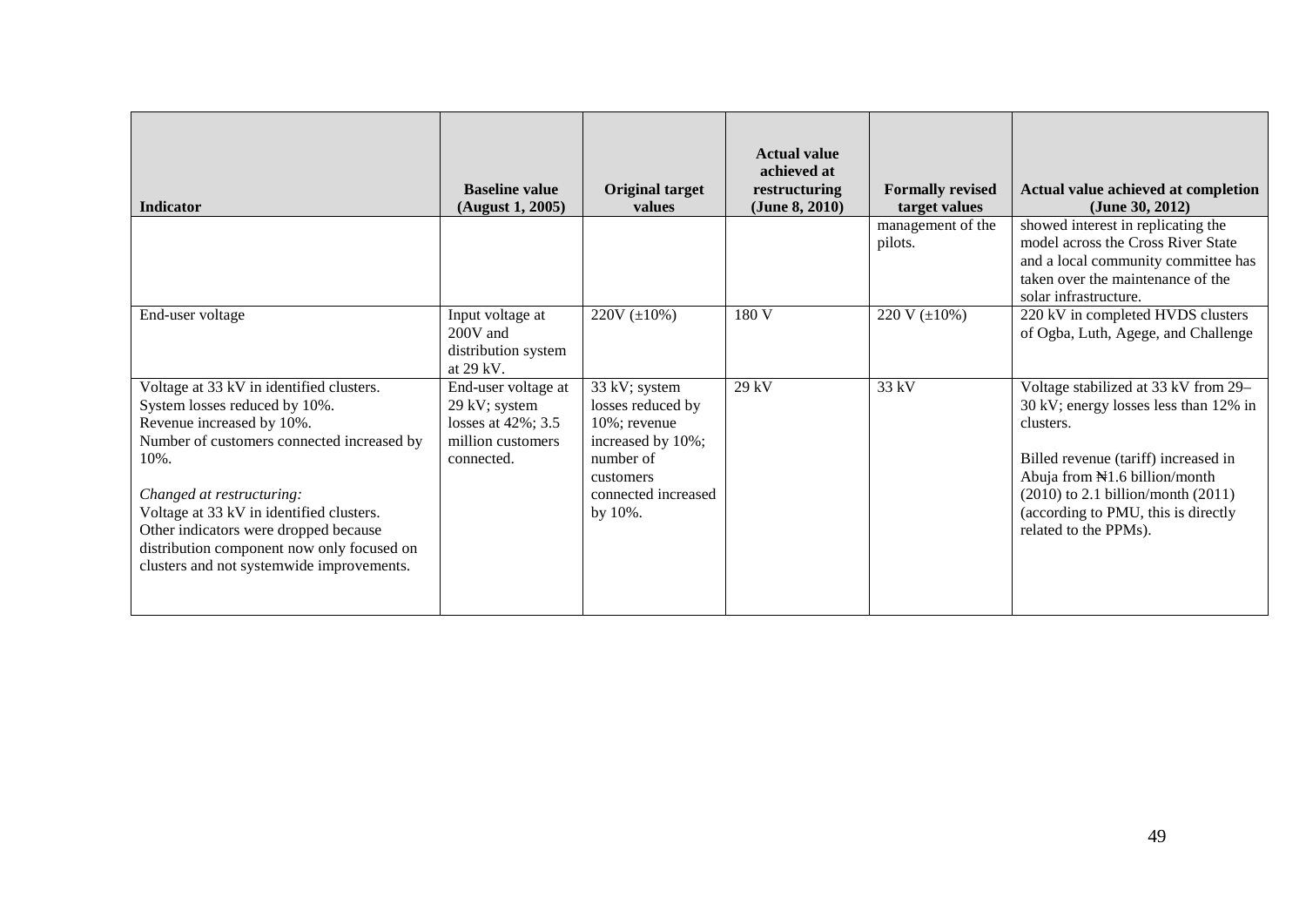| Indicator | Baseline value (August 1, 2005) | Original target values | Actual value achieved at restructuring (June 8, 2010) | Formally revised target values | Actual value achieved at completion (June 30, 2012) |
|---|---|---|---|---|---|
| | | | | management of the pilots. | showed interest in replicating the model across the Cross River State and a local community committee has taken over the maintenance of the solar infrastructure. |
| End-user voltage | Input voltage at 200V and distribution system at 29 kV. | 220V (±10%) | 180 V | 220 V (±10%) | 220 kV in completed HVDS clusters of Ogba, Luth, Agege, and Challenge |
| Voltage at 33 kV in identified clusters.<br>System losses reduced by 10%.<br>Revenue increased by 10%.<br>Number of customers connected increased by 10%.<br><br>*Changed at restructuring:*<br>Voltage at 33 kV in identified clusters.<br>Other indicators were dropped because distribution component now only focused on clusters and not systemwide improvements. | End-user voltage at 29 kV; system losses at 42%; 3.5 million customers connected. | 33 kV; system losses reduced by 10%; revenue increased by 10%; number of customers connected increased by 10%. | 29 kV | 33 kV | Voltage stabilized at 33 kV from 29–30 kV; energy losses less than 12% in clusters.<br><br>Billed revenue (tariff) increased in Abuja from ₦1.6 billion/month (2010) to 2.1 billion/month (2011) (according to PMU, this is directly related to the PPMs). |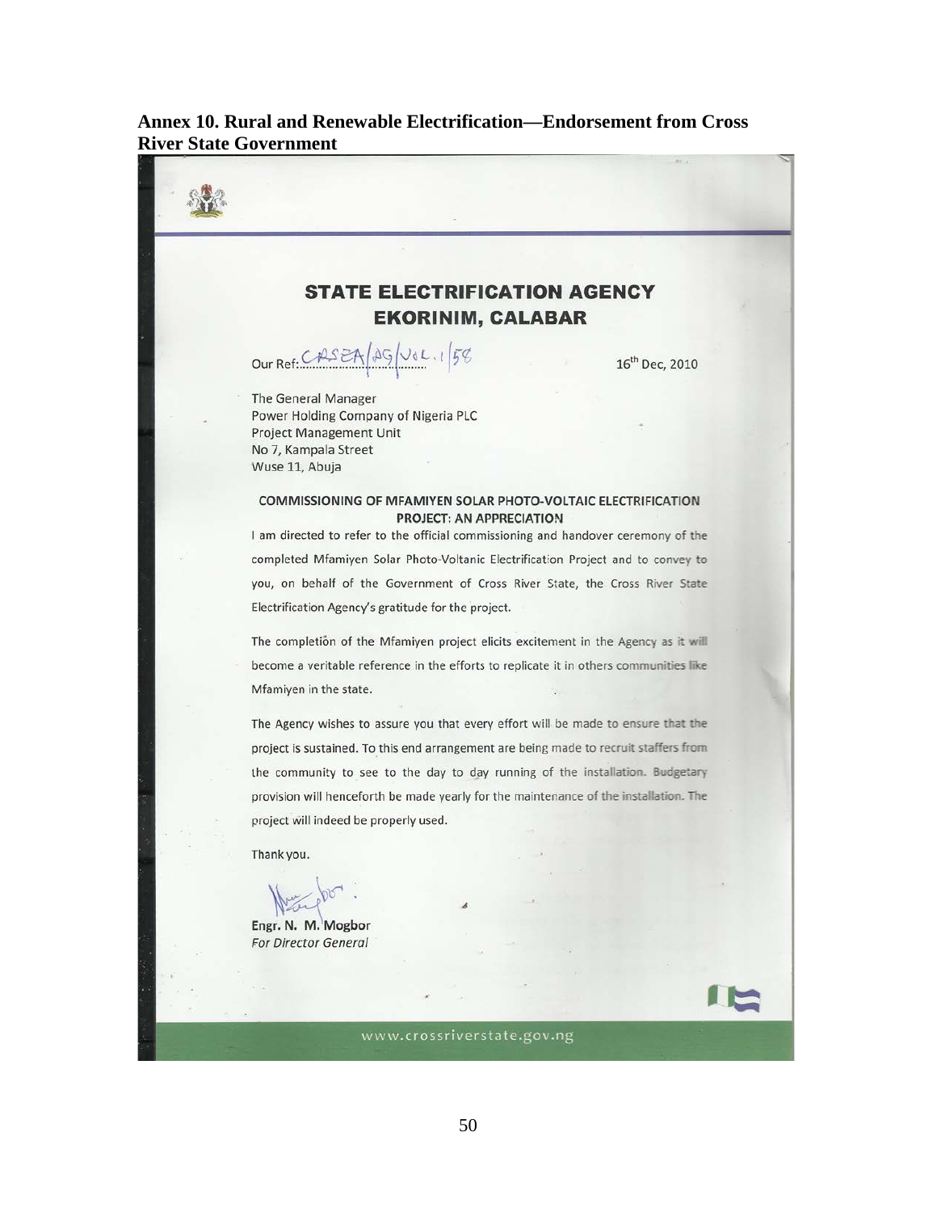# Annex 10. Rural and Renewable Electrification—Endorsement from Cross River State Government

## STATE ELECTRIFICATION AGENCY
## EKORINIM, CALABAR

Our Ref: CRSEA/AG/VOL.1/58

16th Dec, 2010

The General Manager
Power Holding Company of Nigeria PLC
Project Management Unit
No 7, Kampala Street
Wuse 11, Abuja

**COMMISSIONING OF MFAMIYEN SOLAR PHOTO-VOLTAIC ELECTRIFICATION PROJECT: AN APPRECIATION**

I am directed to refer to the official commissioning and handover ceremony of the completed Mfamiyen Solar Photo-Voltanic Electrification Project and to convey to you, on behalf of the Government of Cross River State, the Cross River State Electrification Agency's gratitude for the project.

The completion of the Mfamiyen project elicits excitement in the Agency as it will become a veritable reference in the efforts to replicate it in others communities like Mfamiyen in the state.

The Agency wishes to assure you that every effort will be made to ensure that the project is sustained. To this end arrangement are being made to recruit staffers from the community to see to the day to day running of the installation. Budgetary provision will henceforth be made yearly for the maintenance of the installation. The project will indeed be properly used.

Thank you.

Engr. N. M. Mogbor
*For Director General*

www.crossriverstate.gov.ng